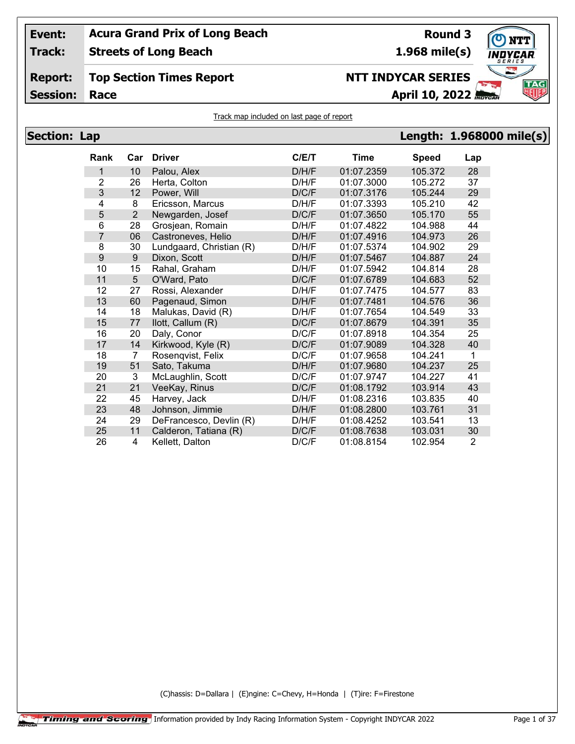| | | | |
|---|---|---|---|
| **Event:** | **Acura Grand Prix of Long Beach** | **Round 3** | |
| **Track:** | **Streets of Long Beach** | **1.968 mile(s)** | |
| **Report:** | **Top Section Times Report** | **NTT INDYCAR SERIES** | |
| **Session:** | **Race** | **April 10, 2022** | |

Track map included on last page of report

## Section: Lap — Length: 1.968000 mile(s)

| Rank | Car | Driver | C/E/T | Time | Speed | Lap |
|---|---|---|---|---|---|---|
| 1 | 10 | Palou, Alex | D/H/F | 01:07.2359 | 105.372 | 28 |
| 2 | 26 | Herta, Colton | D/H/F | 01:07.3000 | 105.272 | 37 |
| 3 | 12 | Power, Will | D/C/F | 01:07.3176 | 105.244 | 29 |
| 4 | 8 | Ericsson, Marcus | D/H/F | 01:07.3393 | 105.210 | 42 |
| 5 | 2 | Newgarden, Josef | D/C/F | 01:07.3650 | 105.170 | 55 |
| 6 | 28 | Grosjean, Romain | D/H/F | 01:07.4822 | 104.988 | 44 |
| 7 | 06 | Castroneves, Helio | D/H/F | 01:07.4916 | 104.973 | 26 |
| 8 | 30 | Lundgaard, Christian (R) | D/H/F | 01:07.5374 | 104.902 | 29 |
| 9 | 9 | Dixon, Scott | D/H/F | 01:07.5467 | 104.887 | 24 |
| 10 | 15 | Rahal, Graham | D/H/F | 01:07.5942 | 104.814 | 28 |
| 11 | 5 | O'Ward, Pato | D/C/F | 01:07.6789 | 104.683 | 52 |
| 12 | 27 | Rossi, Alexander | D/H/F | 01:07.7475 | 104.577 | 83 |
| 13 | 60 | Pagenaud, Simon | D/H/F | 01:07.7481 | 104.576 | 36 |
| 14 | 18 | Malukas, David (R) | D/H/F | 01:07.7654 | 104.549 | 33 |
| 15 | 77 | Ilott, Callum (R) | D/C/F | 01:07.8679 | 104.391 | 35 |
| 16 | 20 | Daly, Conor | D/C/F | 01:07.8918 | 104.354 | 25 |
| 17 | 14 | Kirkwood, Kyle (R) | D/C/F | 01:07.9089 | 104.328 | 40 |
| 18 | 7 | Rosenqvist, Felix | D/C/F | 01:07.9658 | 104.241 | 1 |
| 19 | 51 | Sato, Takuma | D/H/F | 01:07.9680 | 104.237 | 25 |
| 20 | 3 | McLaughlin, Scott | D/C/F | 01:07.9747 | 104.227 | 41 |
| 21 | 21 | VeeKay, Rinus | D/C/F | 01:08.1792 | 103.914 | 43 |
| 22 | 45 | Harvey, Jack | D/H/F | 01:08.2316 | 103.835 | 40 |
| 23 | 48 | Johnson, Jimmie | D/H/F | 01:08.2800 | 103.761 | 31 |
| 24 | 29 | DeFrancesco, Devlin (R) | D/H/F | 01:08.4252 | 103.541 | 13 |
| 25 | 11 | Calderon, Tatiana (R) | D/C/F | 01:08.7638 | 103.031 | 30 |
| 26 | 4 | Kellett, Dalton | D/C/F | 01:08.8154 | 102.954 | 2 |

(C)hassis: D=Dallara | (E)ngine: C=Chevy, H=Honda | (T)ire: F=Firestone

Timing and Scoring Information provided by Indy Racing Information System - Copyright INDYCAR 2022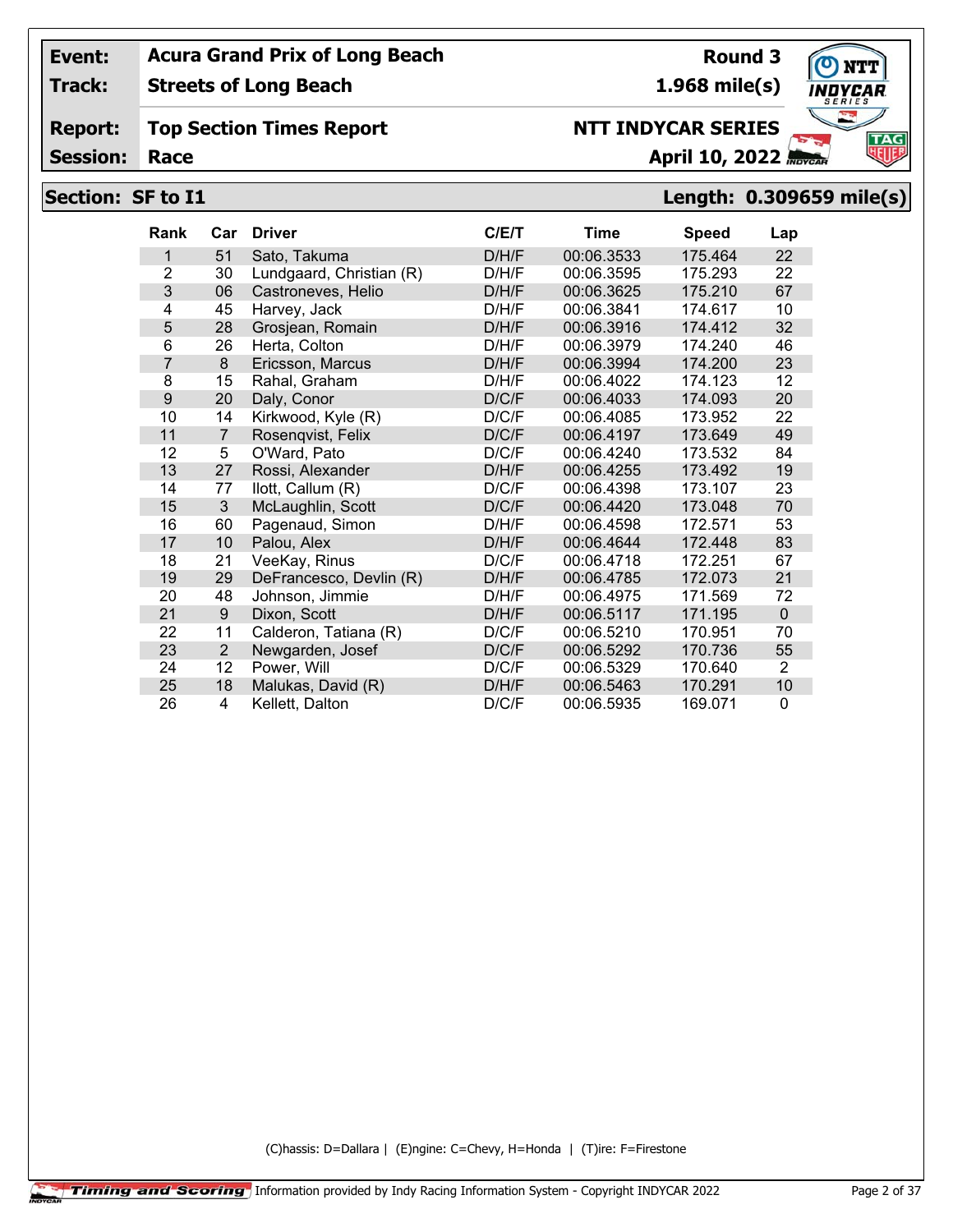| Event: | Acura Grand Prix of Long Beach | Round 3 |
|---|---|---|
| Track: | Streets of Long Beach | 1.968 mile(s) |
| Report: | Top Section Times Report | NTT INDYCAR SERIES |
| Session: | Race | April 10, 2022 |

## Section: SF to I1 — Length: 0.309659 mile(s)

| Rank | Car | Driver | C/E/T | Time | Speed | Lap |
|---|---|---|---|---|---|---|
| 1 | 51 | Sato, Takuma | D/H/F | 00:06.3533 | 175.464 | 22 |
| 2 | 30 | Lundgaard, Christian (R) | D/H/F | 00:06.3595 | 175.293 | 22 |
| 3 | 06 | Castroneves, Helio | D/H/F | 00:06.3625 | 175.210 | 67 |
| 4 | 45 | Harvey, Jack | D/H/F | 00:06.3841 | 174.617 | 10 |
| 5 | 28 | Grosjean, Romain | D/H/F | 00:06.3916 | 174.412 | 32 |
| 6 | 26 | Herta, Colton | D/H/F | 00:06.3979 | 174.240 | 46 |
| 7 | 8 | Ericsson, Marcus | D/H/F | 00:06.3994 | 174.200 | 23 |
| 8 | 15 | Rahal, Graham | D/H/F | 00:06.4022 | 174.123 | 12 |
| 9 | 20 | Daly, Conor | D/C/F | 00:06.4033 | 174.093 | 20 |
| 10 | 14 | Kirkwood, Kyle (R) | D/C/F | 00:06.4085 | 173.952 | 22 |
| 11 | 7 | Rosenqvist, Felix | D/C/F | 00:06.4197 | 173.649 | 49 |
| 12 | 5 | O'Ward, Pato | D/C/F | 00:06.4240 | 173.532 | 84 |
| 13 | 27 | Rossi, Alexander | D/H/F | 00:06.4255 | 173.492 | 19 |
| 14 | 77 | Ilott, Callum (R) | D/C/F | 00:06.4398 | 173.107 | 23 |
| 15 | 3 | McLaughlin, Scott | D/C/F | 00:06.4420 | 173.048 | 70 |
| 16 | 60 | Pagenaud, Simon | D/H/F | 00:06.4598 | 172.571 | 53 |
| 17 | 10 | Palou, Alex | D/H/F | 00:06.4644 | 172.448 | 83 |
| 18 | 21 | VeeKay, Rinus | D/C/F | 00:06.4718 | 172.251 | 67 |
| 19 | 29 | DeFrancesco, Devlin (R) | D/H/F | 00:06.4785 | 172.073 | 21 |
| 20 | 48 | Johnson, Jimmie | D/H/F | 00:06.4975 | 171.569 | 72 |
| 21 | 9 | Dixon, Scott | D/H/F | 00:06.5117 | 171.195 | 0 |
| 22 | 11 | Calderon, Tatiana (R) | D/C/F | 00:06.5210 | 170.951 | 70 |
| 23 | 2 | Newgarden, Josef | D/C/F | 00:06.5292 | 170.736 | 55 |
| 24 | 12 | Power, Will | D/C/F | 00:06.5329 | 170.640 | 2 |
| 25 | 18 | Malukas, David (R) | D/H/F | 00:06.5463 | 170.291 | 10 |
| 26 | 4 | Kellett, Dalton | D/C/F | 00:06.5935 | 169.071 | 0 |

(C)hassis: D=Dallara | (E)ngine: C=Chevy, H=Honda | (T)ire: F=Firestone

Timing and Scoring Information provided by Indy Racing Information System - Copyright INDYCAR 2022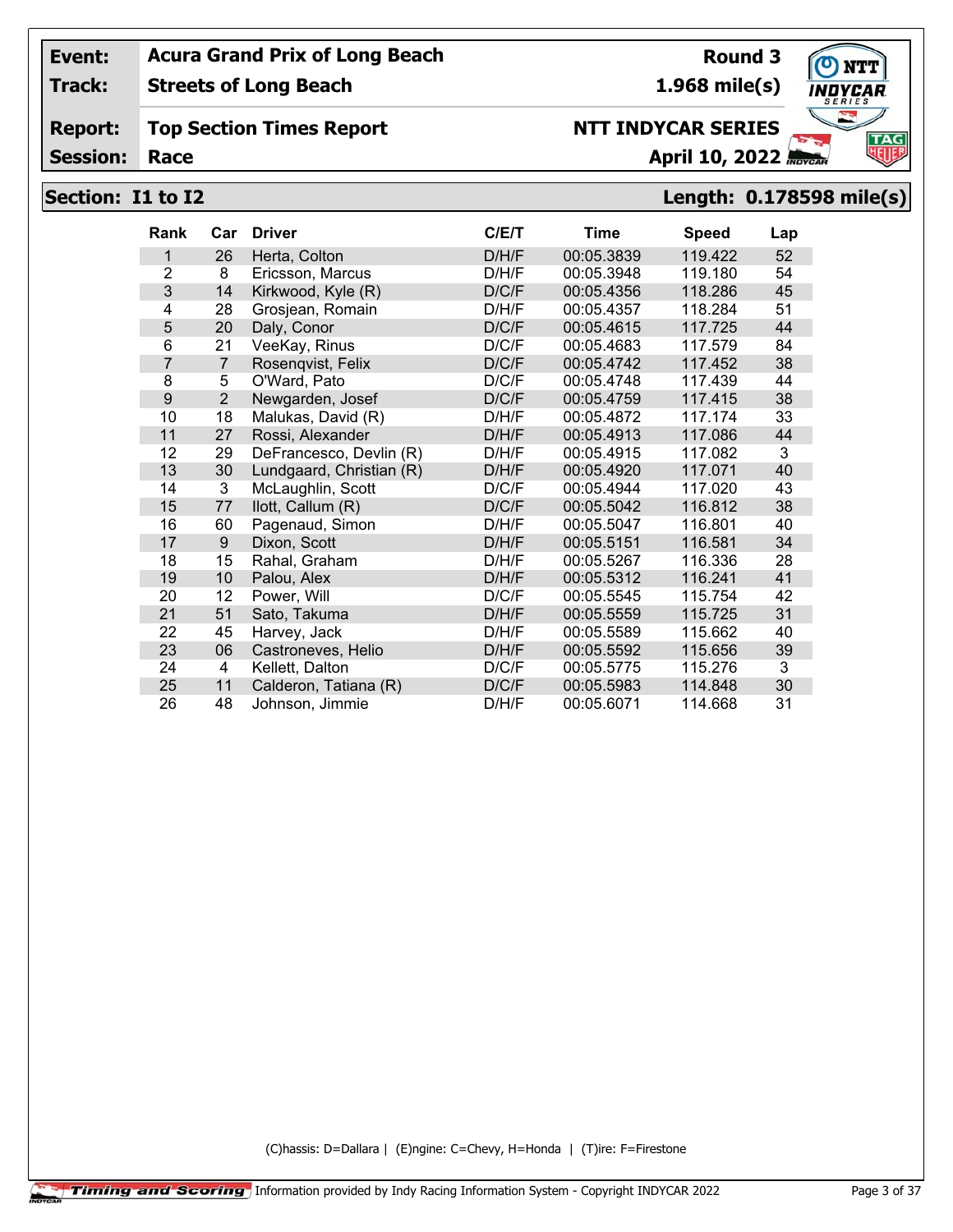| **Event:** | **Acura Grand Prix of Long Beach** | **Round 3** |
|---|---|---|
| **Track:** | **Streets of Long Beach** | **1.968 mile(s)** |
| **Report:** | **Top Section Times Report** | **NTT INDYCAR SERIES** |
| **Session:** | **Race** | **April 10, 2022** |

## Section: I1 to I2 — Length: 0.178598 mile(s)

| Rank | Car | Driver | C/E/T | Time | Speed | Lap |
|---|---|---|---|---|---|---|
| 1 | 26 | Herta, Colton | D/H/F | 00:05.3839 | 119.422 | 52 |
| 2 | 8 | Ericsson, Marcus | D/H/F | 00:05.3948 | 119.180 | 54 |
| 3 | 14 | Kirkwood, Kyle (R) | D/C/F | 00:05.4356 | 118.286 | 45 |
| 4 | 28 | Grosjean, Romain | D/H/F | 00:05.4357 | 118.284 | 51 |
| 5 | 20 | Daly, Conor | D/C/F | 00:05.4615 | 117.725 | 44 |
| 6 | 21 | VeeKay, Rinus | D/C/F | 00:05.4683 | 117.579 | 84 |
| 7 | 7 | Rosenqvist, Felix | D/C/F | 00:05.4742 | 117.452 | 38 |
| 8 | 5 | O'Ward, Pato | D/C/F | 00:05.4748 | 117.439 | 44 |
| 9 | 2 | Newgarden, Josef | D/C/F | 00:05.4759 | 117.415 | 38 |
| 10 | 18 | Malukas, David (R) | D/H/F | 00:05.4872 | 117.174 | 33 |
| 11 | 27 | Rossi, Alexander | D/H/F | 00:05.4913 | 117.086 | 44 |
| 12 | 29 | DeFrancesco, Devlin (R) | D/H/F | 00:05.4915 | 117.082 | 3 |
| 13 | 30 | Lundgaard, Christian (R) | D/H/F | 00:05.4920 | 117.071 | 40 |
| 14 | 3 | McLaughlin, Scott | D/C/F | 00:05.4944 | 117.020 | 43 |
| 15 | 77 | Ilott, Callum (R) | D/C/F | 00:05.5042 | 116.812 | 38 |
| 16 | 60 | Pagenaud, Simon | D/H/F | 00:05.5047 | 116.801 | 40 |
| 17 | 9 | Dixon, Scott | D/H/F | 00:05.5151 | 116.581 | 34 |
| 18 | 15 | Rahal, Graham | D/H/F | 00:05.5267 | 116.336 | 28 |
| 19 | 10 | Palou, Alex | D/H/F | 00:05.5312 | 116.241 | 41 |
| 20 | 12 | Power, Will | D/C/F | 00:05.5545 | 115.754 | 42 |
| 21 | 51 | Sato, Takuma | D/H/F | 00:05.5559 | 115.725 | 31 |
| 22 | 45 | Harvey, Jack | D/H/F | 00:05.5589 | 115.662 | 40 |
| 23 | 06 | Castroneves, Helio | D/H/F | 00:05.5592 | 115.656 | 39 |
| 24 | 4 | Kellett, Dalton | D/C/F | 00:05.5775 | 115.276 | 3 |
| 25 | 11 | Calderon, Tatiana (R) | D/C/F | 00:05.5983 | 114.848 | 30 |
| 26 | 48 | Johnson, Jimmie | D/H/F | 00:05.6071 | 114.668 | 31 |

(C)hassis: D=Dallara | (E)ngine: C=Chevy, H=Honda | (T)ire: F=Firestone

Timing and Scoring Information provided by Indy Racing Information System - Copyright INDYCAR 2022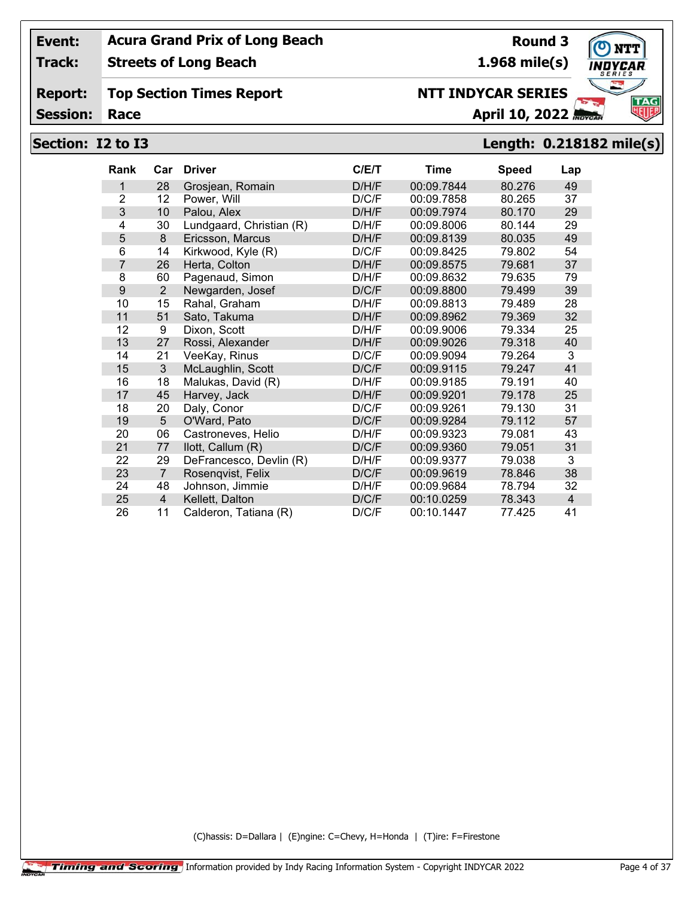| Event: | Acura Grand Prix of Long Beach | Round 3 |
|---|---|---|
| Track: | Streets of Long Beach | 1.968 mile(s) |
| Report: | Top Section Times Report | NTT INDYCAR SERIES |
| Session: | Race | April 10, 2022 |

## Section: I2 to I3 — Length: 0.218182 mile(s)

| Rank | Car | Driver | C/E/T | Time | Speed | Lap |
|---|---|---|---|---|---|---|
| 1 | 28 | Grosjean, Romain | D/H/F | 00:09.7844 | 80.276 | 49 |
| 2 | 12 | Power, Will | D/C/F | 00:09.7858 | 80.265 | 37 |
| 3 | 10 | Palou, Alex | D/H/F | 00:09.7974 | 80.170 | 29 |
| 4 | 30 | Lundgaard, Christian (R) | D/H/F | 00:09.8006 | 80.144 | 29 |
| 5 | 8 | Ericsson, Marcus | D/H/F | 00:09.8139 | 80.035 | 49 |
| 6 | 14 | Kirkwood, Kyle (R) | D/C/F | 00:09.8425 | 79.802 | 54 |
| 7 | 26 | Herta, Colton | D/H/F | 00:09.8575 | 79.681 | 37 |
| 8 | 60 | Pagenaud, Simon | D/H/F | 00:09.8632 | 79.635 | 79 |
| 9 | 2 | Newgarden, Josef | D/C/F | 00:09.8800 | 79.499 | 39 |
| 10 | 15 | Rahal, Graham | D/H/F | 00:09.8813 | 79.489 | 28 |
| 11 | 51 | Sato, Takuma | D/H/F | 00:09.8962 | 79.369 | 32 |
| 12 | 9 | Dixon, Scott | D/H/F | 00:09.9006 | 79.334 | 25 |
| 13 | 27 | Rossi, Alexander | D/H/F | 00:09.9026 | 79.318 | 40 |
| 14 | 21 | VeeKay, Rinus | D/C/F | 00:09.9094 | 79.264 | 3 |
| 15 | 3 | McLaughlin, Scott | D/C/F | 00:09.9115 | 79.247 | 41 |
| 16 | 18 | Malukas, David (R) | D/H/F | 00:09.9185 | 79.191 | 40 |
| 17 | 45 | Harvey, Jack | D/H/F | 00:09.9201 | 79.178 | 25 |
| 18 | 20 | Daly, Conor | D/C/F | 00:09.9261 | 79.130 | 31 |
| 19 | 5 | O'Ward, Pato | D/C/F | 00:09.9284 | 79.112 | 57 |
| 20 | 06 | Castroneves, Helio | D/H/F | 00:09.9323 | 79.081 | 43 |
| 21 | 77 | Ilott, Callum (R) | D/C/F | 00:09.9360 | 79.051 | 31 |
| 22 | 29 | DeFrancesco, Devlin (R) | D/H/F | 00:09.9377 | 79.038 | 3 |
| 23 | 7 | Rosenqvist, Felix | D/C/F | 00:09.9619 | 78.846 | 38 |
| 24 | 48 | Johnson, Jimmie | D/H/F | 00:09.9684 | 78.794 | 32 |
| 25 | 4 | Kellett, Dalton | D/C/F | 00:10.0259 | 78.343 | 4 |
| 26 | 11 | Calderon, Tatiana (R) | D/C/F | 00:10.1447 | 77.425 | 41 |

(C)hassis: D=Dallara | (E)ngine: C=Chevy, H=Honda | (T)ire: F=Firestone

Timing and Scoring — Information provided by Indy Racing Information System - Copyright INDYCAR 2022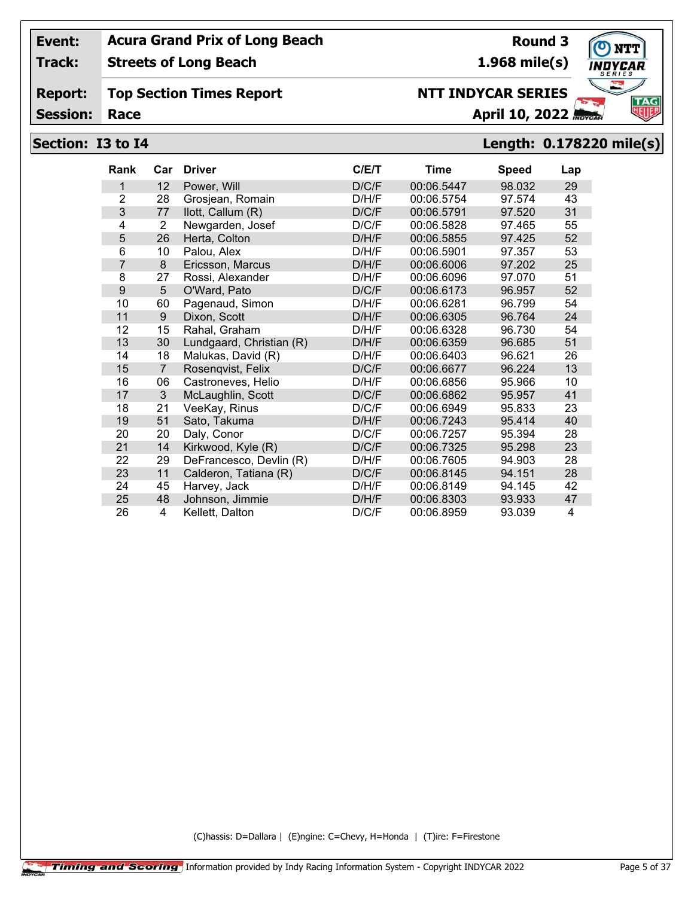| | | | |
|---|---|---|---|
| **Event:** | **Acura Grand Prix of Long Beach** | **Round 3** | |
| **Track:** | **Streets of Long Beach** | **1.968 mile(s)** | |
| **Report:** | **Top Section Times Report** | **NTT INDYCAR SERIES** | |
| **Session:** | **Race** | **April 10, 2022** | |

## Section: I3 to I4 — Length: 0.178220 mile(s)

| Rank | Car | Driver | C/E/T | Time | Speed | Lap |
|---|---|---|---|---|---|---|
| 1 | 12 | Power, Will | D/C/F | 00:06.5447 | 98.032 | 29 |
| 2 | 28 | Grosjean, Romain | D/H/F | 00:06.5754 | 97.574 | 43 |
| 3 | 77 | Ilott, Callum (R) | D/C/F | 00:06.5791 | 97.520 | 31 |
| 4 | 2 | Newgarden, Josef | D/C/F | 00:06.5828 | 97.465 | 55 |
| 5 | 26 | Herta, Colton | D/H/F | 00:06.5855 | 97.425 | 52 |
| 6 | 10 | Palou, Alex | D/H/F | 00:06.5901 | 97.357 | 53 |
| 7 | 8 | Ericsson, Marcus | D/H/F | 00:06.6006 | 97.202 | 25 |
| 8 | 27 | Rossi, Alexander | D/H/F | 00:06.6096 | 97.070 | 51 |
| 9 | 5 | O'Ward, Pato | D/C/F | 00:06.6173 | 96.957 | 52 |
| 10 | 60 | Pagenaud, Simon | D/H/F | 00:06.6281 | 96.799 | 54 |
| 11 | 9 | Dixon, Scott | D/H/F | 00:06.6305 | 96.764 | 24 |
| 12 | 15 | Rahal, Graham | D/H/F | 00:06.6328 | 96.730 | 54 |
| 13 | 30 | Lundgaard, Christian (R) | D/H/F | 00:06.6359 | 96.685 | 51 |
| 14 | 18 | Malukas, David (R) | D/H/F | 00:06.6403 | 96.621 | 26 |
| 15 | 7 | Rosenqvist, Felix | D/C/F | 00:06.6677 | 96.224 | 13 |
| 16 | 06 | Castroneves, Helio | D/H/F | 00:06.6856 | 95.966 | 10 |
| 17 | 3 | McLaughlin, Scott | D/C/F | 00:06.6862 | 95.957 | 41 |
| 18 | 21 | VeeKay, Rinus | D/C/F | 00:06.6949 | 95.833 | 23 |
| 19 | 51 | Sato, Takuma | D/H/F | 00:06.7243 | 95.414 | 40 |
| 20 | 20 | Daly, Conor | D/C/F | 00:06.7257 | 95.394 | 28 |
| 21 | 14 | Kirkwood, Kyle (R) | D/C/F | 00:06.7325 | 95.298 | 23 |
| 22 | 29 | DeFrancesco, Devlin (R) | D/H/F | 00:06.7605 | 94.903 | 28 |
| 23 | 11 | Calderon, Tatiana (R) | D/C/F | 00:06.8145 | 94.151 | 28 |
| 24 | 45 | Harvey, Jack | D/H/F | 00:06.8149 | 94.145 | 42 |
| 25 | 48 | Johnson, Jimmie | D/H/F | 00:06.8303 | 93.933 | 47 |
| 26 | 4 | Kellett, Dalton | D/C/F | 00:06.8959 | 93.039 | 4 |

(C)hassis: D=Dallara | (E)ngine: C=Chevy, H=Honda | (T)ire: F=Firestone

Timing and Scoring Information provided by Indy Racing Information System - Copyright INDYCAR 2022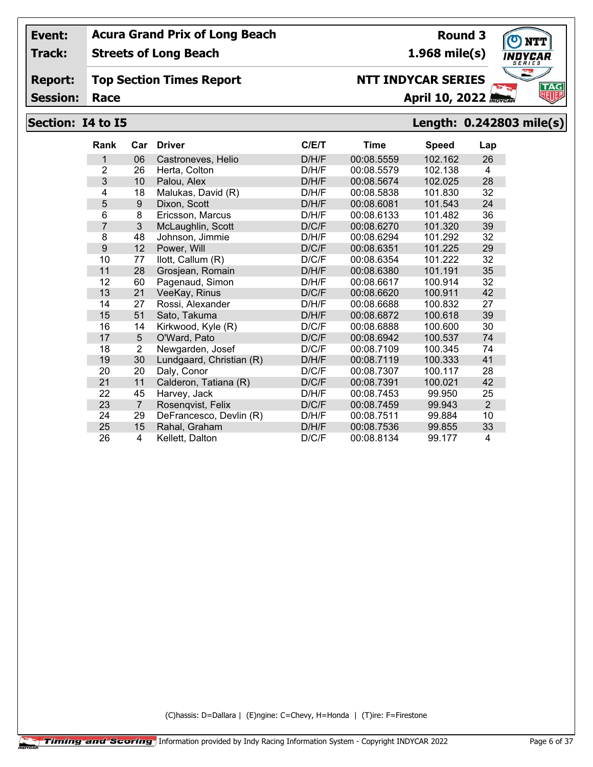**Event:** Acura Grand Prix of Long Beach — **Round 3**

**Track:** Streets of Long Beach — **1.968 mile(s)**

**Report:** Top Section Times Report — **NTT INDYCAR SERIES**

**Session:** Race — **April 10, 2022**

## Section: I4 to I5 — Length: 0.242803 mile(s)

| Rank | Car | Driver | C/E/T | Time | Speed | Lap |
|---|---|---|---|---|---|---|
| 1 | 06 | Castroneves, Helio | D/H/F | 00:08.5559 | 102.162 | 26 |
| 2 | 26 | Herta, Colton | D/H/F | 00:08.5579 | 102.138 | 4 |
| 3 | 10 | Palou, Alex | D/H/F | 00:08.5674 | 102.025 | 28 |
| 4 | 18 | Malukas, David (R) | D/H/F | 00:08.5838 | 101.830 | 32 |
| 5 | 9 | Dixon, Scott | D/H/F | 00:08.6081 | 101.543 | 24 |
| 6 | 8 | Ericsson, Marcus | D/H/F | 00:08.6133 | 101.482 | 36 |
| 7 | 3 | McLaughlin, Scott | D/C/F | 00:08.6270 | 101.320 | 39 |
| 8 | 48 | Johnson, Jimmie | D/H/F | 00:08.6294 | 101.292 | 32 |
| 9 | 12 | Power, Will | D/C/F | 00:08.6351 | 101.225 | 29 |
| 10 | 77 | Ilott, Callum (R) | D/C/F | 00:08.6354 | 101.222 | 32 |
| 11 | 28 | Grosjean, Romain | D/H/F | 00:08.6380 | 101.191 | 35 |
| 12 | 60 | Pagenaud, Simon | D/H/F | 00:08.6617 | 100.914 | 32 |
| 13 | 21 | VeeKay, Rinus | D/C/F | 00:08.6620 | 100.911 | 42 |
| 14 | 27 | Rossi, Alexander | D/H/F | 00:08.6688 | 100.832 | 27 |
| 15 | 51 | Sato, Takuma | D/H/F | 00:08.6872 | 100.618 | 39 |
| 16 | 14 | Kirkwood, Kyle (R) | D/C/F | 00:08.6888 | 100.600 | 30 |
| 17 | 5 | O'Ward, Pato | D/C/F | 00:08.6942 | 100.537 | 74 |
| 18 | 2 | Newgarden, Josef | D/C/F | 00:08.7109 | 100.345 | 74 |
| 19 | 30 | Lundgaard, Christian (R) | D/H/F | 00:08.7119 | 100.333 | 41 |
| 20 | 20 | Daly, Conor | D/C/F | 00:08.7307 | 100.117 | 28 |
| 21 | 11 | Calderon, Tatiana (R) | D/C/F | 00:08.7391 | 100.021 | 42 |
| 22 | 45 | Harvey, Jack | D/H/F | 00:08.7453 | 99.950 | 25 |
| 23 | 7 | Rosenqvist, Felix | D/C/F | 00:08.7459 | 99.943 | 2 |
| 24 | 29 | DeFrancesco, Devlin (R) | D/H/F | 00:08.7511 | 99.884 | 10 |
| 25 | 15 | Rahal, Graham | D/H/F | 00:08.7536 | 99.855 | 33 |
| 26 | 4 | Kellett, Dalton | D/C/F | 00:08.8134 | 99.177 | 4 |

(C)hassis: D=Dallara | (E)ngine: C=Chevy, H=Honda | (T)ire: F=Firestone

Timing and Scoring Information provided by Indy Racing Information System - Copyright INDYCAR 2022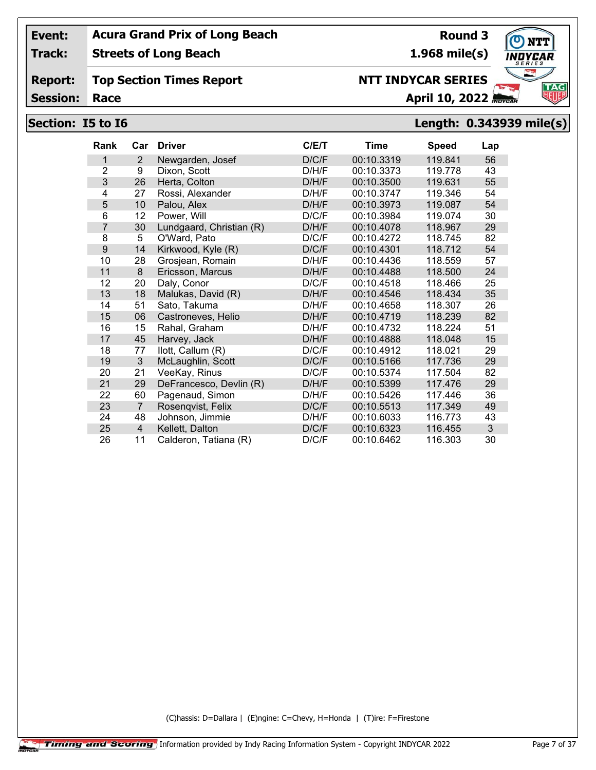**Event:** Acura Grand Prix of Long Beach **Round 3**

**Track:** Streets of Long Beach **1.968 mile(s)**

**Report:** Top Section Times Report **NTT INDYCAR SERIES**

**Session:** Race **April 10, 2022**

## Section: I5 to I6 Length: 0.343939 mile(s)

| Rank | Car | Driver | C/E/T | Time | Speed | Lap |
|---|---|---|---|---|---|---|
| 1 | 2 | Newgarden, Josef | D/C/F | 00:10.3319 | 119.841 | 56 |
| 2 | 9 | Dixon, Scott | D/H/F | 00:10.3373 | 119.778 | 43 |
| 3 | 26 | Herta, Colton | D/H/F | 00:10.3500 | 119.631 | 55 |
| 4 | 27 | Rossi, Alexander | D/H/F | 00:10.3747 | 119.346 | 54 |
| 5 | 10 | Palou, Alex | D/H/F | 00:10.3973 | 119.087 | 54 |
| 6 | 12 | Power, Will | D/C/F | 00:10.3984 | 119.074 | 30 |
| 7 | 30 | Lundgaard, Christian (R) | D/H/F | 00:10.4078 | 118.967 | 29 |
| 8 | 5 | O'Ward, Pato | D/C/F | 00:10.4272 | 118.745 | 82 |
| 9 | 14 | Kirkwood, Kyle (R) | D/C/F | 00:10.4301 | 118.712 | 54 |
| 10 | 28 | Grosjean, Romain | D/H/F | 00:10.4436 | 118.559 | 57 |
| 11 | 8 | Ericsson, Marcus | D/H/F | 00:10.4488 | 118.500 | 24 |
| 12 | 20 | Daly, Conor | D/C/F | 00:10.4518 | 118.466 | 25 |
| 13 | 18 | Malukas, David (R) | D/H/F | 00:10.4546 | 118.434 | 35 |
| 14 | 51 | Sato, Takuma | D/H/F | 00:10.4658 | 118.307 | 26 |
| 15 | 06 | Castroneves, Helio | D/H/F | 00:10.4719 | 118.239 | 82 |
| 16 | 15 | Rahal, Graham | D/H/F | 00:10.4732 | 118.224 | 51 |
| 17 | 45 | Harvey, Jack | D/H/F | 00:10.4888 | 118.048 | 15 |
| 18 | 77 | Ilott, Callum (R) | D/C/F | 00:10.4912 | 118.021 | 29 |
| 19 | 3 | McLaughlin, Scott | D/C/F | 00:10.5166 | 117.736 | 29 |
| 20 | 21 | VeeKay, Rinus | D/C/F | 00:10.5374 | 117.504 | 82 |
| 21 | 29 | DeFrancesco, Devlin (R) | D/H/F | 00:10.5399 | 117.476 | 29 |
| 22 | 60 | Pagenaud, Simon | D/H/F | 00:10.5426 | 117.446 | 36 |
| 23 | 7 | Rosenqvist, Felix | D/C/F | 00:10.5513 | 117.349 | 49 |
| 24 | 48 | Johnson, Jimmie | D/H/F | 00:10.6033 | 116.773 | 43 |
| 25 | 4 | Kellett, Dalton | D/C/F | 00:10.6323 | 116.455 | 3 |
| 26 | 11 | Calderon, Tatiana (R) | D/C/F | 00:10.6462 | 116.303 | 30 |

(C)hassis: D=Dallara | (E)ngine: C=Chevy, H=Honda | (T)ire: F=Firestone

Timing and Scoring Information provided by Indy Racing Information System - Copyright INDYCAR 2022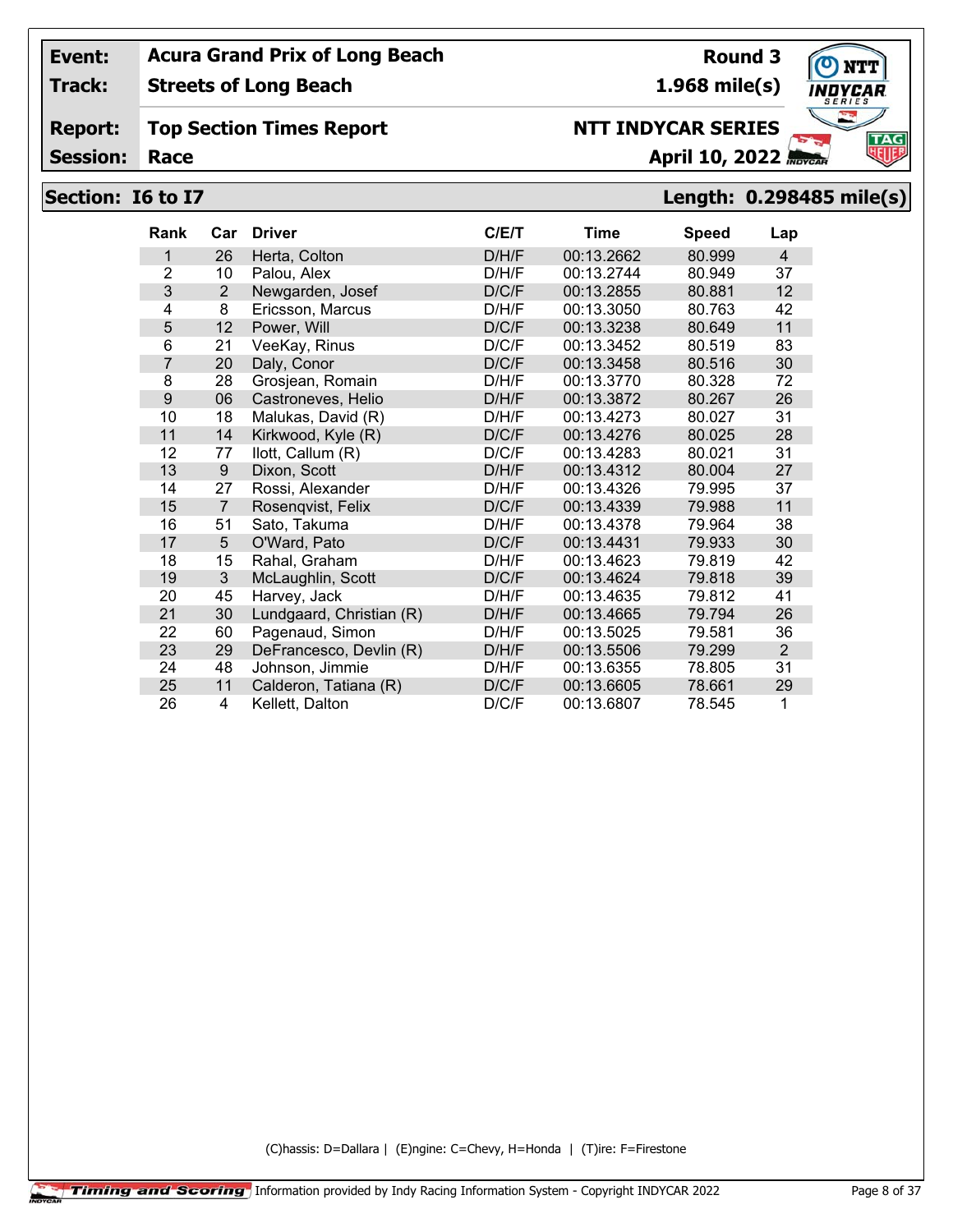| | | | |
|---|---|---|---|
| **Event:** | **Acura Grand Prix of Long Beach** | **Round 3** | |
| **Track:** | **Streets of Long Beach** | **1.968 mile(s)** | |
| **Report:** | **Top Section Times Report** | **NTT INDYCAR SERIES** | |
| **Session:** | **Race** | **April 10, 2022** | |

## Section: I6 to I7

**Length: 0.298485 mile(s)**

| Rank | Car | Driver | C/E/T | Time | Speed | Lap |
|---|---|---|---|---|---|---|
| 1 | 26 | Herta, Colton | D/H/F | 00:13.2662 | 80.999 | 4 |
| 2 | 10 | Palou, Alex | D/H/F | 00:13.2744 | 80.949 | 37 |
| 3 | 2 | Newgarden, Josef | D/C/F | 00:13.2855 | 80.881 | 12 |
| 4 | 8 | Ericsson, Marcus | D/H/F | 00:13.3050 | 80.763 | 42 |
| 5 | 12 | Power, Will | D/C/F | 00:13.3238 | 80.649 | 11 |
| 6 | 21 | VeeKay, Rinus | D/C/F | 00:13.3452 | 80.519 | 83 |
| 7 | 20 | Daly, Conor | D/C/F | 00:13.3458 | 80.516 | 30 |
| 8 | 28 | Grosjean, Romain | D/H/F | 00:13.3770 | 80.328 | 72 |
| 9 | 06 | Castroneves, Helio | D/H/F | 00:13.3872 | 80.267 | 26 |
| 10 | 18 | Malukas, David (R) | D/H/F | 00:13.4273 | 80.027 | 31 |
| 11 | 14 | Kirkwood, Kyle (R) | D/C/F | 00:13.4276 | 80.025 | 28 |
| 12 | 77 | Ilott, Callum (R) | D/C/F | 00:13.4283 | 80.021 | 31 |
| 13 | 9 | Dixon, Scott | D/H/F | 00:13.4312 | 80.004 | 27 |
| 14 | 27 | Rossi, Alexander | D/H/F | 00:13.4326 | 79.995 | 37 |
| 15 | 7 | Rosenqvist, Felix | D/C/F | 00:13.4339 | 79.988 | 11 |
| 16 | 51 | Sato, Takuma | D/H/F | 00:13.4378 | 79.964 | 38 |
| 17 | 5 | O'Ward, Pato | D/C/F | 00:13.4431 | 79.933 | 30 |
| 18 | 15 | Rahal, Graham | D/H/F | 00:13.4623 | 79.819 | 42 |
| 19 | 3 | McLaughlin, Scott | D/C/F | 00:13.4624 | 79.818 | 39 |
| 20 | 45 | Harvey, Jack | D/H/F | 00:13.4635 | 79.812 | 41 |
| 21 | 30 | Lundgaard, Christian (R) | D/H/F | 00:13.4665 | 79.794 | 26 |
| 22 | 60 | Pagenaud, Simon | D/H/F | 00:13.5025 | 79.581 | 36 |
| 23 | 29 | DeFrancesco, Devlin (R) | D/H/F | 00:13.5506 | 79.299 | 2 |
| 24 | 48 | Johnson, Jimmie | D/H/F | 00:13.6355 | 78.805 | 31 |
| 25 | 11 | Calderon, Tatiana (R) | D/C/F | 00:13.6605 | 78.661 | 29 |
| 26 | 4 | Kellett, Dalton | D/C/F | 00:13.6807 | 78.545 | 1 |

(C)hassis: D=Dallara | (E)ngine: C=Chevy, H=Honda | (T)ire: F=Firestone

Timing and Scoring Information provided by Indy Racing Information System - Copyright INDYCAR 2022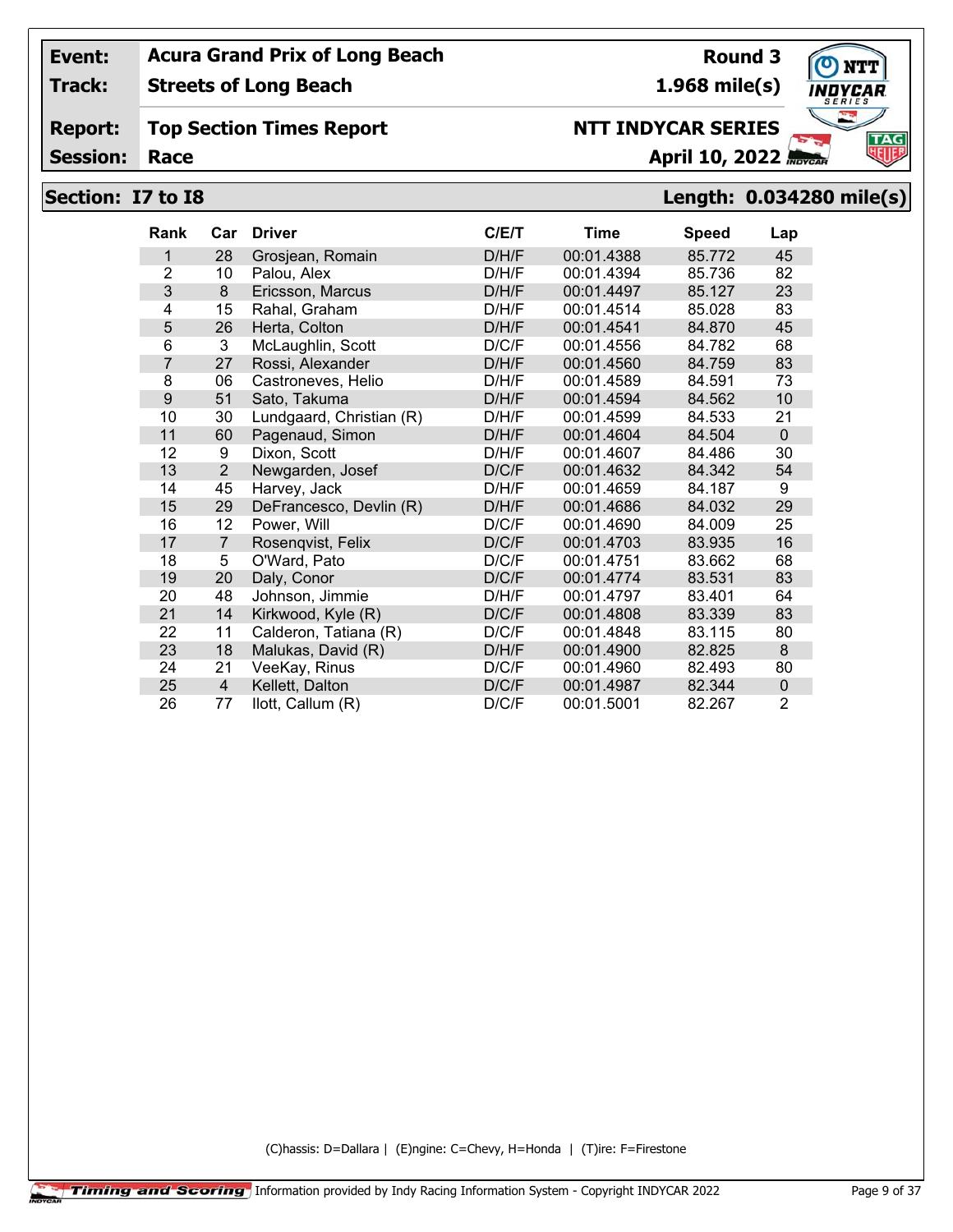**Event:** Acura Grand Prix of Long Beach — **Round 3**

**Track:** Streets of Long Beach — **1.968 mile(s)**

**Report:** Top Section Times Report — **NTT INDYCAR SERIES**

**Session:** Race — **April 10, 2022**

## Section: I7 to I8 — Length: 0.034280 mile(s)

| Rank | Car | Driver | C/E/T | Time | Speed | Lap |
|---|---|---|---|---|---|---|
| 1 | 28 | Grosjean, Romain | D/H/F | 00:01.4388 | 85.772 | 45 |
| 2 | 10 | Palou, Alex | D/H/F | 00:01.4394 | 85.736 | 82 |
| 3 | 8 | Ericsson, Marcus | D/H/F | 00:01.4497 | 85.127 | 23 |
| 4 | 15 | Rahal, Graham | D/H/F | 00:01.4514 | 85.028 | 83 |
| 5 | 26 | Herta, Colton | D/H/F | 00:01.4541 | 84.870 | 45 |
| 6 | 3 | McLaughlin, Scott | D/C/F | 00:01.4556 | 84.782 | 68 |
| 7 | 27 | Rossi, Alexander | D/H/F | 00:01.4560 | 84.759 | 83 |
| 8 | 06 | Castroneves, Helio | D/H/F | 00:01.4589 | 84.591 | 73 |
| 9 | 51 | Sato, Takuma | D/H/F | 00:01.4594 | 84.562 | 10 |
| 10 | 30 | Lundgaard, Christian (R) | D/H/F | 00:01.4599 | 84.533 | 21 |
| 11 | 60 | Pagenaud, Simon | D/H/F | 00:01.4604 | 84.504 | 0 |
| 12 | 9 | Dixon, Scott | D/H/F | 00:01.4607 | 84.486 | 30 |
| 13 | 2 | Newgarden, Josef | D/C/F | 00:01.4632 | 84.342 | 54 |
| 14 | 45 | Harvey, Jack | D/H/F | 00:01.4659 | 84.187 | 9 |
| 15 | 29 | DeFrancesco, Devlin (R) | D/H/F | 00:01.4686 | 84.032 | 29 |
| 16 | 12 | Power, Will | D/C/F | 00:01.4690 | 84.009 | 25 |
| 17 | 7 | Rosenqvist, Felix | D/C/F | 00:01.4703 | 83.935 | 16 |
| 18 | 5 | O'Ward, Pato | D/C/F | 00:01.4751 | 83.662 | 68 |
| 19 | 20 | Daly, Conor | D/C/F | 00:01.4774 | 83.531 | 83 |
| 20 | 48 | Johnson, Jimmie | D/H/F | 00:01.4797 | 83.401 | 64 |
| 21 | 14 | Kirkwood, Kyle (R) | D/C/F | 00:01.4808 | 83.339 | 83 |
| 22 | 11 | Calderon, Tatiana (R) | D/C/F | 00:01.4848 | 83.115 | 80 |
| 23 | 18 | Malukas, David (R) | D/H/F | 00:01.4900 | 82.825 | 8 |
| 24 | 21 | VeeKay, Rinus | D/C/F | 00:01.4960 | 82.493 | 80 |
| 25 | 4 | Kellett, Dalton | D/C/F | 00:01.4987 | 82.344 | 0 |
| 26 | 77 | Ilott, Callum (R) | D/C/F | 00:01.5001 | 82.267 | 2 |

(C)hassis: D=Dallara | (E)ngine: C=Chevy, H=Honda | (T)ire: F=Firestone

Timing and Scoring — Information provided by Indy Racing Information System - Copyright INDYCAR 2022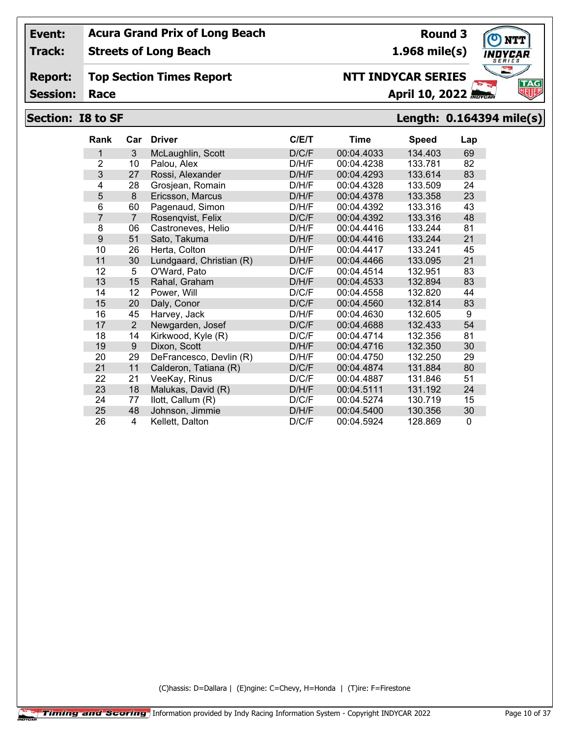| | | | |
|---|---|---|---|
| **Event:** | **Acura Grand Prix of Long Beach** | **Round 3** | |
| **Track:** | **Streets of Long Beach** | **1.968 mile(s)** | |
| **Report:** | **Top Section Times Report** | **NTT INDYCAR SERIES** | |
| **Session:** | **Race** | **April 10, 2022** | |

## Section: I8 to SF — Length: 0.164394 mile(s)

| Rank | Car | Driver | C/E/T | Time | Speed | Lap |
|---|---|---|---|---|---|---|
| 1 | 3 | McLaughlin, Scott | D/C/F | 00:04.4033 | 134.403 | 69 |
| 2 | 10 | Palou, Alex | D/H/F | 00:04.4238 | 133.781 | 82 |
| 3 | 27 | Rossi, Alexander | D/H/F | 00:04.4293 | 133.614 | 83 |
| 4 | 28 | Grosjean, Romain | D/H/F | 00:04.4328 | 133.509 | 24 |
| 5 | 8 | Ericsson, Marcus | D/H/F | 00:04.4378 | 133.358 | 23 |
| 6 | 60 | Pagenaud, Simon | D/H/F | 00:04.4392 | 133.316 | 43 |
| 7 | 7 | Rosenqvist, Felix | D/C/F | 00:04.4392 | 133.316 | 48 |
| 8 | 06 | Castroneves, Helio | D/H/F | 00:04.4416 | 133.244 | 81 |
| 9 | 51 | Sato, Takuma | D/H/F | 00:04.4416 | 133.244 | 21 |
| 10 | 26 | Herta, Colton | D/H/F | 00:04.4417 | 133.241 | 45 |
| 11 | 30 | Lundgaard, Christian (R) | D/H/F | 00:04.4466 | 133.095 | 21 |
| 12 | 5 | O'Ward, Pato | D/C/F | 00:04.4514 | 132.951 | 83 |
| 13 | 15 | Rahal, Graham | D/H/F | 00:04.4533 | 132.894 | 83 |
| 14 | 12 | Power, Will | D/C/F | 00:04.4558 | 132.820 | 44 |
| 15 | 20 | Daly, Conor | D/C/F | 00:04.4560 | 132.814 | 83 |
| 16 | 45 | Harvey, Jack | D/H/F | 00:04.4630 | 132.605 | 9 |
| 17 | 2 | Newgarden, Josef | D/C/F | 00:04.4688 | 132.433 | 54 |
| 18 | 14 | Kirkwood, Kyle (R) | D/C/F | 00:04.4714 | 132.356 | 81 |
| 19 | 9 | Dixon, Scott | D/H/F | 00:04.4716 | 132.350 | 30 |
| 20 | 29 | DeFrancesco, Devlin (R) | D/H/F | 00:04.4750 | 132.250 | 29 |
| 21 | 11 | Calderon, Tatiana (R) | D/C/F | 00:04.4874 | 131.884 | 80 |
| 22 | 21 | VeeKay, Rinus | D/C/F | 00:04.4887 | 131.846 | 51 |
| 23 | 18 | Malukas, David (R) | D/H/F | 00:04.5111 | 131.192 | 24 |
| 24 | 77 | Ilott, Callum (R) | D/C/F | 00:04.5274 | 130.719 | 15 |
| 25 | 48 | Johnson, Jimmie | D/H/F | 00:04.5400 | 130.356 | 30 |
| 26 | 4 | Kellett, Dalton | D/C/F | 00:04.5924 | 128.869 | 0 |

(C)hassis: D=Dallara | (E)ngine: C=Chevy, H=Honda | (T)ire: F=Firestone

Timing and Scoring Information provided by Indy Racing Information System - Copyright INDYCAR 2022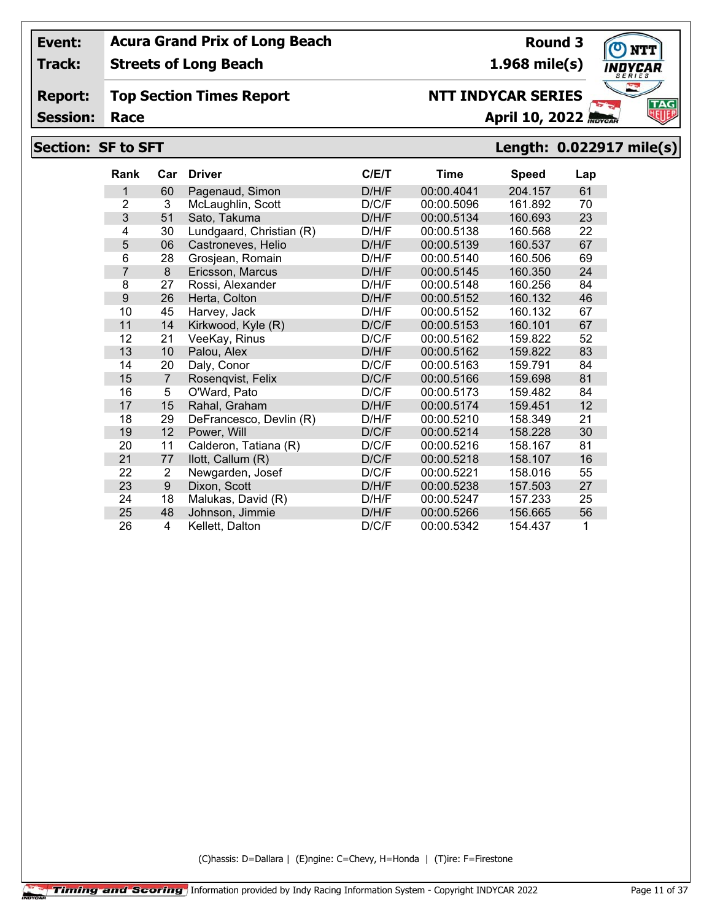| Event: | Acura Grand Prix of Long Beach | Round 3 |
|---|---|---|
| Track: | Streets of Long Beach | 1.968 mile(s) |
| Report: | Top Section Times Report | NTT INDYCAR SERIES |
| Session: | Race | April 10, 2022 |

## Section: SF to SFT — Length: 0.022917 mile(s)

| Rank | Car | Driver | C/E/T | Time | Speed | Lap |
|---|---|---|---|---|---|---|
| 1 | 60 | Pagenaud, Simon | D/H/F | 00:00.4041 | 204.157 | 61 |
| 2 | 3 | McLaughlin, Scott | D/C/F | 00:00.5096 | 161.892 | 70 |
| 3 | 51 | Sato, Takuma | D/H/F | 00:00.5134 | 160.693 | 23 |
| 4 | 30 | Lundgaard, Christian (R) | D/H/F | 00:00.5138 | 160.568 | 22 |
| 5 | 06 | Castroneves, Helio | D/H/F | 00:00.5139 | 160.537 | 67 |
| 6 | 28 | Grosjean, Romain | D/H/F | 00:00.5140 | 160.506 | 69 |
| 7 | 8 | Ericsson, Marcus | D/H/F | 00:00.5145 | 160.350 | 24 |
| 8 | 27 | Rossi, Alexander | D/H/F | 00:00.5148 | 160.256 | 84 |
| 9 | 26 | Herta, Colton | D/H/F | 00:00.5152 | 160.132 | 46 |
| 10 | 45 | Harvey, Jack | D/H/F | 00:00.5152 | 160.132 | 67 |
| 11 | 14 | Kirkwood, Kyle (R) | D/C/F | 00:00.5153 | 160.101 | 67 |
| 12 | 21 | VeeKay, Rinus | D/C/F | 00:00.5162 | 159.822 | 52 |
| 13 | 10 | Palou, Alex | D/H/F | 00:00.5162 | 159.822 | 83 |
| 14 | 20 | Daly, Conor | D/C/F | 00:00.5163 | 159.791 | 84 |
| 15 | 7 | Rosenqvist, Felix | D/C/F | 00:00.5166 | 159.698 | 81 |
| 16 | 5 | O'Ward, Pato | D/C/F | 00:00.5173 | 159.482 | 84 |
| 17 | 15 | Rahal, Graham | D/H/F | 00:00.5174 | 159.451 | 12 |
| 18 | 29 | DeFrancesco, Devlin (R) | D/H/F | 00:00.5210 | 158.349 | 21 |
| 19 | 12 | Power, Will | D/C/F | 00:00.5214 | 158.228 | 30 |
| 20 | 11 | Calderon, Tatiana (R) | D/C/F | 00:00.5216 | 158.167 | 81 |
| 21 | 77 | Ilott, Callum (R) | D/C/F | 00:00.5218 | 158.107 | 16 |
| 22 | 2 | Newgarden, Josef | D/C/F | 00:00.5221 | 158.016 | 55 |
| 23 | 9 | Dixon, Scott | D/H/F | 00:00.5238 | 157.503 | 27 |
| 24 | 18 | Malukas, David (R) | D/H/F | 00:00.5247 | 157.233 | 25 |
| 25 | 48 | Johnson, Jimmie | D/H/F | 00:00.5266 | 156.665 | 56 |
| 26 | 4 | Kellett, Dalton | D/C/F | 00:00.5342 | 154.437 | 1 |

(C)hassis: D=Dallara | (E)ngine: C=Chevy, H=Honda | (T)ire: F=Firestone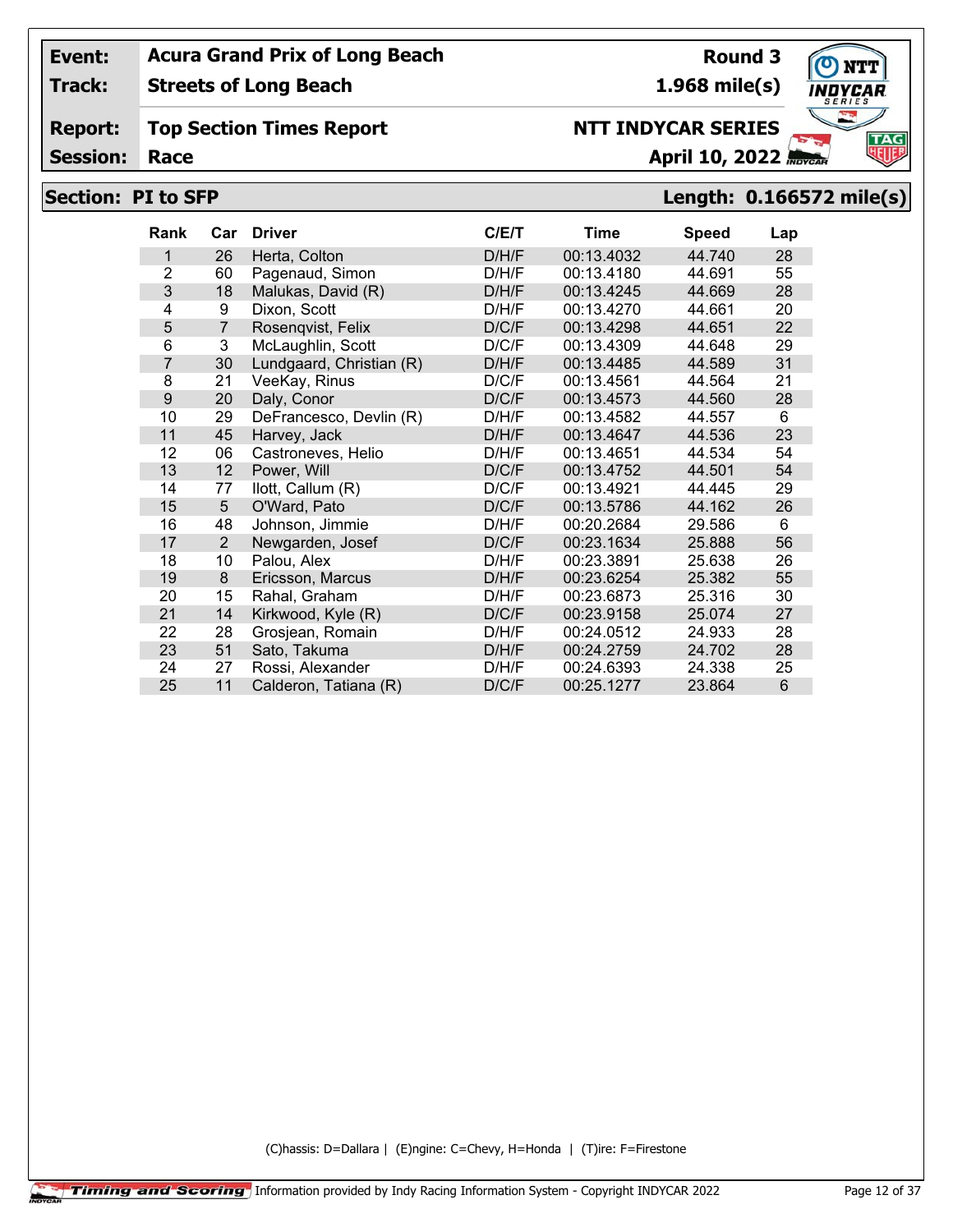**Event:** Acura Grand Prix of Long Beach **Round 3**

**Track:** Streets of Long Beach **1.968 mile(s)**

**Report:** Top Section Times Report **NTT INDYCAR SERIES**

**Session:** Race **April 10, 2022**

## Section: PI to SFP — Length: 0.166572 mile(s)

| Rank | Car | Driver | C/E/T | Time | Speed | Lap |
|---|---|---|---|---|---|---|
| 1 | 26 | Herta, Colton | D/H/F | 00:13.4032 | 44.740 | 28 |
| 2 | 60 | Pagenaud, Simon | D/H/F | 00:13.4180 | 44.691 | 55 |
| 3 | 18 | Malukas, David (R) | D/H/F | 00:13.4245 | 44.669 | 28 |
| 4 | 9 | Dixon, Scott | D/H/F | 00:13.4270 | 44.661 | 20 |
| 5 | 7 | Rosenqvist, Felix | D/C/F | 00:13.4298 | 44.651 | 22 |
| 6 | 3 | McLaughlin, Scott | D/C/F | 00:13.4309 | 44.648 | 29 |
| 7 | 30 | Lundgaard, Christian (R) | D/H/F | 00:13.4485 | 44.589 | 31 |
| 8 | 21 | VeeKay, Rinus | D/C/F | 00:13.4561 | 44.564 | 21 |
| 9 | 20 | Daly, Conor | D/C/F | 00:13.4573 | 44.560 | 28 |
| 10 | 29 | DeFrancesco, Devlin (R) | D/H/F | 00:13.4582 | 44.557 | 6 |
| 11 | 45 | Harvey, Jack | D/H/F | 00:13.4647 | 44.536 | 23 |
| 12 | 06 | Castroneves, Helio | D/H/F | 00:13.4651 | 44.534 | 54 |
| 13 | 12 | Power, Will | D/C/F | 00:13.4752 | 44.501 | 54 |
| 14 | 77 | Ilott, Callum (R) | D/C/F | 00:13.4921 | 44.445 | 29 |
| 15 | 5 | O'Ward, Pato | D/C/F | 00:13.5786 | 44.162 | 26 |
| 16 | 48 | Johnson, Jimmie | D/H/F | 00:20.2684 | 29.586 | 6 |
| 17 | 2 | Newgarden, Josef | D/C/F | 00:23.1634 | 25.888 | 56 |
| 18 | 10 | Palou, Alex | D/H/F | 00:23.3891 | 25.638 | 26 |
| 19 | 8 | Ericsson, Marcus | D/H/F | 00:23.6254 | 25.382 | 55 |
| 20 | 15 | Rahal, Graham | D/H/F | 00:23.6873 | 25.316 | 30 |
| 21 | 14 | Kirkwood, Kyle (R) | D/C/F | 00:23.9158 | 25.074 | 27 |
| 22 | 28 | Grosjean, Romain | D/H/F | 00:24.0512 | 24.933 | 28 |
| 23 | 51 | Sato, Takuma | D/H/F | 00:24.2759 | 24.702 | 28 |
| 24 | 27 | Rossi, Alexander | D/H/F | 00:24.6393 | 24.338 | 25 |
| 25 | 11 | Calderon, Tatiana (R) | D/C/F | 00:25.1277 | 23.864 | 6 |

(C)hassis: D=Dallara | (E)ngine: C=Chevy, H=Honda | (T)ire: F=Firestone

Timing and Scoring Information provided by Indy Racing Information System - Copyright INDYCAR 2022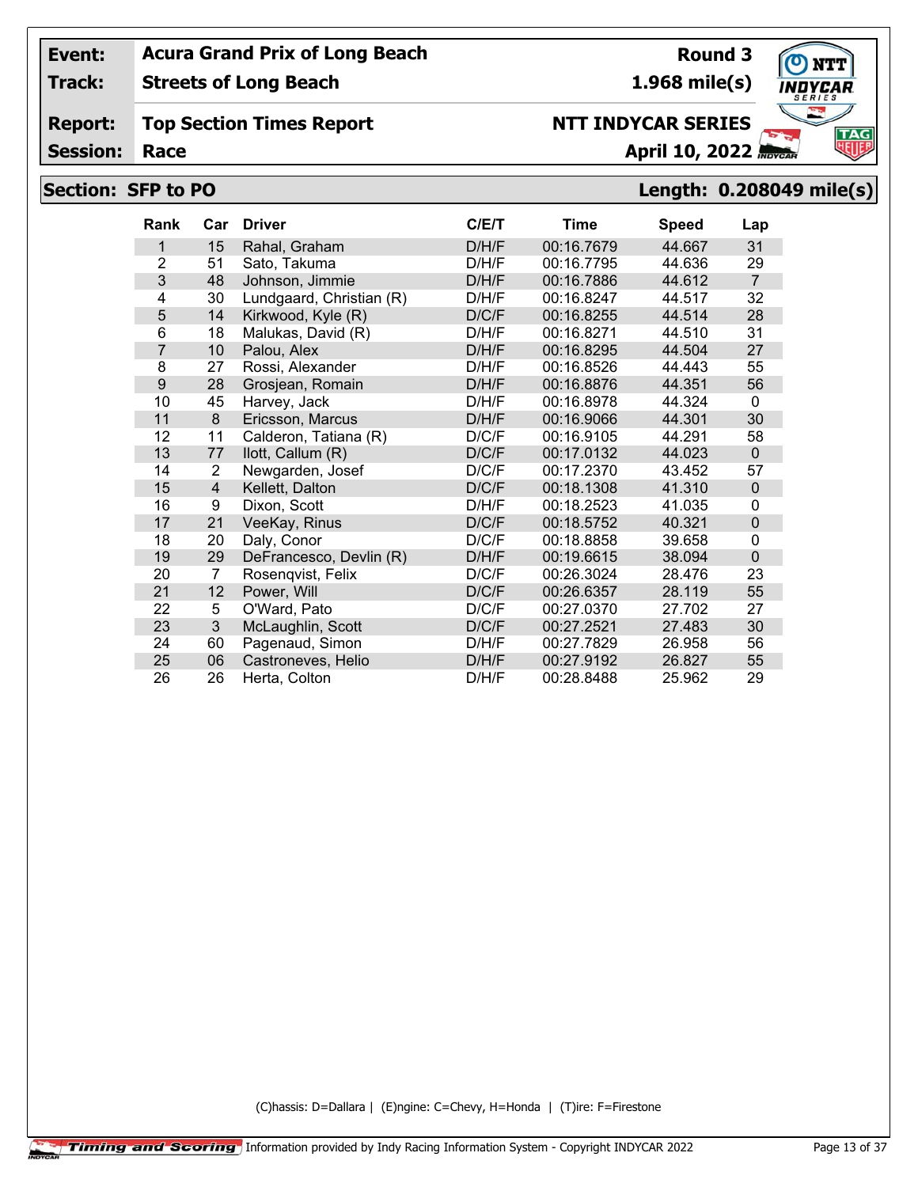**Event:** Acura Grand Prix of Long Beach **Round 3**

**Track:** Streets of Long Beach **1.968 mile(s)**

**Report:** Top Section Times Report **NTT INDYCAR SERIES**

**Session:** Race **April 10, 2022**

## Section: SFP to PO — Length: 0.208049 mile(s)

| Rank | Car | Driver | C/E/T | Time | Speed | Lap |
|---|---|---|---|---|---|---|
| 1 | 15 | Rahal, Graham | D/H/F | 00:16.7679 | 44.667 | 31 |
| 2 | 51 | Sato, Takuma | D/H/F | 00:16.7795 | 44.636 | 29 |
| 3 | 48 | Johnson, Jimmie | D/H/F | 00:16.7886 | 44.612 | 7 |
| 4 | 30 | Lundgaard, Christian (R) | D/H/F | 00:16.8247 | 44.517 | 32 |
| 5 | 14 | Kirkwood, Kyle (R) | D/C/F | 00:16.8255 | 44.514 | 28 |
| 6 | 18 | Malukas, David (R) | D/H/F | 00:16.8271 | 44.510 | 31 |
| 7 | 10 | Palou, Alex | D/H/F | 00:16.8295 | 44.504 | 27 |
| 8 | 27 | Rossi, Alexander | D/H/F | 00:16.8526 | 44.443 | 55 |
| 9 | 28 | Grosjean, Romain | D/H/F | 00:16.8876 | 44.351 | 56 |
| 10 | 45 | Harvey, Jack | D/H/F | 00:16.8978 | 44.324 | 0 |
| 11 | 8 | Ericsson, Marcus | D/H/F | 00:16.9066 | 44.301 | 30 |
| 12 | 11 | Calderon, Tatiana (R) | D/C/F | 00:16.9105 | 44.291 | 58 |
| 13 | 77 | Ilott, Callum (R) | D/C/F | 00:17.0132 | 44.023 | 0 |
| 14 | 2 | Newgarden, Josef | D/C/F | 00:17.2370 | 43.452 | 57 |
| 15 | 4 | Kellett, Dalton | D/C/F | 00:18.1308 | 41.310 | 0 |
| 16 | 9 | Dixon, Scott | D/H/F | 00:18.2523 | 41.035 | 0 |
| 17 | 21 | VeeKay, Rinus | D/C/F | 00:18.5752 | 40.321 | 0 |
| 18 | 20 | Daly, Conor | D/C/F | 00:18.8858 | 39.658 | 0 |
| 19 | 29 | DeFrancesco, Devlin (R) | D/H/F | 00:19.6615 | 38.094 | 0 |
| 20 | 7 | Rosenqvist, Felix | D/C/F | 00:26.3024 | 28.476 | 23 |
| 21 | 12 | Power, Will | D/C/F | 00:26.6357 | 28.119 | 55 |
| 22 | 5 | O'Ward, Pato | D/C/F | 00:27.0370 | 27.702 | 27 |
| 23 | 3 | McLaughlin, Scott | D/C/F | 00:27.2521 | 27.483 | 30 |
| 24 | 60 | Pagenaud, Simon | D/H/F | 00:27.7829 | 26.958 | 56 |
| 25 | 06 | Castroneves, Helio | D/H/F | 00:27.9192 | 26.827 | 55 |
| 26 | 26 | Herta, Colton | D/H/F | 00:28.8488 | 25.962 | 29 |

(C)hassis: D=Dallara | (E)ngine: C=Chevy, H=Honda | (T)ire: F=Firestone

Information provided by Indy Racing Information System - Copyright INDYCAR 2022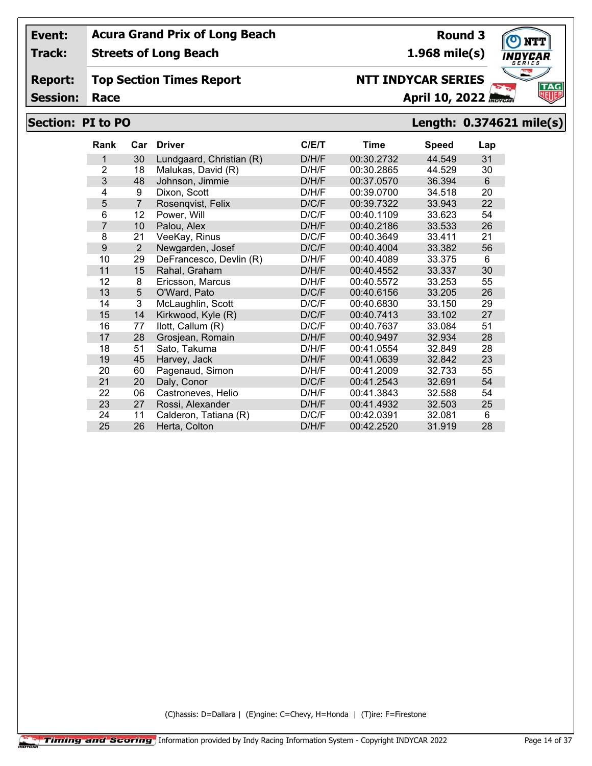**Event:** Acura Grand Prix of Long Beach — **Round 3**

**Track:** Streets of Long Beach — **1.968 mile(s)**

**Report:** Top Section Times Report — **NTT INDYCAR SERIES**

**Session:** Race — **April 10, 2022**

## Section: PI to PO — Length: 0.374621 mile(s)

| Rank | Car | Driver | C/E/T | Time | Speed | Lap |
|---|---|---|---|---|---|---|
| 1 | 30 | Lundgaard, Christian (R) | D/H/F | 00:30.2732 | 44.549 | 31 |
| 2 | 18 | Malukas, David (R) | D/H/F | 00:30.2865 | 44.529 | 30 |
| 3 | 48 | Johnson, Jimmie | D/H/F | 00:37.0570 | 36.394 | 6 |
| 4 | 9 | Dixon, Scott | D/H/F | 00:39.0700 | 34.518 | 20 |
| 5 | 7 | Rosenqvist, Felix | D/C/F | 00:39.7322 | 33.943 | 22 |
| 6 | 12 | Power, Will | D/C/F | 00:40.1109 | 33.623 | 54 |
| 7 | 10 | Palou, Alex | D/H/F | 00:40.2186 | 33.533 | 26 |
| 8 | 21 | VeeKay, Rinus | D/C/F | 00:40.3649 | 33.411 | 21 |
| 9 | 2 | Newgarden, Josef | D/C/F | 00:40.4004 | 33.382 | 56 |
| 10 | 29 | DeFrancesco, Devlin (R) | D/H/F | 00:40.4089 | 33.375 | 6 |
| 11 | 15 | Rahal, Graham | D/H/F | 00:40.4552 | 33.337 | 30 |
| 12 | 8 | Ericsson, Marcus | D/H/F | 00:40.5572 | 33.253 | 55 |
| 13 | 5 | O'Ward, Pato | D/C/F | 00:40.6156 | 33.205 | 26 |
| 14 | 3 | McLaughlin, Scott | D/C/F | 00:40.6830 | 33.150 | 29 |
| 15 | 14 | Kirkwood, Kyle (R) | D/C/F | 00:40.7413 | 33.102 | 27 |
| 16 | 77 | Ilott, Callum (R) | D/C/F | 00:40.7637 | 33.084 | 51 |
| 17 | 28 | Grosjean, Romain | D/H/F | 00:40.9497 | 32.934 | 28 |
| 18 | 51 | Sato, Takuma | D/H/F | 00:41.0554 | 32.849 | 28 |
| 19 | 45 | Harvey, Jack | D/H/F | 00:41.0639 | 32.842 | 23 |
| 20 | 60 | Pagenaud, Simon | D/H/F | 00:41.2009 | 32.733 | 55 |
| 21 | 20 | Daly, Conor | D/C/F | 00:41.2543 | 32.691 | 54 |
| 22 | 06 | Castroneves, Helio | D/H/F | 00:41.3843 | 32.588 | 54 |
| 23 | 27 | Rossi, Alexander | D/H/F | 00:41.4932 | 32.503 | 25 |
| 24 | 11 | Calderon, Tatiana (R) | D/C/F | 00:42.0391 | 32.081 | 6 |
| 25 | 26 | Herta, Colton | D/H/F | 00:42.2520 | 31.919 | 28 |

(C)hassis: D=Dallara | (E)ngine: C=Chevy, H=Honda | (T)ire: F=Firestone

Timing and Scoring — Information provided by Indy Racing Information System - Copyright INDYCAR 2022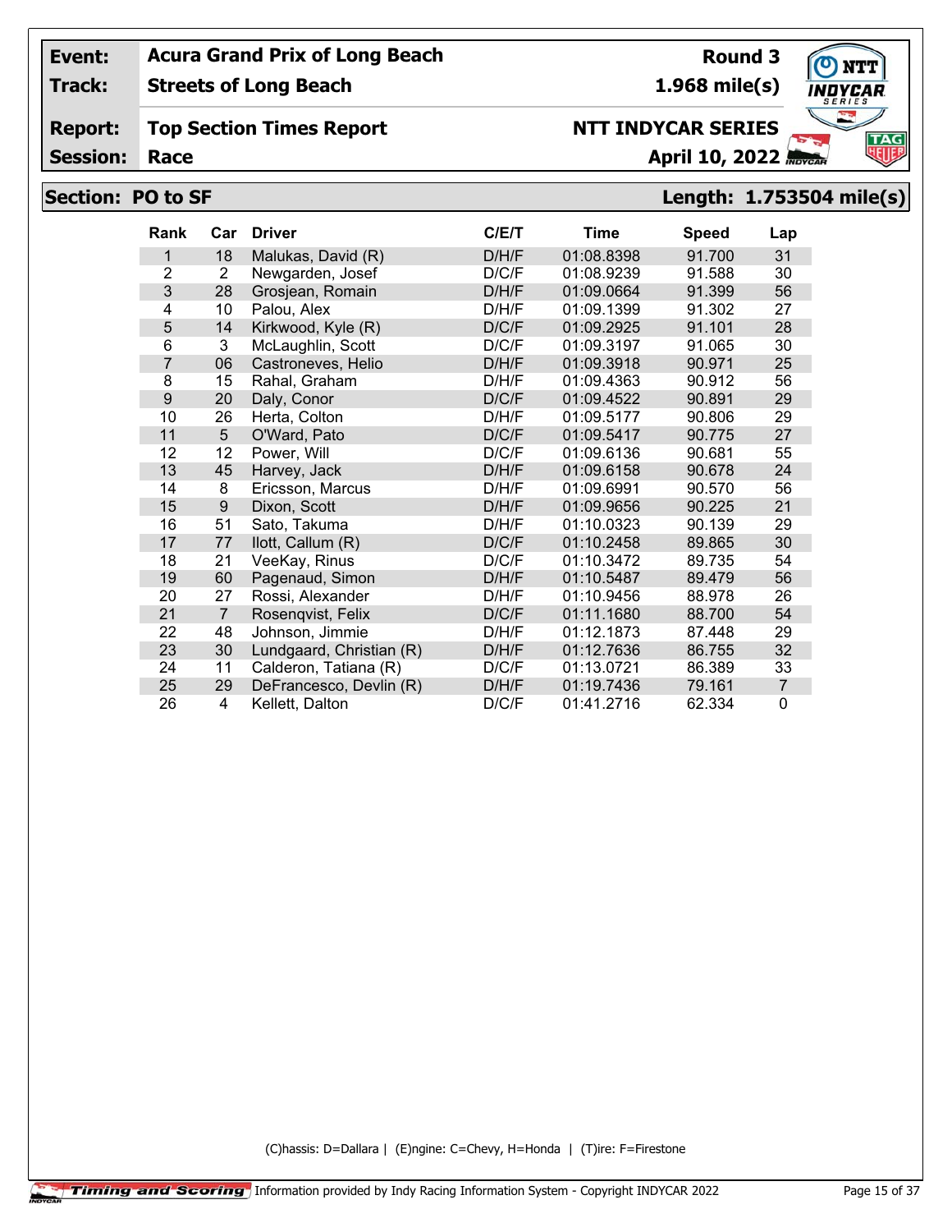| **Event:** | **Acura Grand Prix of Long Beach** | **Round 3** |
|---|---|---|
| **Track:** | **Streets of Long Beach** | **1.968 mile(s)** |
| **Report:** | **Top Section Times Report** | **NTT INDYCAR SERIES** |
| **Session:** | **Race** | **April 10, 2022** |

## Section: PO to SF — Length: 1.753504 mile(s)

| Rank | Car | Driver | C/E/T | Time | Speed | Lap |
|---|---|---|---|---|---|---|
| 1 | 18 | Malukas, David (R) | D/H/F | 01:08.8398 | 91.700 | 31 |
| 2 | 2 | Newgarden, Josef | D/C/F | 01:08.9239 | 91.588 | 30 |
| 3 | 28 | Grosjean, Romain | D/H/F | 01:09.0664 | 91.399 | 56 |
| 4 | 10 | Palou, Alex | D/H/F | 01:09.1399 | 91.302 | 27 |
| 5 | 14 | Kirkwood, Kyle (R) | D/C/F | 01:09.2925 | 91.101 | 28 |
| 6 | 3 | McLaughlin, Scott | D/C/F | 01:09.3197 | 91.065 | 30 |
| 7 | 06 | Castroneves, Helio | D/H/F | 01:09.3918 | 90.971 | 25 |
| 8 | 15 | Rahal, Graham | D/H/F | 01:09.4363 | 90.912 | 56 |
| 9 | 20 | Daly, Conor | D/C/F | 01:09.4522 | 90.891 | 29 |
| 10 | 26 | Herta, Colton | D/H/F | 01:09.5177 | 90.806 | 29 |
| 11 | 5 | O'Ward, Pato | D/C/F | 01:09.5417 | 90.775 | 27 |
| 12 | 12 | Power, Will | D/C/F | 01:09.6136 | 90.681 | 55 |
| 13 | 45 | Harvey, Jack | D/H/F | 01:09.6158 | 90.678 | 24 |
| 14 | 8 | Ericsson, Marcus | D/H/F | 01:09.6991 | 90.570 | 56 |
| 15 | 9 | Dixon, Scott | D/H/F | 01:09.9656 | 90.225 | 21 |
| 16 | 51 | Sato, Takuma | D/H/F | 01:10.0323 | 90.139 | 29 |
| 17 | 77 | Ilott, Callum (R) | D/C/F | 01:10.2458 | 89.865 | 30 |
| 18 | 21 | VeeKay, Rinus | D/C/F | 01:10.3472 | 89.735 | 54 |
| 19 | 60 | Pagenaud, Simon | D/H/F | 01:10.5487 | 89.479 | 56 |
| 20 | 27 | Rossi, Alexander | D/H/F | 01:10.9456 | 88.978 | 26 |
| 21 | 7 | Rosenqvist, Felix | D/C/F | 01:11.1680 | 88.700 | 54 |
| 22 | 48 | Johnson, Jimmie | D/H/F | 01:12.1873 | 87.448 | 29 |
| 23 | 30 | Lundgaard, Christian (R) | D/H/F | 01:12.7636 | 86.755 | 32 |
| 24 | 11 | Calderon, Tatiana (R) | D/C/F | 01:13.0721 | 86.389 | 33 |
| 25 | 29 | DeFrancesco, Devlin (R) | D/H/F | 01:19.7436 | 79.161 | 7 |
| 26 | 4 | Kellett, Dalton | D/C/F | 01:41.2716 | 62.334 | 0 |

(C)hassis: D=Dallara | (E)ngine: C=Chevy, H=Honda | (T)ire: F=Firestone

Timing and Scoring Information provided by Indy Racing Information System - Copyright INDYCAR 2022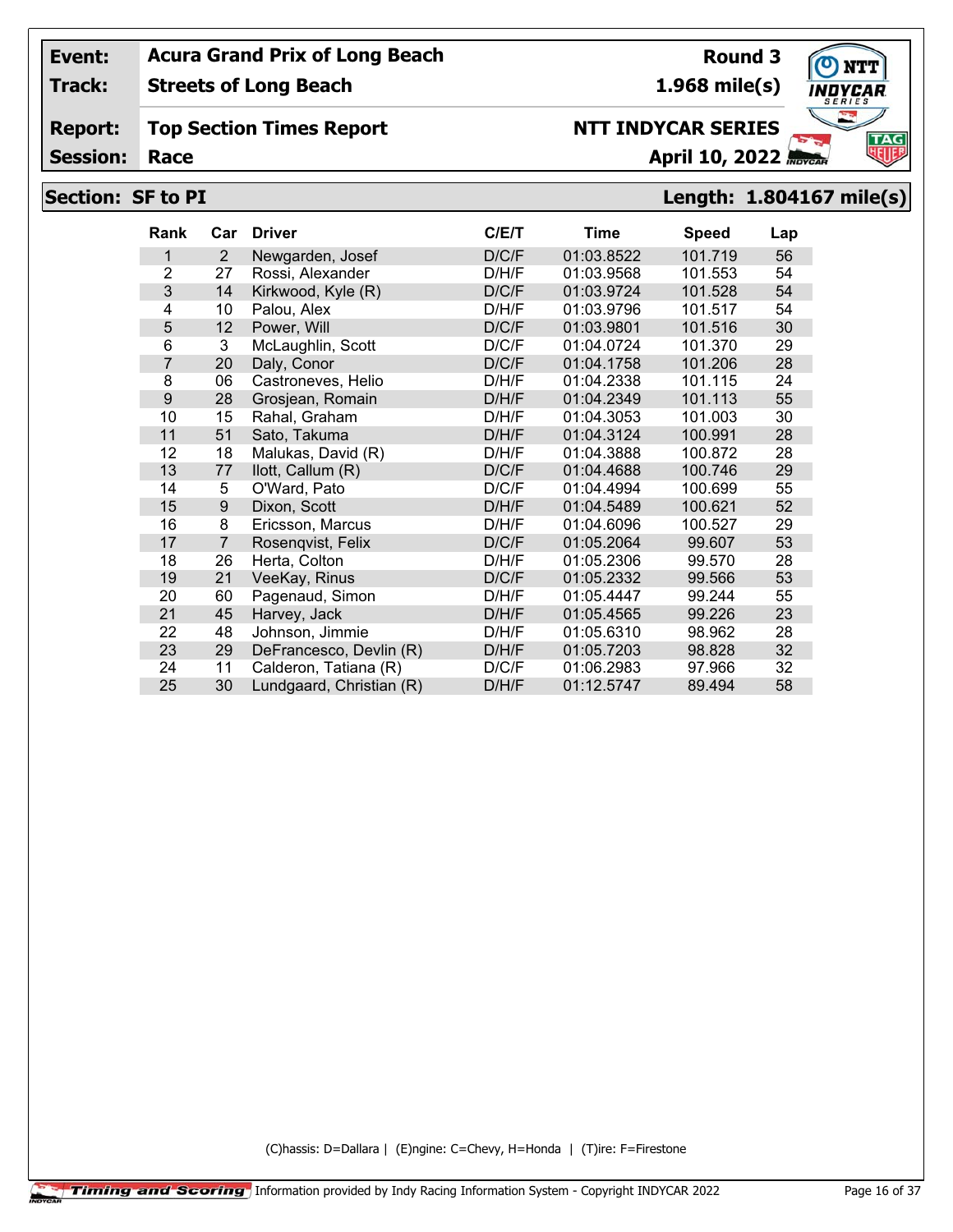| | |
|---|---|
| **Event:** | **Acura Grand Prix of Long Beach** |
| **Track:** | **Streets of Long Beach** |
| **Report:** | **Top Section Times Report** |
| **Session:** | **Race** |

**Round 3**

**1.968 mile(s)**

**NTT INDYCAR SERIES**

**April 10, 2022**

## Section: SF to PI

**Length: 1.804167 mile(s)**

| Rank | Car | Driver | C/E/T | Time | Speed | Lap |
|---|---|---|---|---|---|---|
| 1 | 2 | Newgarden, Josef | D/C/F | 01:03.8522 | 101.719 | 56 |
| 2 | 27 | Rossi, Alexander | D/H/F | 01:03.9568 | 101.553 | 54 |
| 3 | 14 | Kirkwood, Kyle (R) | D/C/F | 01:03.9724 | 101.528 | 54 |
| 4 | 10 | Palou, Alex | D/H/F | 01:03.9796 | 101.517 | 54 |
| 5 | 12 | Power, Will | D/C/F | 01:03.9801 | 101.516 | 30 |
| 6 | 3 | McLaughlin, Scott | D/C/F | 01:04.0724 | 101.370 | 29 |
| 7 | 20 | Daly, Conor | D/C/F | 01:04.1758 | 101.206 | 28 |
| 8 | 06 | Castroneves, Helio | D/H/F | 01:04.2338 | 101.115 | 24 |
| 9 | 28 | Grosjean, Romain | D/H/F | 01:04.2349 | 101.113 | 55 |
| 10 | 15 | Rahal, Graham | D/H/F | 01:04.3053 | 101.003 | 30 |
| 11 | 51 | Sato, Takuma | D/H/F | 01:04.3124 | 100.991 | 28 |
| 12 | 18 | Malukas, David (R) | D/H/F | 01:04.3888 | 100.872 | 28 |
| 13 | 77 | Ilott, Callum (R) | D/C/F | 01:04.4688 | 100.746 | 29 |
| 14 | 5 | O'Ward, Pato | D/C/F | 01:04.4994 | 100.699 | 55 |
| 15 | 9 | Dixon, Scott | D/H/F | 01:04.5489 | 100.621 | 52 |
| 16 | 8 | Ericsson, Marcus | D/H/F | 01:04.6096 | 100.527 | 29 |
| 17 | 7 | Rosenqvist, Felix | D/C/F | 01:05.2064 | 99.607 | 53 |
| 18 | 26 | Herta, Colton | D/H/F | 01:05.2306 | 99.570 | 28 |
| 19 | 21 | VeeKay, Rinus | D/C/F | 01:05.2332 | 99.566 | 53 |
| 20 | 60 | Pagenaud, Simon | D/H/F | 01:05.4447 | 99.244 | 55 |
| 21 | 45 | Harvey, Jack | D/H/F | 01:05.4565 | 99.226 | 23 |
| 22 | 48 | Johnson, Jimmie | D/H/F | 01:05.6310 | 98.962 | 28 |
| 23 | 29 | DeFrancesco, Devlin (R) | D/H/F | 01:05.7203 | 98.828 | 32 |
| 24 | 11 | Calderon, Tatiana (R) | D/C/F | 01:06.2983 | 97.966 | 32 |
| 25 | 30 | Lundgaard, Christian (R) | D/H/F | 01:12.5747 | 89.494 | 58 |

(C)hassis: D=Dallara | (E)ngine: C=Chevy, H=Honda | (T)ire: F=Firestone

Timing and Scoring Information provided by Indy Racing Information System - Copyright INDYCAR 2022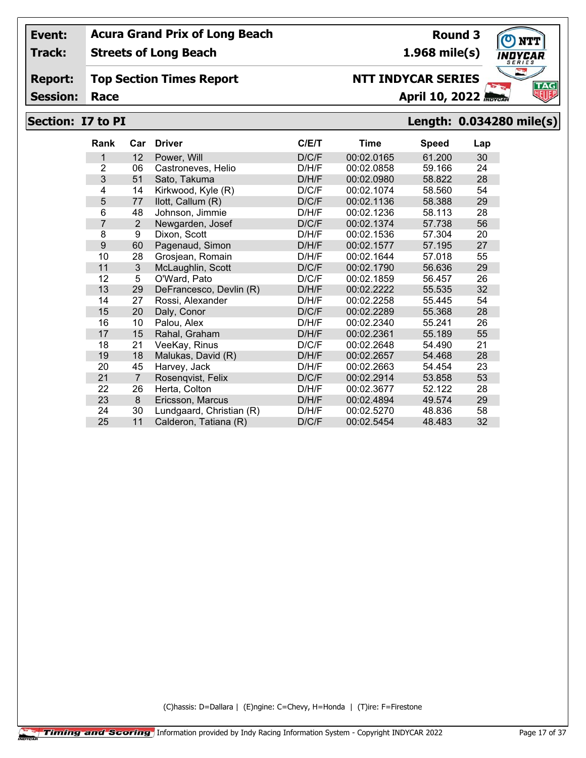**Event:** Acura Grand Prix of Long Beach — **Round 3**

**Track:** Streets of Long Beach — **1.968 mile(s)**

**Report:** Top Section Times Report — **NTT INDYCAR SERIES**

**Session:** Race — **April 10, 2022**

## Section: I7 to PI — Length: 0.034280 mile(s)

| Rank | Car | Driver | C/E/T | Time | Speed | Lap |
|---|---|---|---|---|---|---|
| 1 | 12 | Power, Will | D/C/F | 00:02.0165 | 61.200 | 30 |
| 2 | 06 | Castroneves, Helio | D/H/F | 00:02.0858 | 59.166 | 24 |
| 3 | 51 | Sato, Takuma | D/H/F | 00:02.0980 | 58.822 | 28 |
| 4 | 14 | Kirkwood, Kyle (R) | D/C/F | 00:02.1074 | 58.560 | 54 |
| 5 | 77 | Ilott, Callum (R) | D/C/F | 00:02.1136 | 58.388 | 29 |
| 6 | 48 | Johnson, Jimmie | D/H/F | 00:02.1236 | 58.113 | 28 |
| 7 | 2 | Newgarden, Josef | D/C/F | 00:02.1374 | 57.738 | 56 |
| 8 | 9 | Dixon, Scott | D/H/F | 00:02.1536 | 57.304 | 20 |
| 9 | 60 | Pagenaud, Simon | D/H/F | 00:02.1577 | 57.195 | 27 |
| 10 | 28 | Grosjean, Romain | D/H/F | 00:02.1644 | 57.018 | 55 |
| 11 | 3 | McLaughlin, Scott | D/C/F | 00:02.1790 | 56.636 | 29 |
| 12 | 5 | O'Ward, Pato | D/C/F | 00:02.1859 | 56.457 | 26 |
| 13 | 29 | DeFrancesco, Devlin (R) | D/H/F | 00:02.2222 | 55.535 | 32 |
| 14 | 27 | Rossi, Alexander | D/H/F | 00:02.2258 | 55.445 | 54 |
| 15 | 20 | Daly, Conor | D/C/F | 00:02.2289 | 55.368 | 28 |
| 16 | 10 | Palou, Alex | D/H/F | 00:02.2340 | 55.241 | 26 |
| 17 | 15 | Rahal, Graham | D/H/F | 00:02.2361 | 55.189 | 55 |
| 18 | 21 | VeeKay, Rinus | D/C/F | 00:02.2648 | 54.490 | 21 |
| 19 | 18 | Malukas, David (R) | D/H/F | 00:02.2657 | 54.468 | 28 |
| 20 | 45 | Harvey, Jack | D/H/F | 00:02.2663 | 54.454 | 23 |
| 21 | 7 | Rosenqvist, Felix | D/C/F | 00:02.2914 | 53.858 | 53 |
| 22 | 26 | Herta, Colton | D/H/F | 00:02.3677 | 52.122 | 28 |
| 23 | 8 | Ericsson, Marcus | D/H/F | 00:02.4894 | 49.574 | 29 |
| 24 | 30 | Lundgaard, Christian (R) | D/H/F | 00:02.5270 | 48.836 | 58 |
| 25 | 11 | Calderon, Tatiana (R) | D/C/F | 00:02.5454 | 48.483 | 32 |

(C)hassis: D=Dallara | (E)ngine: C=Chevy, H=Honda | (T)ire: F=Firestone

Information provided by Indy Racing Information System - Copyright INDYCAR 2022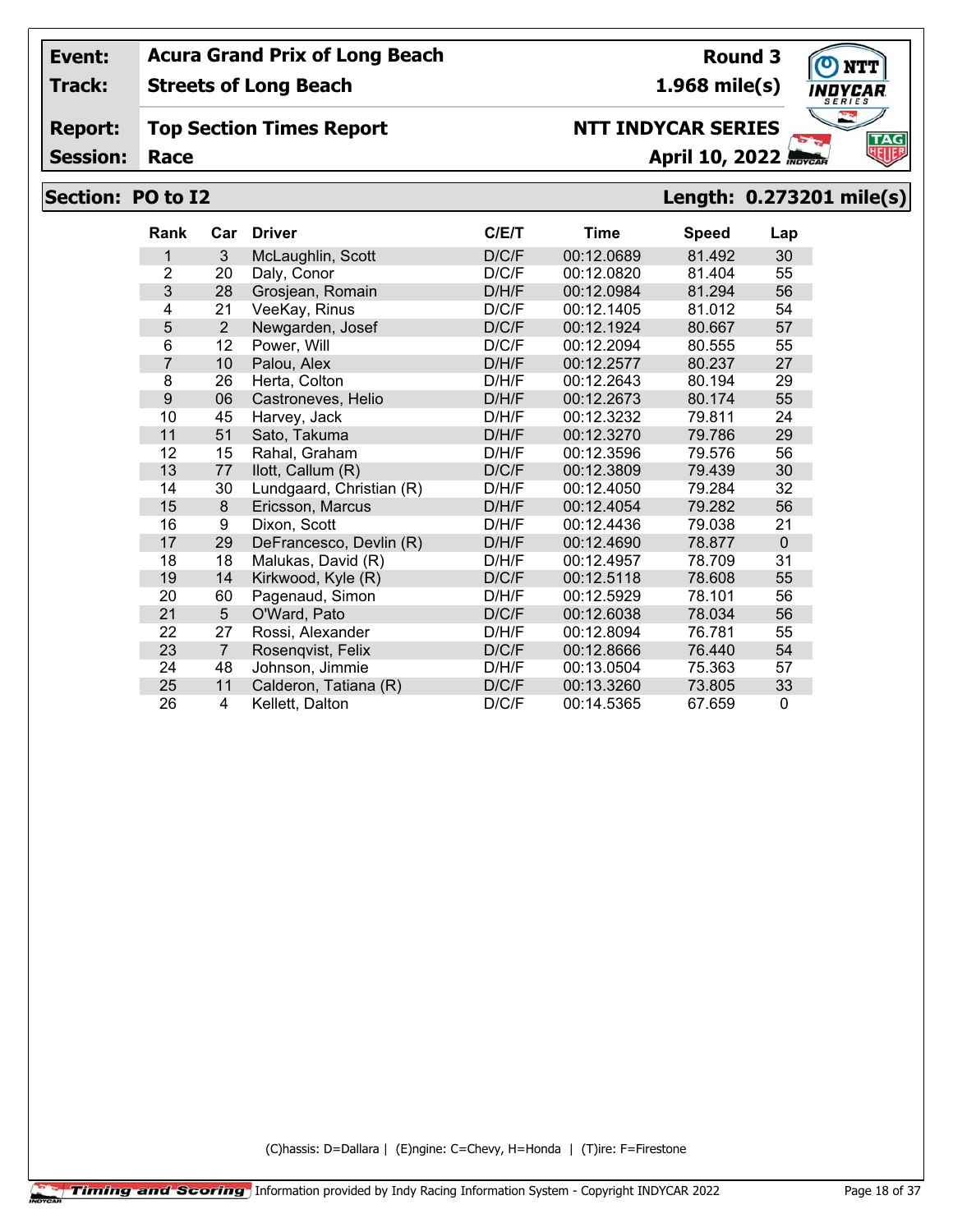| | | | |
|---|---|---|---|
| **Event:** | **Acura Grand Prix of Long Beach** | **Round 3** | |
| **Track:** | **Streets of Long Beach** | **1.968 mile(s)** | |
| **Report:** | **Top Section Times Report** | **NTT INDYCAR SERIES** | |
| **Session:** | **Race** | **April 10, 2022** | |

## Section: PO to I2 — Length: 0.273201 mile(s)

| Rank | Car | Driver | C/E/T | Time | Speed | Lap |
|---|---|---|---|---|---|---|
| 1 | 3 | McLaughlin, Scott | D/C/F | 00:12.0689 | 81.492 | 30 |
| 2 | 20 | Daly, Conor | D/C/F | 00:12.0820 | 81.404 | 55 |
| 3 | 28 | Grosjean, Romain | D/H/F | 00:12.0984 | 81.294 | 56 |
| 4 | 21 | VeeKay, Rinus | D/C/F | 00:12.1405 | 81.012 | 54 |
| 5 | 2 | Newgarden, Josef | D/C/F | 00:12.1924 | 80.667 | 57 |
| 6 | 12 | Power, Will | D/C/F | 00:12.2094 | 80.555 | 55 |
| 7 | 10 | Palou, Alex | D/H/F | 00:12.2577 | 80.237 | 27 |
| 8 | 26 | Herta, Colton | D/H/F | 00:12.2643 | 80.194 | 29 |
| 9 | 06 | Castroneves, Helio | D/H/F | 00:12.2673 | 80.174 | 55 |
| 10 | 45 | Harvey, Jack | D/H/F | 00:12.3232 | 79.811 | 24 |
| 11 | 51 | Sato, Takuma | D/H/F | 00:12.3270 | 79.786 | 29 |
| 12 | 15 | Rahal, Graham | D/H/F | 00:12.3596 | 79.576 | 56 |
| 13 | 77 | Ilott, Callum (R) | D/C/F | 00:12.3809 | 79.439 | 30 |
| 14 | 30 | Lundgaard, Christian (R) | D/H/F | 00:12.4050 | 79.284 | 32 |
| 15 | 8 | Ericsson, Marcus | D/H/F | 00:12.4054 | 79.282 | 56 |
| 16 | 9 | Dixon, Scott | D/H/F | 00:12.4436 | 79.038 | 21 |
| 17 | 29 | DeFrancesco, Devlin (R) | D/H/F | 00:12.4690 | 78.877 | 0 |
| 18 | 18 | Malukas, David (R) | D/H/F | 00:12.4957 | 78.709 | 31 |
| 19 | 14 | Kirkwood, Kyle (R) | D/C/F | 00:12.5118 | 78.608 | 55 |
| 20 | 60 | Pagenaud, Simon | D/H/F | 00:12.5929 | 78.101 | 56 |
| 21 | 5 | O'Ward, Pato | D/C/F | 00:12.6038 | 78.034 | 56 |
| 22 | 27 | Rossi, Alexander | D/H/F | 00:12.8094 | 76.781 | 55 |
| 23 | 7 | Rosenqvist, Felix | D/C/F | 00:12.8666 | 76.440 | 54 |
| 24 | 48 | Johnson, Jimmie | D/H/F | 00:13.0504 | 75.363 | 57 |
| 25 | 11 | Calderon, Tatiana (R) | D/C/F | 00:13.3260 | 73.805 | 33 |
| 26 | 4 | Kellett, Dalton | D/C/F | 00:14.5365 | 67.659 | 0 |

(C)hassis: D=Dallara | (E)ngine: C=Chevy, H=Honda | (T)ire: F=Firestone

Timing and Scoring — Information provided by Indy Racing Information System - Copyright INDYCAR 2022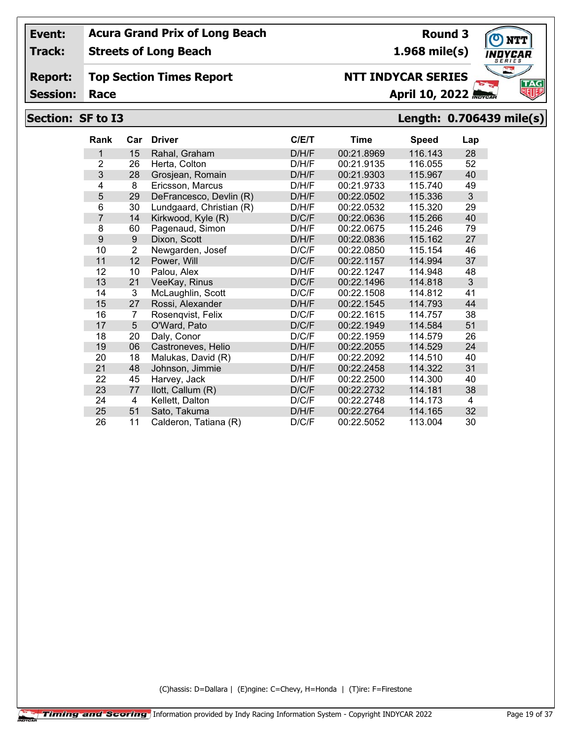**Event:** Acura Grand Prix of Long Beach — Round 3
**Track:** Streets of Long Beach — 1.968 mile(s)
**Report:** Top Section Times Report — NTT INDYCAR SERIES
**Session:** Race — April 10, 2022

## Section: SF to I3 — Length: 0.706439 mile(s)

| Rank | Car | Driver | C/E/T | Time | Speed | Lap |
|---|---|---|---|---|---|---|
| 1 | 15 | Rahal, Graham | D/H/F | 00:21.8969 | 116.143 | 28 |
| 2 | 26 | Herta, Colton | D/H/F | 00:21.9135 | 116.055 | 52 |
| 3 | 28 | Grosjean, Romain | D/H/F | 00:21.9303 | 115.967 | 40 |
| 4 | 8 | Ericsson, Marcus | D/H/F | 00:21.9733 | 115.740 | 49 |
| 5 | 29 | DeFrancesco, Devlin (R) | D/H/F | 00:22.0502 | 115.336 | 3 |
| 6 | 30 | Lundgaard, Christian (R) | D/H/F | 00:22.0532 | 115.320 | 29 |
| 7 | 14 | Kirkwood, Kyle (R) | D/C/F | 00:22.0636 | 115.266 | 40 |
| 8 | 60 | Pagenaud, Simon | D/H/F | 00:22.0675 | 115.246 | 79 |
| 9 | 9 | Dixon, Scott | D/H/F | 00:22.0836 | 115.162 | 27 |
| 10 | 2 | Newgarden, Josef | D/C/F | 00:22.0850 | 115.154 | 46 |
| 11 | 12 | Power, Will | D/C/F | 00:22.1157 | 114.994 | 37 |
| 12 | 10 | Palou, Alex | D/H/F | 00:22.1247 | 114.948 | 48 |
| 13 | 21 | VeeKay, Rinus | D/C/F | 00:22.1496 | 114.818 | 3 |
| 14 | 3 | McLaughlin, Scott | D/C/F | 00:22.1508 | 114.812 | 41 |
| 15 | 27 | Rossi, Alexander | D/H/F | 00:22.1545 | 114.793 | 44 |
| 16 | 7 | Rosenqvist, Felix | D/C/F | 00:22.1615 | 114.757 | 38 |
| 17 | 5 | O'Ward, Pato | D/C/F | 00:22.1949 | 114.584 | 51 |
| 18 | 20 | Daly, Conor | D/C/F | 00:22.1959 | 114.579 | 26 |
| 19 | 06 | Castroneves, Helio | D/H/F | 00:22.2055 | 114.529 | 24 |
| 20 | 18 | Malukas, David (R) | D/H/F | 00:22.2092 | 114.510 | 40 |
| 21 | 48 | Johnson, Jimmie | D/H/F | 00:22.2458 | 114.322 | 31 |
| 22 | 45 | Harvey, Jack | D/H/F | 00:22.2500 | 114.300 | 40 |
| 23 | 77 | Ilott, Callum (R) | D/C/F | 00:22.2732 | 114.181 | 38 |
| 24 | 4 | Kellett, Dalton | D/C/F | 00:22.2748 | 114.173 | 4 |
| 25 | 51 | Sato, Takuma | D/H/F | 00:22.2764 | 114.165 | 32 |
| 26 | 11 | Calderon, Tatiana (R) | D/C/F | 00:22.5052 | 113.004 | 30 |

(C)hassis: D=Dallara | (E)ngine: C=Chevy, H=Honda | (T)ire: F=Firestone

Timing and Scoring Information provided by Indy Racing Information System - Copyright INDYCAR 2022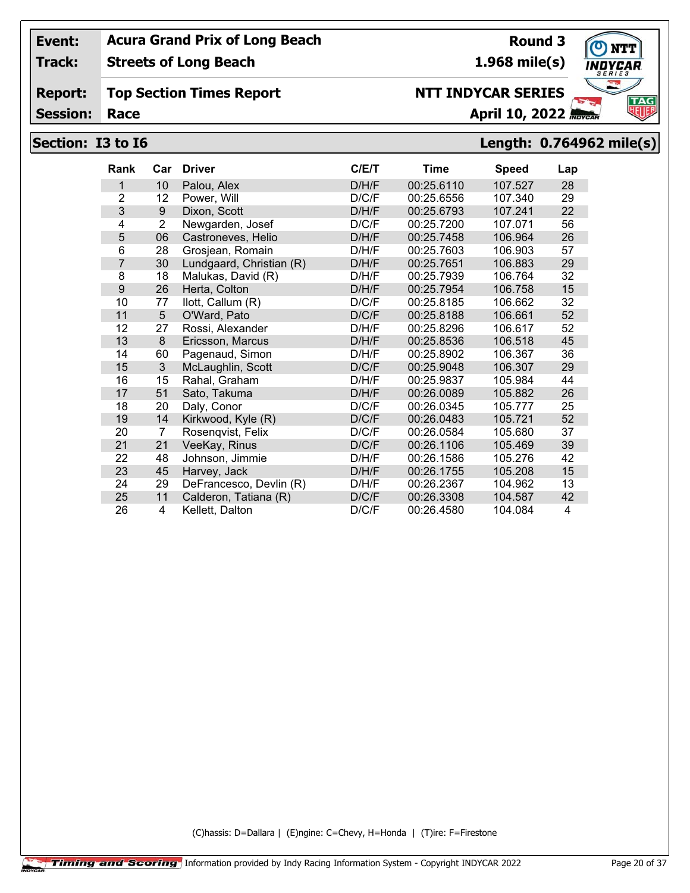| | | | |
|---|---|---|---|
| **Event:** | **Acura Grand Prix of Long Beach** | **Round 3** | |
| **Track:** | **Streets of Long Beach** | **1.968 mile(s)** | |
| **Report:** | **Top Section Times Report** | **NTT INDYCAR SERIES** | |
| **Session:** | **Race** | **April 10, 2022** | |

## Section: I3 to I6 — Length: 0.764962 mile(s)

| Rank | Car | Driver | C/E/T | Time | Speed | Lap |
|---|---|---|---|---|---|---|
| 1 | 10 | Palou, Alex | D/H/F | 00:25.6110 | 107.527 | 28 |
| 2 | 12 | Power, Will | D/C/F | 00:25.6556 | 107.340 | 29 |
| 3 | 9 | Dixon, Scott | D/H/F | 00:25.6793 | 107.241 | 22 |
| 4 | 2 | Newgarden, Josef | D/C/F | 00:25.7200 | 107.071 | 56 |
| 5 | 06 | Castroneves, Helio | D/H/F | 00:25.7458 | 106.964 | 26 |
| 6 | 28 | Grosjean, Romain | D/H/F | 00:25.7603 | 106.903 | 57 |
| 7 | 30 | Lundgaard, Christian (R) | D/H/F | 00:25.7651 | 106.883 | 29 |
| 8 | 18 | Malukas, David (R) | D/H/F | 00:25.7939 | 106.764 | 32 |
| 9 | 26 | Herta, Colton | D/H/F | 00:25.7954 | 106.758 | 15 |
| 10 | 77 | Ilott, Callum (R) | D/C/F | 00:25.8185 | 106.662 | 32 |
| 11 | 5 | O'Ward, Pato | D/C/F | 00:25.8188 | 106.661 | 52 |
| 12 | 27 | Rossi, Alexander | D/H/F | 00:25.8296 | 106.617 | 52 |
| 13 | 8 | Ericsson, Marcus | D/H/F | 00:25.8536 | 106.518 | 45 |
| 14 | 60 | Pagenaud, Simon | D/H/F | 00:25.8902 | 106.367 | 36 |
| 15 | 3 | McLaughlin, Scott | D/C/F | 00:25.9048 | 106.307 | 29 |
| 16 | 15 | Rahal, Graham | D/H/F | 00:25.9837 | 105.984 | 44 |
| 17 | 51 | Sato, Takuma | D/H/F | 00:26.0089 | 105.882 | 26 |
| 18 | 20 | Daly, Conor | D/C/F | 00:26.0345 | 105.777 | 25 |
| 19 | 14 | Kirkwood, Kyle (R) | D/C/F | 00:26.0483 | 105.721 | 52 |
| 20 | 7 | Rosenqvist, Felix | D/C/F | 00:26.0584 | 105.680 | 37 |
| 21 | 21 | VeeKay, Rinus | D/C/F | 00:26.1106 | 105.469 | 39 |
| 22 | 48 | Johnson, Jimmie | D/H/F | 00:26.1586 | 105.276 | 42 |
| 23 | 45 | Harvey, Jack | D/H/F | 00:26.1755 | 105.208 | 15 |
| 24 | 29 | DeFrancesco, Devlin (R) | D/H/F | 00:26.2367 | 104.962 | 13 |
| 25 | 11 | Calderon, Tatiana (R) | D/C/F | 00:26.3308 | 104.587 | 42 |
| 26 | 4 | Kellett, Dalton | D/C/F | 00:26.4580 | 104.084 | 4 |

(C)hassis: D=Dallara | (E)ngine: C=Chevy, H=Honda | (T)ire: F=Firestone

Timing and Scoring Information provided by Indy Racing Information System - Copyright INDYCAR 2022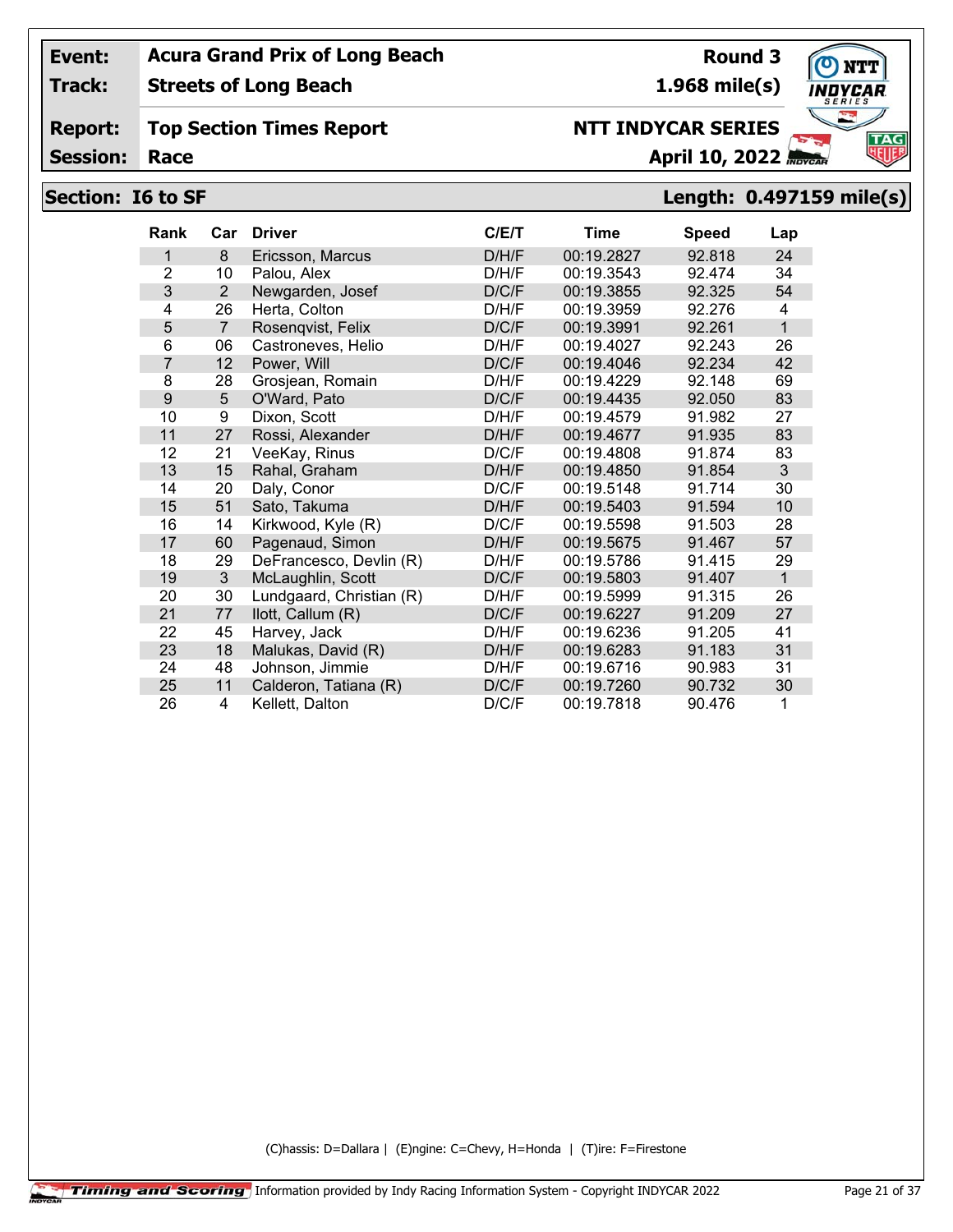| **Event:** | **Acura Grand Prix of Long Beach** | **Round 3** |
|---|---|---|
| **Track:** | **Streets of Long Beach** | **1.968 mile(s)** |
| **Report:** | **Top Section Times Report** | **NTT INDYCAR SERIES** |
| **Session:** | **Race** | **April 10, 2022** |

## Section: I6 to SF — Length: 0.497159 mile(s)

| Rank | Car | Driver | C/E/T | Time | Speed | Lap |
|---|---|---|---|---|---|---|
| 1 | 8 | Ericsson, Marcus | D/H/F | 00:19.2827 | 92.818 | 24 |
| 2 | 10 | Palou, Alex | D/H/F | 00:19.3543 | 92.474 | 34 |
| 3 | 2 | Newgarden, Josef | D/C/F | 00:19.3855 | 92.325 | 54 |
| 4 | 26 | Herta, Colton | D/H/F | 00:19.3959 | 92.276 | 4 |
| 5 | 7 | Rosenqvist, Felix | D/C/F | 00:19.3991 | 92.261 | 1 |
| 6 | 06 | Castroneves, Helio | D/H/F | 00:19.4027 | 92.243 | 26 |
| 7 | 12 | Power, Will | D/C/F | 00:19.4046 | 92.234 | 42 |
| 8 | 28 | Grosjean, Romain | D/H/F | 00:19.4229 | 92.148 | 69 |
| 9 | 5 | O'Ward, Pato | D/C/F | 00:19.4435 | 92.050 | 83 |
| 10 | 9 | Dixon, Scott | D/H/F | 00:19.4579 | 91.982 | 27 |
| 11 | 27 | Rossi, Alexander | D/H/F | 00:19.4677 | 91.935 | 83 |
| 12 | 21 | VeeKay, Rinus | D/C/F | 00:19.4808 | 91.874 | 83 |
| 13 | 15 | Rahal, Graham | D/H/F | 00:19.4850 | 91.854 | 3 |
| 14 | 20 | Daly, Conor | D/C/F | 00:19.5148 | 91.714 | 30 |
| 15 | 51 | Sato, Takuma | D/H/F | 00:19.5403 | 91.594 | 10 |
| 16 | 14 | Kirkwood, Kyle (R) | D/C/F | 00:19.5598 | 91.503 | 28 |
| 17 | 60 | Pagenaud, Simon | D/H/F | 00:19.5675 | 91.467 | 57 |
| 18 | 29 | DeFrancesco, Devlin (R) | D/H/F | 00:19.5786 | 91.415 | 29 |
| 19 | 3 | McLaughlin, Scott | D/C/F | 00:19.5803 | 91.407 | 1 |
| 20 | 30 | Lundgaard, Christian (R) | D/H/F | 00:19.5999 | 91.315 | 26 |
| 21 | 77 | Ilott, Callum (R) | D/C/F | 00:19.6227 | 91.209 | 27 |
| 22 | 45 | Harvey, Jack | D/H/F | 00:19.6236 | 91.205 | 41 |
| 23 | 18 | Malukas, David (R) | D/H/F | 00:19.6283 | 91.183 | 31 |
| 24 | 48 | Johnson, Jimmie | D/H/F | 00:19.6716 | 90.983 | 31 |
| 25 | 11 | Calderon, Tatiana (R) | D/C/F | 00:19.7260 | 90.732 | 30 |
| 26 | 4 | Kellett, Dalton | D/C/F | 00:19.7818 | 90.476 | 1 |

(C)hassis: D=Dallara | (E)ngine: C=Chevy, H=Honda | (T)ire: F=Firestone

Timing and Scoring — Information provided by Indy Racing Information System - Copyright INDYCAR 2022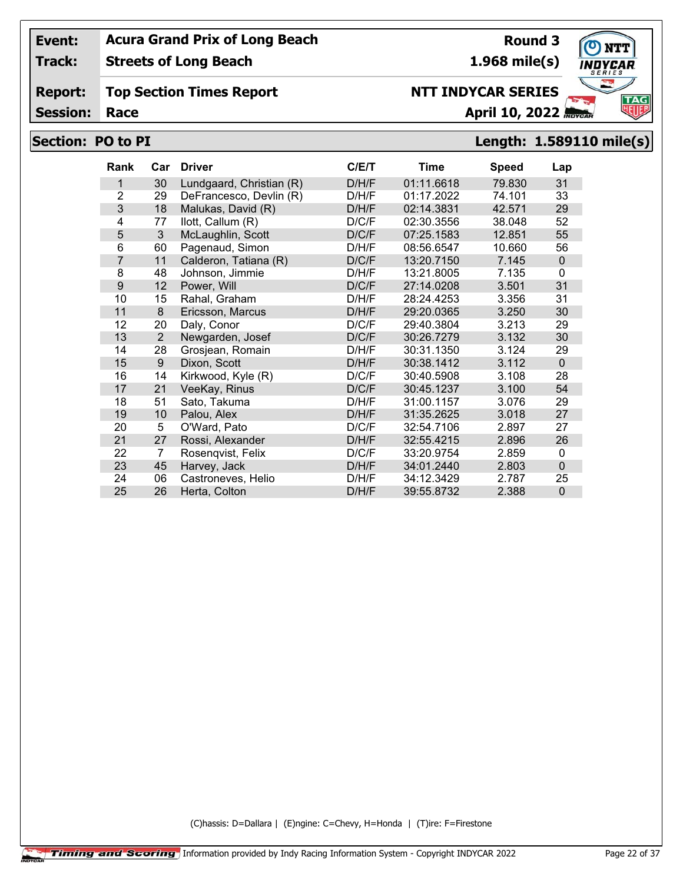| Event: | Acura Grand Prix of Long Beach | Round 3 |
|---|---|---|
| Track: | Streets of Long Beach | 1.968 mile(s) |
| Report: | Top Section Times Report | NTT INDYCAR SERIES |
| Session: | Race | April 10, 2022 |

## Section: PO to PI — Length: 1.589110 mile(s)

| Rank | Car | Driver | C/E/T | Time | Speed | Lap |
|---|---|---|---|---|---|---|
| 1 | 30 | Lundgaard, Christian (R) | D/H/F | 01:11.6618 | 79.830 | 31 |
| 2 | 29 | DeFrancesco, Devlin (R) | D/H/F | 01:17.2022 | 74.101 | 33 |
| 3 | 18 | Malukas, David (R) | D/H/F | 02:14.3831 | 42.571 | 29 |
| 4 | 77 | Ilott, Callum (R) | D/C/F | 02:30.3556 | 38.048 | 52 |
| 5 | 3 | McLaughlin, Scott | D/C/F | 07:25.1583 | 12.851 | 55 |
| 6 | 60 | Pagenaud, Simon | D/H/F | 08:56.6547 | 10.660 | 56 |
| 7 | 11 | Calderon, Tatiana (R) | D/C/F | 13:20.7150 | 7.145 | 0 |
| 8 | 48 | Johnson, Jimmie | D/H/F | 13:21.8005 | 7.135 | 0 |
| 9 | 12 | Power, Will | D/C/F | 27:14.0208 | 3.501 | 31 |
| 10 | 15 | Rahal, Graham | D/H/F | 28:24.4253 | 3.356 | 31 |
| 11 | 8 | Ericsson, Marcus | D/H/F | 29:20.0365 | 3.250 | 30 |
| 12 | 20 | Daly, Conor | D/C/F | 29:40.3804 | 3.213 | 29 |
| 13 | 2 | Newgarden, Josef | D/C/F | 30:26.7279 | 3.132 | 30 |
| 14 | 28 | Grosjean, Romain | D/H/F | 30:31.1350 | 3.124 | 29 |
| 15 | 9 | Dixon, Scott | D/H/F | 30:38.1412 | 3.112 | 0 |
| 16 | 14 | Kirkwood, Kyle (R) | D/C/F | 30:40.5908 | 3.108 | 28 |
| 17 | 21 | VeeKay, Rinus | D/C/F | 30:45.1237 | 3.100 | 54 |
| 18 | 51 | Sato, Takuma | D/H/F | 31:00.1157 | 3.076 | 29 |
| 19 | 10 | Palou, Alex | D/H/F | 31:35.2625 | 3.018 | 27 |
| 20 | 5 | O'Ward, Pato | D/C/F | 32:54.7106 | 2.897 | 27 |
| 21 | 27 | Rossi, Alexander | D/H/F | 32:55.4215 | 2.896 | 26 |
| 22 | 7 | Rosenqvist, Felix | D/C/F | 33:20.9754 | 2.859 | 0 |
| 23 | 45 | Harvey, Jack | D/H/F | 34:01.2440 | 2.803 | 0 |
| 24 | 06 | Castroneves, Helio | D/H/F | 34:12.3429 | 2.787 | 25 |
| 25 | 26 | Herta, Colton | D/H/F | 39:55.8732 | 2.388 | 0 |

(C)hassis: D=Dallara | (E)ngine: C=Chevy, H=Honda | (T)ire: F=Firestone

Timing and Scoring Information provided by Indy Racing Information System - Copyright INDYCAR 2022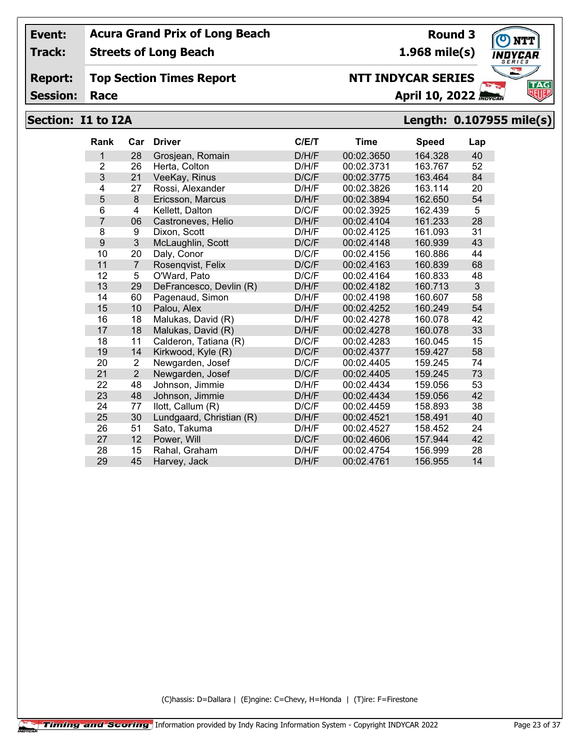**Event:** Acura Grand Prix of Long Beach — **Round 3**

**Track:** Streets of Long Beach — **1.968 mile(s)**

**Report:** Top Section Times Report — **NTT INDYCAR SERIES**

**Session:** Race — **April 10, 2022**

## Section: I1 to I2A — Length: 0.107955 mile(s)

| Rank | Car | Driver | C/E/T | Time | Speed | Lap |
|---|---|---|---|---|---|---|
| 1 | 28 | Grosjean, Romain | D/H/F | 00:02.3650 | 164.328 | 40 |
| 2 | 26 | Herta, Colton | D/H/F | 00:02.3731 | 163.767 | 52 |
| 3 | 21 | VeeKay, Rinus | D/C/F | 00:02.3775 | 163.464 | 84 |
| 4 | 27 | Rossi, Alexander | D/H/F | 00:02.3826 | 163.114 | 20 |
| 5 | 8 | Ericsson, Marcus | D/H/F | 00:02.3894 | 162.650 | 54 |
| 6 | 4 | Kellett, Dalton | D/C/F | 00:02.3925 | 162.439 | 5 |
| 7 | 06 | Castroneves, Helio | D/H/F | 00:02.4104 | 161.233 | 28 |
| 8 | 9 | Dixon, Scott | D/H/F | 00:02.4125 | 161.093 | 31 |
| 9 | 3 | McLaughlin, Scott | D/C/F | 00:02.4148 | 160.939 | 43 |
| 10 | 20 | Daly, Conor | D/C/F | 00:02.4156 | 160.886 | 44 |
| 11 | 7 | Rosenqvist, Felix | D/C/F | 00:02.4163 | 160.839 | 68 |
| 12 | 5 | O'Ward, Pato | D/C/F | 00:02.4164 | 160.833 | 48 |
| 13 | 29 | DeFrancesco, Devlin (R) | D/H/F | 00:02.4182 | 160.713 | 3 |
| 14 | 60 | Pagenaud, Simon | D/H/F | 00:02.4198 | 160.607 | 58 |
| 15 | 10 | Palou, Alex | D/H/F | 00:02.4252 | 160.249 | 54 |
| 16 | 18 | Malukas, David (R) | D/H/F | 00:02.4278 | 160.078 | 42 |
| 17 | 18 | Malukas, David (R) | D/H/F | 00:02.4278 | 160.078 | 33 |
| 18 | 11 | Calderon, Tatiana (R) | D/C/F | 00:02.4283 | 160.045 | 15 |
| 19 | 14 | Kirkwood, Kyle (R) | D/C/F | 00:02.4377 | 159.427 | 58 |
| 20 | 2 | Newgarden, Josef | D/C/F | 00:02.4405 | 159.245 | 74 |
| 21 | 2 | Newgarden, Josef | D/C/F | 00:02.4405 | 159.245 | 73 |
| 22 | 48 | Johnson, Jimmie | D/H/F | 00:02.4434 | 159.056 | 53 |
| 23 | 48 | Johnson, Jimmie | D/H/F | 00:02.4434 | 159.056 | 42 |
| 24 | 77 | Ilott, Callum (R) | D/C/F | 00:02.4459 | 158.893 | 38 |
| 25 | 30 | Lundgaard, Christian (R) | D/H/F | 00:02.4521 | 158.491 | 40 |
| 26 | 51 | Sato, Takuma | D/H/F | 00:02.4527 | 158.452 | 24 |
| 27 | 12 | Power, Will | D/C/F | 00:02.4606 | 157.944 | 42 |
| 28 | 15 | Rahal, Graham | D/H/F | 00:02.4754 | 156.999 | 28 |
| 29 | 45 | Harvey, Jack | D/H/F | 00:02.4761 | 156.955 | 14 |

(C)hassis: D=Dallara | (E)ngine: C=Chevy, H=Honda | (T)ire: F=Firestone

Timing and Scoring — Information provided by Indy Racing Information System - Copyright INDYCAR 2022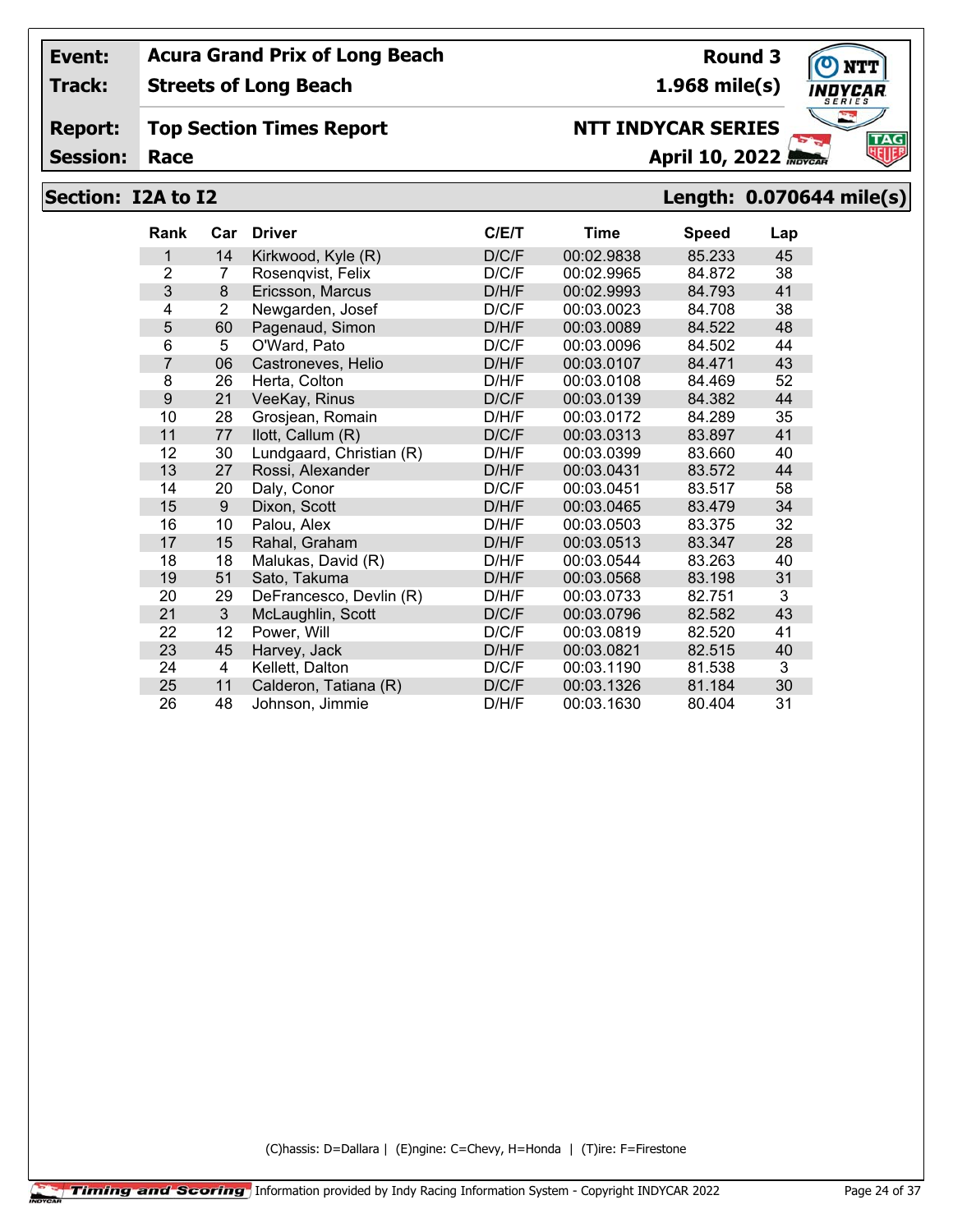| Event: | Acura Grand Prix of Long Beach | Round 3 |
|---|---|---|
| Track: | Streets of Long Beach | 1.968 mile(s) |
| Report: | Top Section Times Report | NTT INDYCAR SERIES |
| Session: | Race | April 10, 2022 |

## Section: I2A to I2 — Length: 0.070644 mile(s)

| Rank | Car | Driver | C/E/T | Time | Speed | Lap |
|---|---|---|---|---|---|---|
| 1 | 14 | Kirkwood, Kyle (R) | D/C/F | 00:02.9838 | 85.233 | 45 |
| 2 | 7 | Rosenqvist, Felix | D/C/F | 00:02.9965 | 84.872 | 38 |
| 3 | 8 | Ericsson, Marcus | D/H/F | 00:02.9993 | 84.793 | 41 |
| 4 | 2 | Newgarden, Josef | D/C/F | 00:03.0023 | 84.708 | 38 |
| 5 | 60 | Pagenaud, Simon | D/H/F | 00:03.0089 | 84.522 | 48 |
| 6 | 5 | O'Ward, Pato | D/C/F | 00:03.0096 | 84.502 | 44 |
| 7 | 06 | Castroneves, Helio | D/H/F | 00:03.0107 | 84.471 | 43 |
| 8 | 26 | Herta, Colton | D/H/F | 00:03.0108 | 84.469 | 52 |
| 9 | 21 | VeeKay, Rinus | D/C/F | 00:03.0139 | 84.382 | 44 |
| 10 | 28 | Grosjean, Romain | D/H/F | 00:03.0172 | 84.289 | 35 |
| 11 | 77 | Ilott, Callum (R) | D/C/F | 00:03.0313 | 83.897 | 41 |
| 12 | 30 | Lundgaard, Christian (R) | D/H/F | 00:03.0399 | 83.660 | 40 |
| 13 | 27 | Rossi, Alexander | D/H/F | 00:03.0431 | 83.572 | 44 |
| 14 | 20 | Daly, Conor | D/C/F | 00:03.0451 | 83.517 | 58 |
| 15 | 9 | Dixon, Scott | D/H/F | 00:03.0465 | 83.479 | 34 |
| 16 | 10 | Palou, Alex | D/H/F | 00:03.0503 | 83.375 | 32 |
| 17 | 15 | Rahal, Graham | D/H/F | 00:03.0513 | 83.347 | 28 |
| 18 | 18 | Malukas, David (R) | D/H/F | 00:03.0544 | 83.263 | 40 |
| 19 | 51 | Sato, Takuma | D/H/F | 00:03.0568 | 83.198 | 31 |
| 20 | 29 | DeFrancesco, Devlin (R) | D/H/F | 00:03.0733 | 82.751 | 3 |
| 21 | 3 | McLaughlin, Scott | D/C/F | 00:03.0796 | 82.582 | 43 |
| 22 | 12 | Power, Will | D/C/F | 00:03.0819 | 82.520 | 41 |
| 23 | 45 | Harvey, Jack | D/H/F | 00:03.0821 | 82.515 | 40 |
| 24 | 4 | Kellett, Dalton | D/C/F | 00:03.1190 | 81.538 | 3 |
| 25 | 11 | Calderon, Tatiana (R) | D/C/F | 00:03.1326 | 81.184 | 30 |
| 26 | 48 | Johnson, Jimmie | D/H/F | 00:03.1630 | 80.404 | 31 |

(C)hassis: D=Dallara | (E)ngine: C=Chevy, H=Honda | (T)ire: F=Firestone

Timing and Scoring Information provided by Indy Racing Information System - Copyright INDYCAR 2022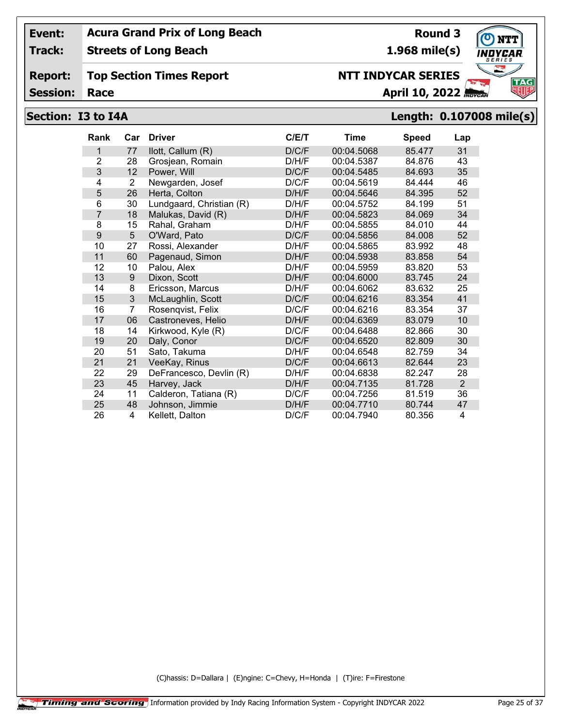| | | | |
|---|---|---|---|
| **Event:** | **Acura Grand Prix of Long Beach** | **Round 3** | |
| **Track:** | **Streets of Long Beach** | **1.968 mile(s)** | |
| **Report:** | **Top Section Times Report** | **NTT INDYCAR SERIES** | |
| **Session:** | **Race** | **April 10, 2022** | |

## Section: I3 to I4A — Length: 0.107008 mile(s)

| Rank | Car | Driver | C/E/T | Time | Speed | Lap |
|---|---|---|---|---|---|---|
| 1 | 77 | Ilott, Callum (R) | D/C/F | 00:04.5068 | 85.477 | 31 |
| 2 | 28 | Grosjean, Romain | D/H/F | 00:04.5387 | 84.876 | 43 |
| 3 | 12 | Power, Will | D/C/F | 00:04.5485 | 84.693 | 35 |
| 4 | 2 | Newgarden, Josef | D/C/F | 00:04.5619 | 84.444 | 46 |
| 5 | 26 | Herta, Colton | D/H/F | 00:04.5646 | 84.395 | 52 |
| 6 | 30 | Lundgaard, Christian (R) | D/H/F | 00:04.5752 | 84.199 | 51 |
| 7 | 18 | Malukas, David (R) | D/H/F | 00:04.5823 | 84.069 | 34 |
| 8 | 15 | Rahal, Graham | D/H/F | 00:04.5855 | 84.010 | 44 |
| 9 | 5 | O'Ward, Pato | D/C/F | 00:04.5856 | 84.008 | 52 |
| 10 | 27 | Rossi, Alexander | D/H/F | 00:04.5865 | 83.992 | 48 |
| 11 | 60 | Pagenaud, Simon | D/H/F | 00:04.5938 | 83.858 | 54 |
| 12 | 10 | Palou, Alex | D/H/F | 00:04.5959 | 83.820 | 53 |
| 13 | 9 | Dixon, Scott | D/H/F | 00:04.6000 | 83.745 | 24 |
| 14 | 8 | Ericsson, Marcus | D/H/F | 00:04.6062 | 83.632 | 25 |
| 15 | 3 | McLaughlin, Scott | D/C/F | 00:04.6216 | 83.354 | 41 |
| 16 | 7 | Rosenqvist, Felix | D/C/F | 00:04.6216 | 83.354 | 37 |
| 17 | 06 | Castroneves, Helio | D/H/F | 00:04.6369 | 83.079 | 10 |
| 18 | 14 | Kirkwood, Kyle (R) | D/C/F | 00:04.6488 | 82.866 | 30 |
| 19 | 20 | Daly, Conor | D/C/F | 00:04.6520 | 82.809 | 30 |
| 20 | 51 | Sato, Takuma | D/H/F | 00:04.6548 | 82.759 | 34 |
| 21 | 21 | VeeKay, Rinus | D/C/F | 00:04.6613 | 82.644 | 23 |
| 22 | 29 | DeFrancesco, Devlin (R) | D/H/F | 00:04.6838 | 82.247 | 28 |
| 23 | 45 | Harvey, Jack | D/H/F | 00:04.7135 | 81.728 | 2 |
| 24 | 11 | Calderon, Tatiana (R) | D/C/F | 00:04.7256 | 81.519 | 36 |
| 25 | 48 | Johnson, Jimmie | D/H/F | 00:04.7710 | 80.744 | 47 |
| 26 | 4 | Kellett, Dalton | D/C/F | 00:04.7940 | 80.356 | 4 |

(C)hassis: D=Dallara | (E)ngine: C=Chevy, H=Honda | (T)ire: F=Firestone

Timing and Scoring — Information provided by Indy Racing Information System - Copyright INDYCAR 2022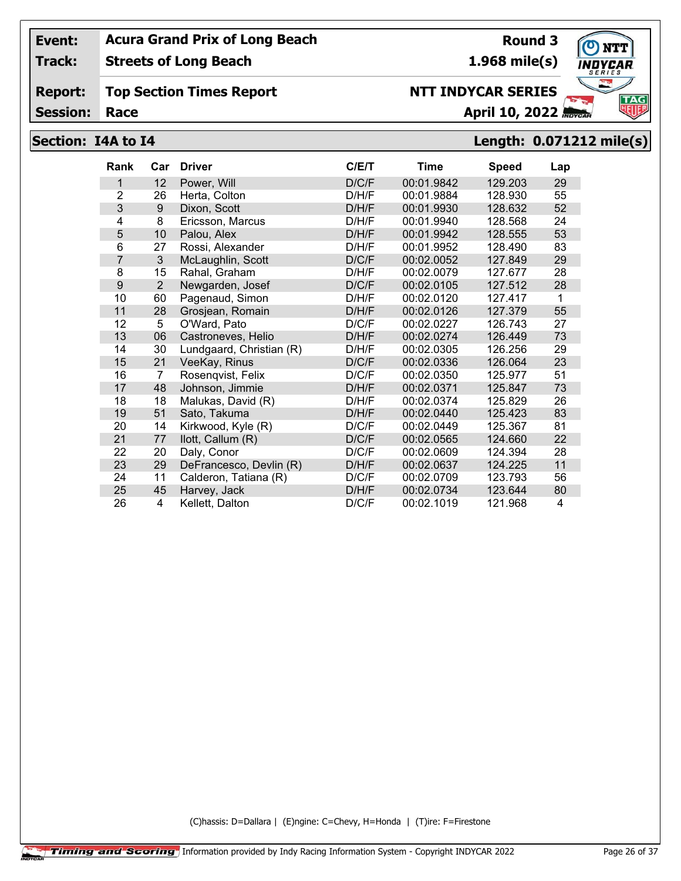| Event: | Acura Grand Prix of Long Beach | Round 3 |
|---|---|---|
| Track: | Streets of Long Beach | 1.968 mile(s) |
| Report: | Top Section Times Report | NTT INDYCAR SERIES |
| Session: | Race | April 10, 2022 |

## Section: I4A to I4 — Length: 0.071212 mile(s)

| Rank | Car | Driver | C/E/T | Time | Speed | Lap |
|---|---|---|---|---|---|---|
| 1 | 12 | Power, Will | D/C/F | 00:01.9842 | 129.203 | 29 |
| 2 | 26 | Herta, Colton | D/H/F | 00:01.9884 | 128.930 | 55 |
| 3 | 9 | Dixon, Scott | D/H/F | 00:01.9930 | 128.632 | 52 |
| 4 | 8 | Ericsson, Marcus | D/H/F | 00:01.9940 | 128.568 | 24 |
| 5 | 10 | Palou, Alex | D/H/F | 00:01.9942 | 128.555 | 53 |
| 6 | 27 | Rossi, Alexander | D/H/F | 00:01.9952 | 128.490 | 83 |
| 7 | 3 | McLaughlin, Scott | D/C/F | 00:02.0052 | 127.849 | 29 |
| 8 | 15 | Rahal, Graham | D/H/F | 00:02.0079 | 127.677 | 28 |
| 9 | 2 | Newgarden, Josef | D/C/F | 00:02.0105 | 127.512 | 28 |
| 10 | 60 | Pagenaud, Simon | D/H/F | 00:02.0120 | 127.417 | 1 |
| 11 | 28 | Grosjean, Romain | D/H/F | 00:02.0126 | 127.379 | 55 |
| 12 | 5 | O'Ward, Pato | D/C/F | 00:02.0227 | 126.743 | 27 |
| 13 | 06 | Castroneves, Helio | D/H/F | 00:02.0274 | 126.449 | 73 |
| 14 | 30 | Lundgaard, Christian (R) | D/H/F | 00:02.0305 | 126.256 | 29 |
| 15 | 21 | VeeKay, Rinus | D/C/F | 00:02.0336 | 126.064 | 23 |
| 16 | 7 | Rosenqvist, Felix | D/C/F | 00:02.0350 | 125.977 | 51 |
| 17 | 48 | Johnson, Jimmie | D/H/F | 00:02.0371 | 125.847 | 73 |
| 18 | 18 | Malukas, David (R) | D/H/F | 00:02.0374 | 125.829 | 26 |
| 19 | 51 | Sato, Takuma | D/H/F | 00:02.0440 | 125.423 | 83 |
| 20 | 14 | Kirkwood, Kyle (R) | D/C/F | 00:02.0449 | 125.367 | 81 |
| 21 | 77 | Ilott, Callum (R) | D/C/F | 00:02.0565 | 124.660 | 22 |
| 22 | 20 | Daly, Conor | D/C/F | 00:02.0609 | 124.394 | 28 |
| 23 | 29 | DeFrancesco, Devlin (R) | D/H/F | 00:02.0637 | 124.225 | 11 |
| 24 | 11 | Calderon, Tatiana (R) | D/C/F | 00:02.0709 | 123.793 | 56 |
| 25 | 45 | Harvey, Jack | D/H/F | 00:02.0734 | 123.644 | 80 |
| 26 | 4 | Kellett, Dalton | D/C/F | 00:02.1019 | 121.968 | 4 |

(C)hassis: D=Dallara | (E)ngine: C=Chevy, H=Honda | (T)ire: F=Firestone

Timing and Scoring Information provided by Indy Racing Information System - Copyright INDYCAR 2022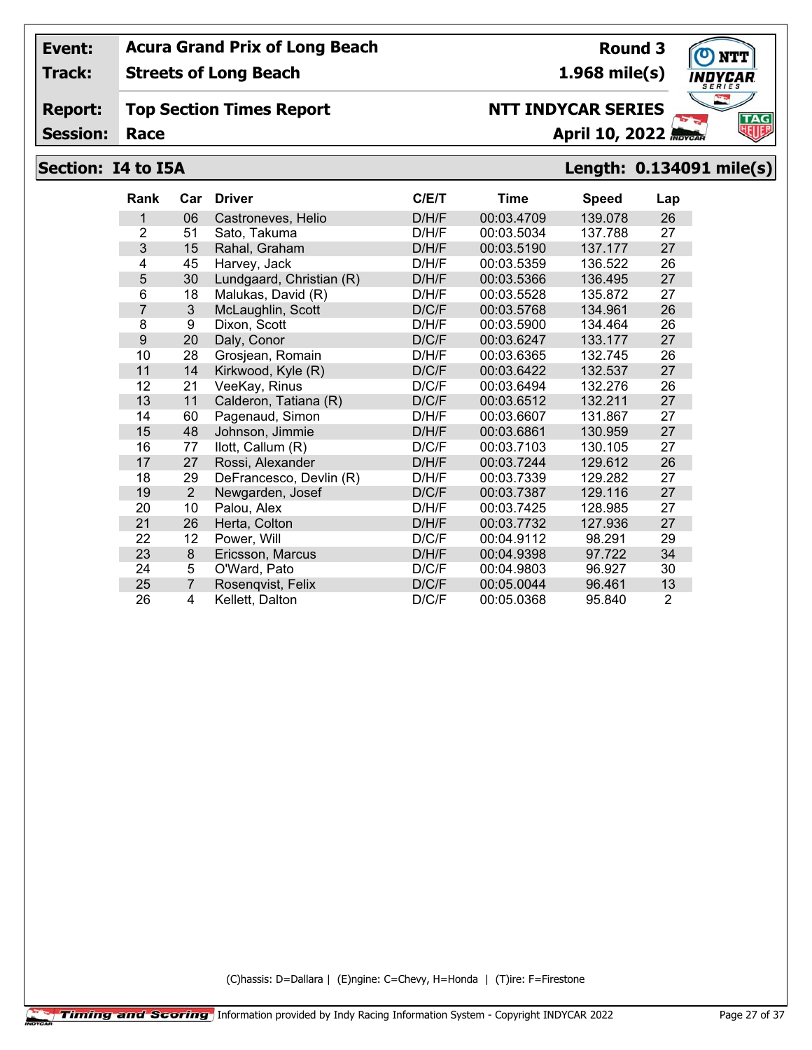| Event: | Acura Grand Prix of Long Beach | Round 3 |
|---|---|---|
| Track: | Streets of Long Beach | 1.968 mile(s) |
| Report: | Top Section Times Report | NTT INDYCAR SERIES |
| Session: | Race | April 10, 2022 |

## Section: I4 to I5A — Length: 0.134091 mile(s)

| Rank | Car | Driver | C/E/T | Time | Speed | Lap |
|---|---|---|---|---|---|---|
| 1 | 06 | Castroneves, Helio | D/H/F | 00:03.4709 | 139.078 | 26 |
| 2 | 51 | Sato, Takuma | D/H/F | 00:03.5034 | 137.788 | 27 |
| 3 | 15 | Rahal, Graham | D/H/F | 00:03.5190 | 137.177 | 27 |
| 4 | 45 | Harvey, Jack | D/H/F | 00:03.5359 | 136.522 | 26 |
| 5 | 30 | Lundgaard, Christian (R) | D/H/F | 00:03.5366 | 136.495 | 27 |
| 6 | 18 | Malukas, David (R) | D/H/F | 00:03.5528 | 135.872 | 27 |
| 7 | 3 | McLaughlin, Scott | D/C/F | 00:03.5768 | 134.961 | 26 |
| 8 | 9 | Dixon, Scott | D/H/F | 00:03.5900 | 134.464 | 26 |
| 9 | 20 | Daly, Conor | D/C/F | 00:03.6247 | 133.177 | 27 |
| 10 | 28 | Grosjean, Romain | D/H/F | 00:03.6365 | 132.745 | 26 |
| 11 | 14 | Kirkwood, Kyle (R) | D/C/F | 00:03.6422 | 132.537 | 27 |
| 12 | 21 | VeeKay, Rinus | D/C/F | 00:03.6494 | 132.276 | 26 |
| 13 | 11 | Calderon, Tatiana (R) | D/C/F | 00:03.6512 | 132.211 | 27 |
| 14 | 60 | Pagenaud, Simon | D/H/F | 00:03.6607 | 131.867 | 27 |
| 15 | 48 | Johnson, Jimmie | D/H/F | 00:03.6861 | 130.959 | 27 |
| 16 | 77 | Ilott, Callum (R) | D/C/F | 00:03.7103 | 130.105 | 27 |
| 17 | 27 | Rossi, Alexander | D/H/F | 00:03.7244 | 129.612 | 26 |
| 18 | 29 | DeFrancesco, Devlin (R) | D/H/F | 00:03.7339 | 129.282 | 27 |
| 19 | 2 | Newgarden, Josef | D/C/F | 00:03.7387 | 129.116 | 27 |
| 20 | 10 | Palou, Alex | D/H/F | 00:03.7425 | 128.985 | 27 |
| 21 | 26 | Herta, Colton | D/H/F | 00:03.7732 | 127.936 | 27 |
| 22 | 12 | Power, Will | D/C/F | 00:04.9112 | 98.291 | 29 |
| 23 | 8 | Ericsson, Marcus | D/H/F | 00:04.9398 | 97.722 | 34 |
| 24 | 5 | O'Ward, Pato | D/C/F | 00:04.9803 | 96.927 | 30 |
| 25 | 7 | Rosenqvist, Felix | D/C/F | 00:05.0044 | 96.461 | 13 |
| 26 | 4 | Kellett, Dalton | D/C/F | 00:05.0368 | 95.840 | 2 |

(C)hassis: D=Dallara | (E)ngine: C=Chevy, H=Honda | (T)ire: F=Firestone

Timing and Scoring — Information provided by Indy Racing Information System - Copyright INDYCAR 2022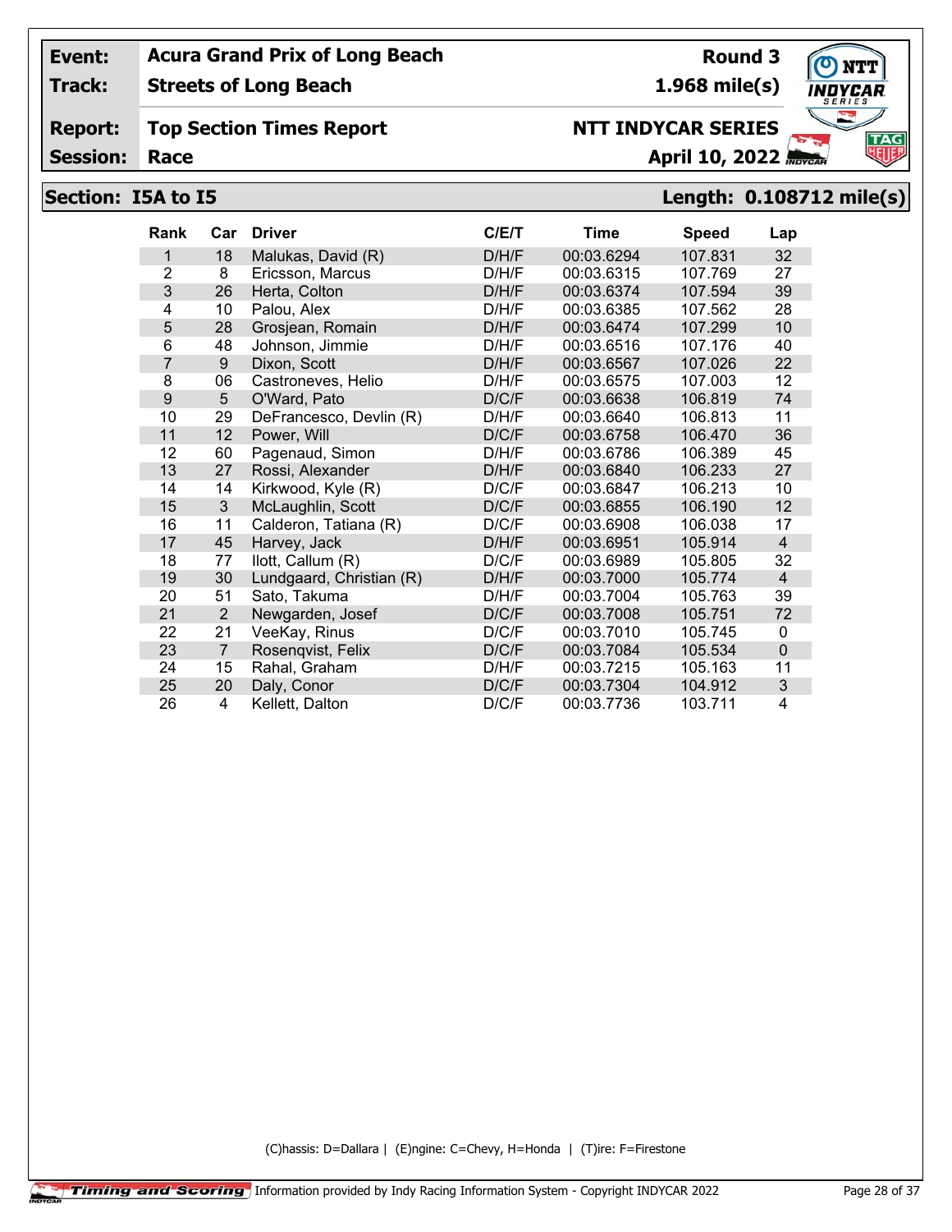| Event: | Acura Grand Prix of Long Beach | Round 3 |
|---|---|---|
| Track: | Streets of Long Beach | 1.968 mile(s) |
| Report: | Top Section Times Report | NTT INDYCAR SERIES |
| Session: | Race | April 10, 2022 |

## Section: I5A to I5 — Length: 0.108712 mile(s)

| Rank | Car | Driver | C/E/T | Time | Speed | Lap |
|---|---|---|---|---|---|---|
| 1 | 18 | Malukas, David (R) | D/H/F | 00:03.6294 | 107.831 | 32 |
| 2 | 8 | Ericsson, Marcus | D/H/F | 00:03.6315 | 107.769 | 27 |
| 3 | 26 | Herta, Colton | D/H/F | 00:03.6374 | 107.594 | 39 |
| 4 | 10 | Palou, Alex | D/H/F | 00:03.6385 | 107.562 | 28 |
| 5 | 28 | Grosjean, Romain | D/H/F | 00:03.6474 | 107.299 | 10 |
| 6 | 48 | Johnson, Jimmie | D/H/F | 00:03.6516 | 107.176 | 40 |
| 7 | 9 | Dixon, Scott | D/H/F | 00:03.6567 | 107.026 | 22 |
| 8 | 06 | Castroneves, Helio | D/H/F | 00:03.6575 | 107.003 | 12 |
| 9 | 5 | O'Ward, Pato | D/C/F | 00:03.6638 | 106.819 | 74 |
| 10 | 29 | DeFrancesco, Devlin (R) | D/H/F | 00:03.6640 | 106.813 | 11 |
| 11 | 12 | Power, Will | D/C/F | 00:03.6758 | 106.470 | 36 |
| 12 | 60 | Pagenaud, Simon | D/H/F | 00:03.6786 | 106.389 | 45 |
| 13 | 27 | Rossi, Alexander | D/H/F | 00:03.6840 | 106.233 | 27 |
| 14 | 14 | Kirkwood, Kyle (R) | D/C/F | 00:03.6847 | 106.213 | 10 |
| 15 | 3 | McLaughlin, Scott | D/C/F | 00:03.6855 | 106.190 | 12 |
| 16 | 11 | Calderon, Tatiana (R) | D/C/F | 00:03.6908 | 106.038 | 17 |
| 17 | 45 | Harvey, Jack | D/H/F | 00:03.6951 | 105.914 | 4 |
| 18 | 77 | Ilott, Callum (R) | D/C/F | 00:03.6989 | 105.805 | 32 |
| 19 | 30 | Lundgaard, Christian (R) | D/H/F | 00:03.7000 | 105.774 | 4 |
| 20 | 51 | Sato, Takuma | D/H/F | 00:03.7004 | 105.763 | 39 |
| 21 | 2 | Newgarden, Josef | D/C/F | 00:03.7008 | 105.751 | 72 |
| 22 | 21 | VeeKay, Rinus | D/C/F | 00:03.7010 | 105.745 | 0 |
| 23 | 7 | Rosenqvist, Felix | D/C/F | 00:03.7084 | 105.534 | 0 |
| 24 | 15 | Rahal, Graham | D/H/F | 00:03.7215 | 105.163 | 11 |
| 25 | 20 | Daly, Conor | D/C/F | 00:03.7304 | 104.912 | 3 |
| 26 | 4 | Kellett, Dalton | D/C/F | 00:03.7736 | 103.711 | 4 |

(C)hassis: D=Dallara | (E)ngine: C=Chevy, H=Honda | (T)ire: F=Firestone

Timing and Scoring Information provided by Indy Racing Information System - Copyright INDYCAR 2022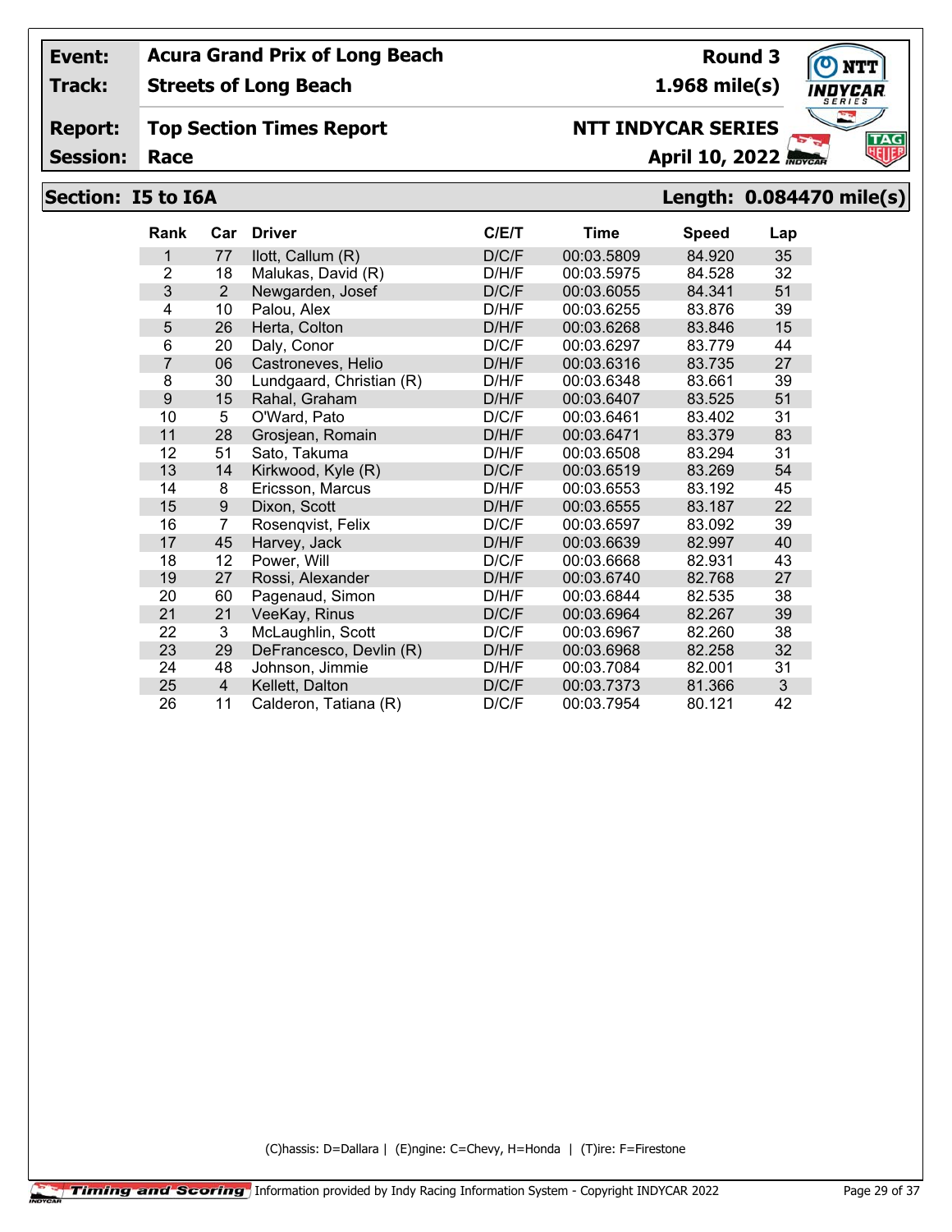| | | | |
|---|---|---|---|
| **Event:** | **Acura Grand Prix of Long Beach** | **Round 3** | |
| **Track:** | **Streets of Long Beach** | **1.968 mile(s)** | |
| **Report:** | **Top Section Times Report** | **NTT INDYCAR SERIES** | |
| **Session:** | **Race** | **April 10, 2022** | |

## Section: I5 to I6A — Length: 0.084470 mile(s)

| Rank | Car | Driver | C/E/T | Time | Speed | Lap |
|---|---|---|---|---|---|---|
| 1 | 77 | Ilott, Callum (R) | D/C/F | 00:03.5809 | 84.920 | 35 |
| 2 | 18 | Malukas, David (R) | D/H/F | 00:03.5975 | 84.528 | 32 |
| 3 | 2 | Newgarden, Josef | D/C/F | 00:03.6055 | 84.341 | 51 |
| 4 | 10 | Palou, Alex | D/H/F | 00:03.6255 | 83.876 | 39 |
| 5 | 26 | Herta, Colton | D/H/F | 00:03.6268 | 83.846 | 15 |
| 6 | 20 | Daly, Conor | D/C/F | 00:03.6297 | 83.779 | 44 |
| 7 | 06 | Castroneves, Helio | D/H/F | 00:03.6316 | 83.735 | 27 |
| 8 | 30 | Lundgaard, Christian (R) | D/H/F | 00:03.6348 | 83.661 | 39 |
| 9 | 15 | Rahal, Graham | D/H/F | 00:03.6407 | 83.525 | 51 |
| 10 | 5 | O'Ward, Pato | D/C/F | 00:03.6461 | 83.402 | 31 |
| 11 | 28 | Grosjean, Romain | D/H/F | 00:03.6471 | 83.379 | 83 |
| 12 | 51 | Sato, Takuma | D/H/F | 00:03.6508 | 83.294 | 31 |
| 13 | 14 | Kirkwood, Kyle (R) | D/C/F | 00:03.6519 | 83.269 | 54 |
| 14 | 8 | Ericsson, Marcus | D/H/F | 00:03.6553 | 83.192 | 45 |
| 15 | 9 | Dixon, Scott | D/H/F | 00:03.6555 | 83.187 | 22 |
| 16 | 7 | Rosenqvist, Felix | D/C/F | 00:03.6597 | 83.092 | 39 |
| 17 | 45 | Harvey, Jack | D/H/F | 00:03.6639 | 82.997 | 40 |
| 18 | 12 | Power, Will | D/C/F | 00:03.6668 | 82.931 | 43 |
| 19 | 27 | Rossi, Alexander | D/H/F | 00:03.6740 | 82.768 | 27 |
| 20 | 60 | Pagenaud, Simon | D/H/F | 00:03.6844 | 82.535 | 38 |
| 21 | 21 | VeeKay, Rinus | D/C/F | 00:03.6964 | 82.267 | 39 |
| 22 | 3 | McLaughlin, Scott | D/C/F | 00:03.6967 | 82.260 | 38 |
| 23 | 29 | DeFrancesco, Devlin (R) | D/H/F | 00:03.6968 | 82.258 | 32 |
| 24 | 48 | Johnson, Jimmie | D/H/F | 00:03.7084 | 82.001 | 31 |
| 25 | 4 | Kellett, Dalton | D/C/F | 00:03.7373 | 81.366 | 3 |
| 26 | 11 | Calderon, Tatiana (R) | D/C/F | 00:03.7954 | 80.121 | 42 |

(C)hassis: D=Dallara | (E)ngine: C=Chevy, H=Honda | (T)ire: F=Firestone

Timing and Scoring — Information provided by Indy Racing Information System - Copyright INDYCAR 2022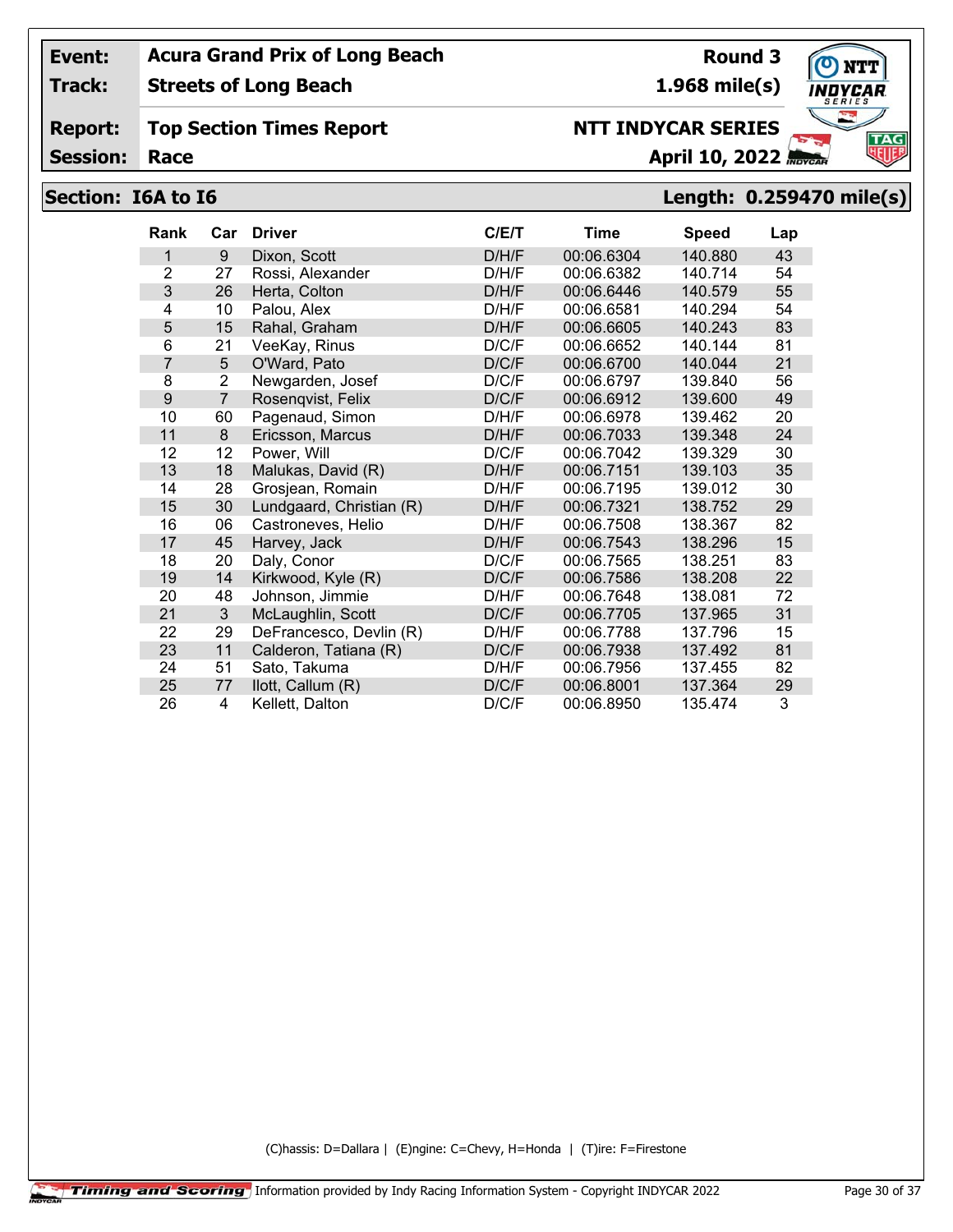| Event: | Acura Grand Prix of Long Beach | Round 3 |
|---|---|---|
| Track: | Streets of Long Beach | 1.968 mile(s) |
| Report: | Top Section Times Report | NTT INDYCAR SERIES |
| Session: | Race | April 10, 2022 |

## Section: I6A to I6 — Length: 0.259470 mile(s)

| Rank | Car | Driver | C/E/T | Time | Speed | Lap |
|---|---|---|---|---|---|---|
| 1 | 9 | Dixon, Scott | D/H/F | 00:06.6304 | 140.880 | 43 |
| 2 | 27 | Rossi, Alexander | D/H/F | 00:06.6382 | 140.714 | 54 |
| 3 | 26 | Herta, Colton | D/H/F | 00:06.6446 | 140.579 | 55 |
| 4 | 10 | Palou, Alex | D/H/F | 00:06.6581 | 140.294 | 54 |
| 5 | 15 | Rahal, Graham | D/H/F | 00:06.6605 | 140.243 | 83 |
| 6 | 21 | VeeKay, Rinus | D/C/F | 00:06.6652 | 140.144 | 81 |
| 7 | 5 | O'Ward, Pato | D/C/F | 00:06.6700 | 140.044 | 21 |
| 8 | 2 | Newgarden, Josef | D/C/F | 00:06.6797 | 139.840 | 56 |
| 9 | 7 | Rosenqvist, Felix | D/C/F | 00:06.6912 | 139.600 | 49 |
| 10 | 60 | Pagenaud, Simon | D/H/F | 00:06.6978 | 139.462 | 20 |
| 11 | 8 | Ericsson, Marcus | D/H/F | 00:06.7033 | 139.348 | 24 |
| 12 | 12 | Power, Will | D/C/F | 00:06.7042 | 139.329 | 30 |
| 13 | 18 | Malukas, David (R) | D/H/F | 00:06.7151 | 139.103 | 35 |
| 14 | 28 | Grosjean, Romain | D/H/F | 00:06.7195 | 139.012 | 30 |
| 15 | 30 | Lundgaard, Christian (R) | D/H/F | 00:06.7321 | 138.752 | 29 |
| 16 | 06 | Castroneves, Helio | D/H/F | 00:06.7508 | 138.367 | 82 |
| 17 | 45 | Harvey, Jack | D/H/F | 00:06.7543 | 138.296 | 15 |
| 18 | 20 | Daly, Conor | D/C/F | 00:06.7565 | 138.251 | 83 |
| 19 | 14 | Kirkwood, Kyle (R) | D/C/F | 00:06.7586 | 138.208 | 22 |
| 20 | 48 | Johnson, Jimmie | D/H/F | 00:06.7648 | 138.081 | 72 |
| 21 | 3 | McLaughlin, Scott | D/C/F | 00:06.7705 | 137.965 | 31 |
| 22 | 29 | DeFrancesco, Devlin (R) | D/H/F | 00:06.7788 | 137.796 | 15 |
| 23 | 11 | Calderon, Tatiana (R) | D/C/F | 00:06.7938 | 137.492 | 81 |
| 24 | 51 | Sato, Takuma | D/H/F | 00:06.7956 | 137.455 | 82 |
| 25 | 77 | Ilott, Callum (R) | D/C/F | 00:06.8001 | 137.364 | 29 |
| 26 | 4 | Kellett, Dalton | D/C/F | 00:06.8950 | 135.474 | 3 |

(C)hassis: D=Dallara | (E)ngine: C=Chevy, H=Honda | (T)ire: F=Firestone

Timing and Scoring — Information provided by Indy Racing Information System - Copyright INDYCAR 2022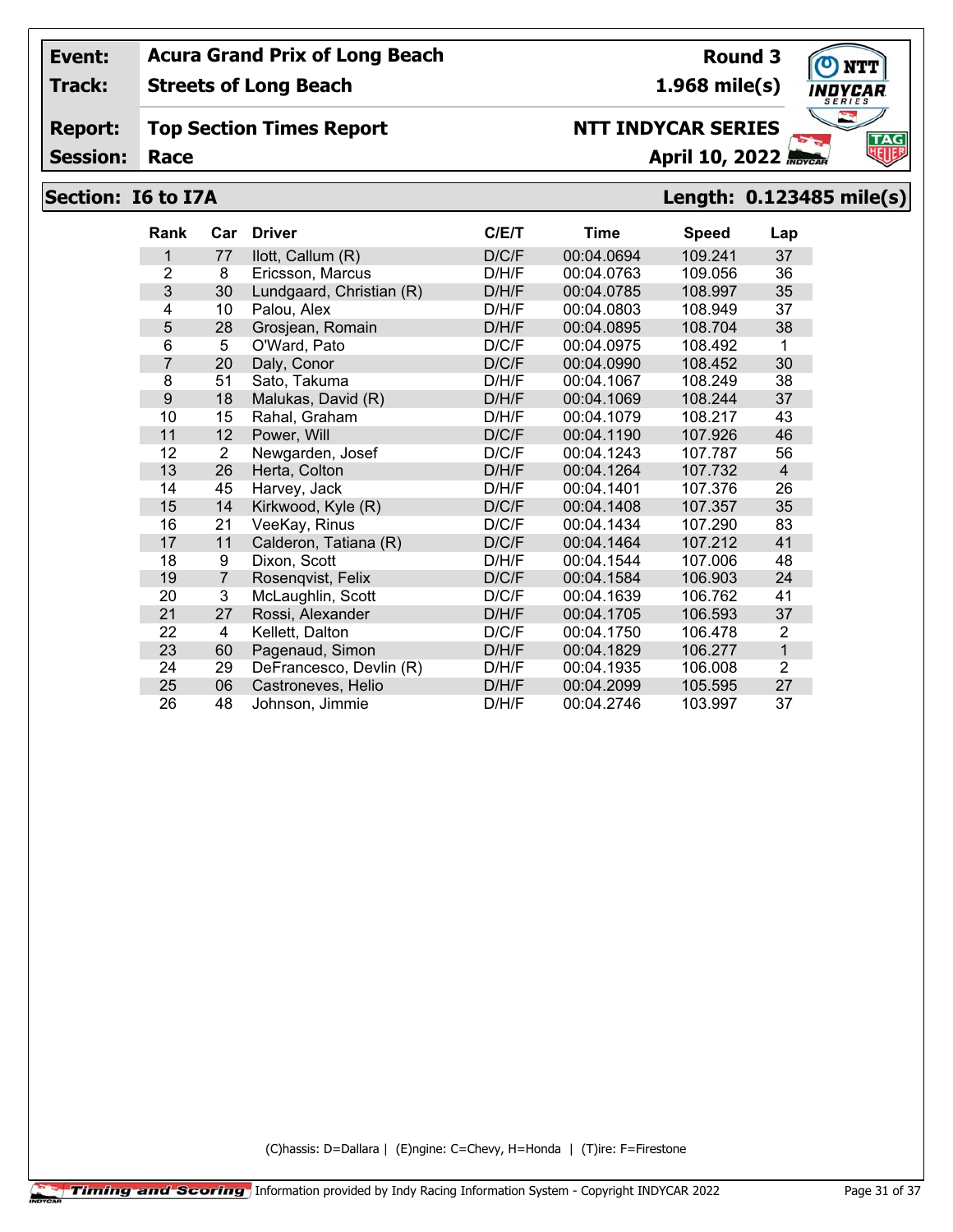| | | | |
|---|---|---|---|
| **Event:** | **Acura Grand Prix of Long Beach** | **Round 3** | |
| **Track:** | **Streets of Long Beach** | **1.968 mile(s)** | |
| **Report:** | **Top Section Times Report** | **NTT INDYCAR SERIES** | |
| **Session:** | **Race** | **April 10, 2022** | |

## Section: I6 to I7A — Length: 0.123485 mile(s)

| Rank | Car | Driver | C/E/T | Time | Speed | Lap |
|---|---|---|---|---|---|---|
| 1 | 77 | Ilott, Callum (R) | D/C/F | 00:04.0694 | 109.241 | 37 |
| 2 | 8 | Ericsson, Marcus | D/H/F | 00:04.0763 | 109.056 | 36 |
| 3 | 30 | Lundgaard, Christian (R) | D/H/F | 00:04.0785 | 108.997 | 35 |
| 4 | 10 | Palou, Alex | D/H/F | 00:04.0803 | 108.949 | 37 |
| 5 | 28 | Grosjean, Romain | D/H/F | 00:04.0895 | 108.704 | 38 |
| 6 | 5 | O'Ward, Pato | D/C/F | 00:04.0975 | 108.492 | 1 |
| 7 | 20 | Daly, Conor | D/C/F | 00:04.0990 | 108.452 | 30 |
| 8 | 51 | Sato, Takuma | D/H/F | 00:04.1067 | 108.249 | 38 |
| 9 | 18 | Malukas, David (R) | D/H/F | 00:04.1069 | 108.244 | 37 |
| 10 | 15 | Rahal, Graham | D/H/F | 00:04.1079 | 108.217 | 43 |
| 11 | 12 | Power, Will | D/C/F | 00:04.1190 | 107.926 | 46 |
| 12 | 2 | Newgarden, Josef | D/C/F | 00:04.1243 | 107.787 | 56 |
| 13 | 26 | Herta, Colton | D/H/F | 00:04.1264 | 107.732 | 4 |
| 14 | 45 | Harvey, Jack | D/H/F | 00:04.1401 | 107.376 | 26 |
| 15 | 14 | Kirkwood, Kyle (R) | D/C/F | 00:04.1408 | 107.357 | 35 |
| 16 | 21 | VeeKay, Rinus | D/C/F | 00:04.1434 | 107.290 | 83 |
| 17 | 11 | Calderon, Tatiana (R) | D/C/F | 00:04.1464 | 107.212 | 41 |
| 18 | 9 | Dixon, Scott | D/H/F | 00:04.1544 | 107.006 | 48 |
| 19 | 7 | Rosenqvist, Felix | D/C/F | 00:04.1584 | 106.903 | 24 |
| 20 | 3 | McLaughlin, Scott | D/C/F | 00:04.1639 | 106.762 | 41 |
| 21 | 27 | Rossi, Alexander | D/H/F | 00:04.1705 | 106.593 | 37 |
| 22 | 4 | Kellett, Dalton | D/C/F | 00:04.1750 | 106.478 | 2 |
| 23 | 60 | Pagenaud, Simon | D/H/F | 00:04.1829 | 106.277 | 1 |
| 24 | 29 | DeFrancesco, Devlin (R) | D/H/F | 00:04.1935 | 106.008 | 2 |
| 25 | 06 | Castroneves, Helio | D/H/F | 00:04.2099 | 105.595 | 27 |
| 26 | 48 | Johnson, Jimmie | D/H/F | 00:04.2746 | 103.997 | 37 |

(C)hassis: D=Dallara | (E)ngine: C=Chevy, H=Honda | (T)ire: F=Firestone

Timing and Scoring | Information provided by Indy Racing Information System - Copyright INDYCAR 2022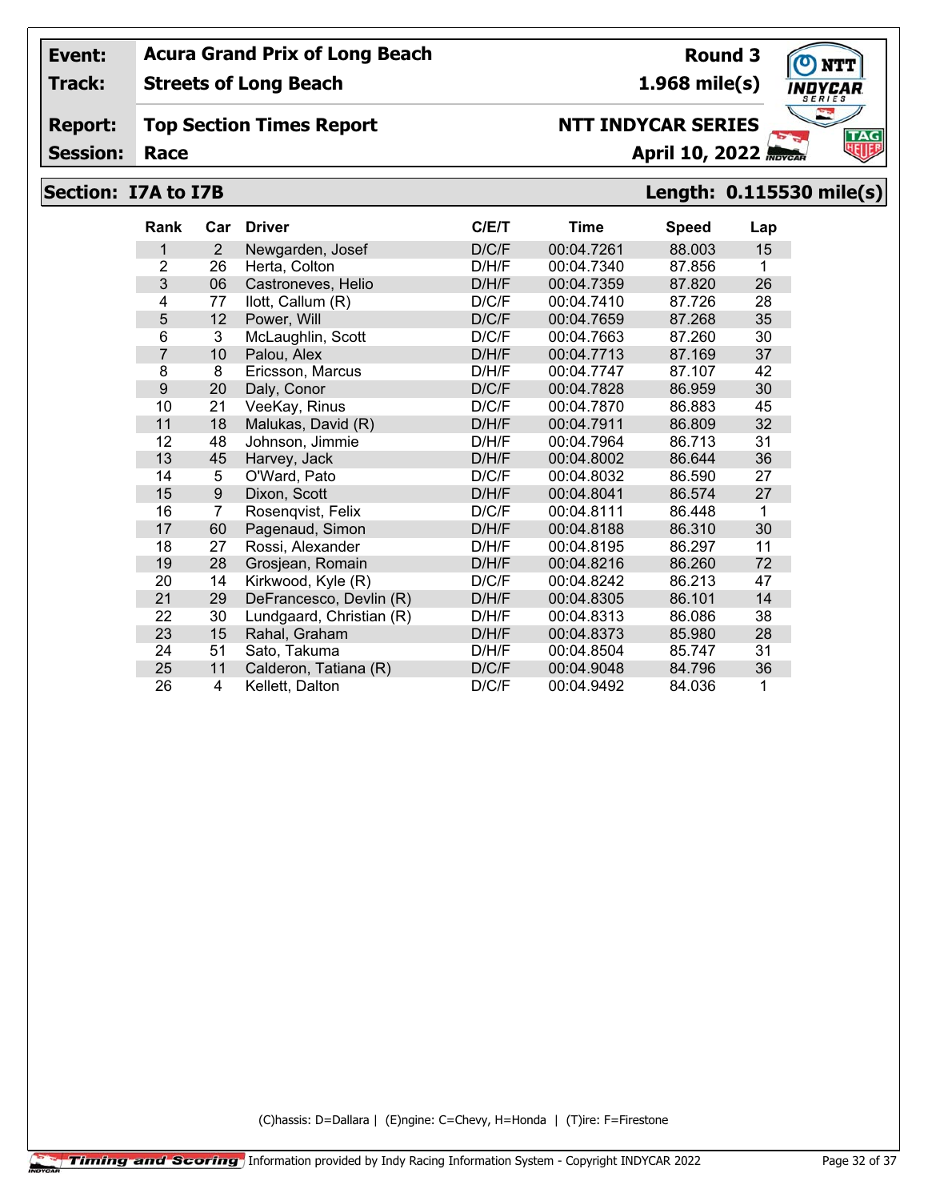| | | | |
|---|---|---|---|
| **Event:** | **Acura Grand Prix of Long Beach** | **Round 3** | |
| **Track:** | **Streets of Long Beach** | **1.968 mile(s)** | |
| **Report:** | **Top Section Times Report** | **NTT INDYCAR SERIES** | |
| **Session:** | **Race** | **April 10, 2022** | |

## Section: I7A to I7B — Length: 0.115530 mile(s)

| Rank | Car | Driver | C/E/T | Time | Speed | Lap |
|---|---|---|---|---|---|---|
| 1 | 2 | Newgarden, Josef | D/C/F | 00:04.7261 | 88.003 | 15 |
| 2 | 26 | Herta, Colton | D/H/F | 00:04.7340 | 87.856 | 1 |
| 3 | 06 | Castroneves, Helio | D/H/F | 00:04.7359 | 87.820 | 26 |
| 4 | 77 | Ilott, Callum (R) | D/C/F | 00:04.7410 | 87.726 | 28 |
| 5 | 12 | Power, Will | D/C/F | 00:04.7659 | 87.268 | 35 |
| 6 | 3 | McLaughlin, Scott | D/C/F | 00:04.7663 | 87.260 | 30 |
| 7 | 10 | Palou, Alex | D/H/F | 00:04.7713 | 87.169 | 37 |
| 8 | 8 | Ericsson, Marcus | D/H/F | 00:04.7747 | 87.107 | 42 |
| 9 | 20 | Daly, Conor | D/C/F | 00:04.7828 | 86.959 | 30 |
| 10 | 21 | VeeKay, Rinus | D/C/F | 00:04.7870 | 86.883 | 45 |
| 11 | 18 | Malukas, David (R) | D/H/F | 00:04.7911 | 86.809 | 32 |
| 12 | 48 | Johnson, Jimmie | D/H/F | 00:04.7964 | 86.713 | 31 |
| 13 | 45 | Harvey, Jack | D/H/F | 00:04.8002 | 86.644 | 36 |
| 14 | 5 | O'Ward, Pato | D/C/F | 00:04.8032 | 86.590 | 27 |
| 15 | 9 | Dixon, Scott | D/H/F | 00:04.8041 | 86.574 | 27 |
| 16 | 7 | Rosenqvist, Felix | D/C/F | 00:04.8111 | 86.448 | 1 |
| 17 | 60 | Pagenaud, Simon | D/H/F | 00:04.8188 | 86.310 | 30 |
| 18 | 27 | Rossi, Alexander | D/H/F | 00:04.8195 | 86.297 | 11 |
| 19 | 28 | Grosjean, Romain | D/H/F | 00:04.8216 | 86.260 | 72 |
| 20 | 14 | Kirkwood, Kyle (R) | D/C/F | 00:04.8242 | 86.213 | 47 |
| 21 | 29 | DeFrancesco, Devlin (R) | D/H/F | 00:04.8305 | 86.101 | 14 |
| 22 | 30 | Lundgaard, Christian (R) | D/H/F | 00:04.8313 | 86.086 | 38 |
| 23 | 15 | Rahal, Graham | D/H/F | 00:04.8373 | 85.980 | 28 |
| 24 | 51 | Sato, Takuma | D/H/F | 00:04.8504 | 85.747 | 31 |
| 25 | 11 | Calderon, Tatiana (R) | D/C/F | 00:04.9048 | 84.796 | 36 |
| 26 | 4 | Kellett, Dalton | D/C/F | 00:04.9492 | 84.036 | 1 |

(C)hassis: D=Dallara | (E)ngine: C=Chevy, H=Honda | (T)ire: F=Firestone

Timing and Scoring — Information provided by Indy Racing Information System - Copyright INDYCAR 2022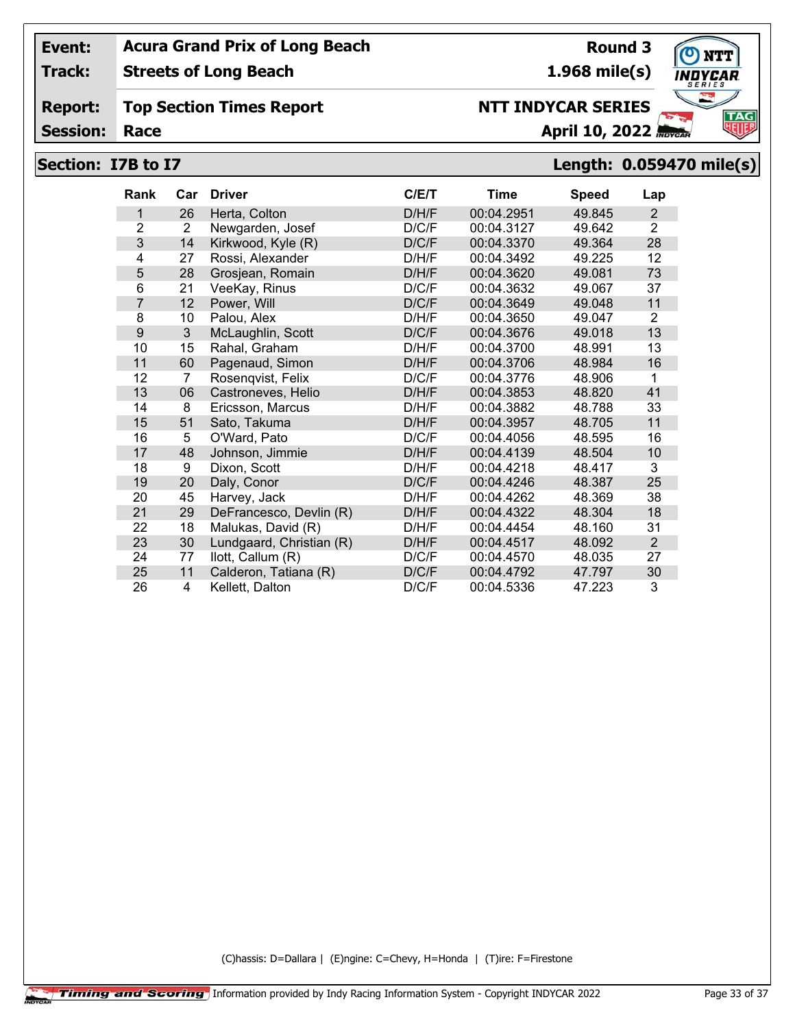**Event:** Acura Grand Prix of Long Beach — **Round 3**

**Track:** Streets of Long Beach — **1.968 mile(s)**

**Report:** Top Section Times Report — **NTT INDYCAR SERIES**

**Session:** Race — **April 10, 2022**

## Section: I7B to I7 — Length: 0.059470 mile(s)

| Rank | Car | Driver | C/E/T | Time | Speed | Lap |
|---|---|---|---|---|---|---|
| 1 | 26 | Herta, Colton | D/H/F | 00:04.2951 | 49.845 | 2 |
| 2 | 2 | Newgarden, Josef | D/C/F | 00:04.3127 | 49.642 | 2 |
| 3 | 14 | Kirkwood, Kyle (R) | D/C/F | 00:04.3370 | 49.364 | 28 |
| 4 | 27 | Rossi, Alexander | D/H/F | 00:04.3492 | 49.225 | 12 |
| 5 | 28 | Grosjean, Romain | D/H/F | 00:04.3620 | 49.081 | 73 |
| 6 | 21 | VeeKay, Rinus | D/C/F | 00:04.3632 | 49.067 | 37 |
| 7 | 12 | Power, Will | D/C/F | 00:04.3649 | 49.048 | 11 |
| 8 | 10 | Palou, Alex | D/H/F | 00:04.3650 | 49.047 | 2 |
| 9 | 3 | McLaughlin, Scott | D/C/F | 00:04.3676 | 49.018 | 13 |
| 10 | 15 | Rahal, Graham | D/H/F | 00:04.3700 | 48.991 | 13 |
| 11 | 60 | Pagenaud, Simon | D/H/F | 00:04.3706 | 48.984 | 16 |
| 12 | 7 | Rosenqvist, Felix | D/C/F | 00:04.3776 | 48.906 | 1 |
| 13 | 06 | Castroneves, Helio | D/H/F | 00:04.3853 | 48.820 | 41 |
| 14 | 8 | Ericsson, Marcus | D/H/F | 00:04.3882 | 48.788 | 33 |
| 15 | 51 | Sato, Takuma | D/H/F | 00:04.3957 | 48.705 | 11 |
| 16 | 5 | O'Ward, Pato | D/C/F | 00:04.4056 | 48.595 | 16 |
| 17 | 48 | Johnson, Jimmie | D/H/F | 00:04.4139 | 48.504 | 10 |
| 18 | 9 | Dixon, Scott | D/H/F | 00:04.4218 | 48.417 | 3 |
| 19 | 20 | Daly, Conor | D/C/F | 00:04.4246 | 48.387 | 25 |
| 20 | 45 | Harvey, Jack | D/H/F | 00:04.4262 | 48.369 | 38 |
| 21 | 29 | DeFrancesco, Devlin (R) | D/H/F | 00:04.4322 | 48.304 | 18 |
| 22 | 18 | Malukas, David (R) | D/H/F | 00:04.4454 | 48.160 | 31 |
| 23 | 30 | Lundgaard, Christian (R) | D/H/F | 00:04.4517 | 48.092 | 2 |
| 24 | 77 | Ilott, Callum (R) | D/C/F | 00:04.4570 | 48.035 | 27 |
| 25 | 11 | Calderon, Tatiana (R) | D/C/F | 00:04.4792 | 47.797 | 30 |
| 26 | 4 | Kellett, Dalton | D/C/F | 00:04.5336 | 47.223 | 3 |

(C)hassis: D=Dallara | (E)ngine: C=Chevy, H=Honda | (T)ire: F=Firestone

Timing and Scoring — Information provided by Indy Racing Information System - Copyright INDYCAR 2022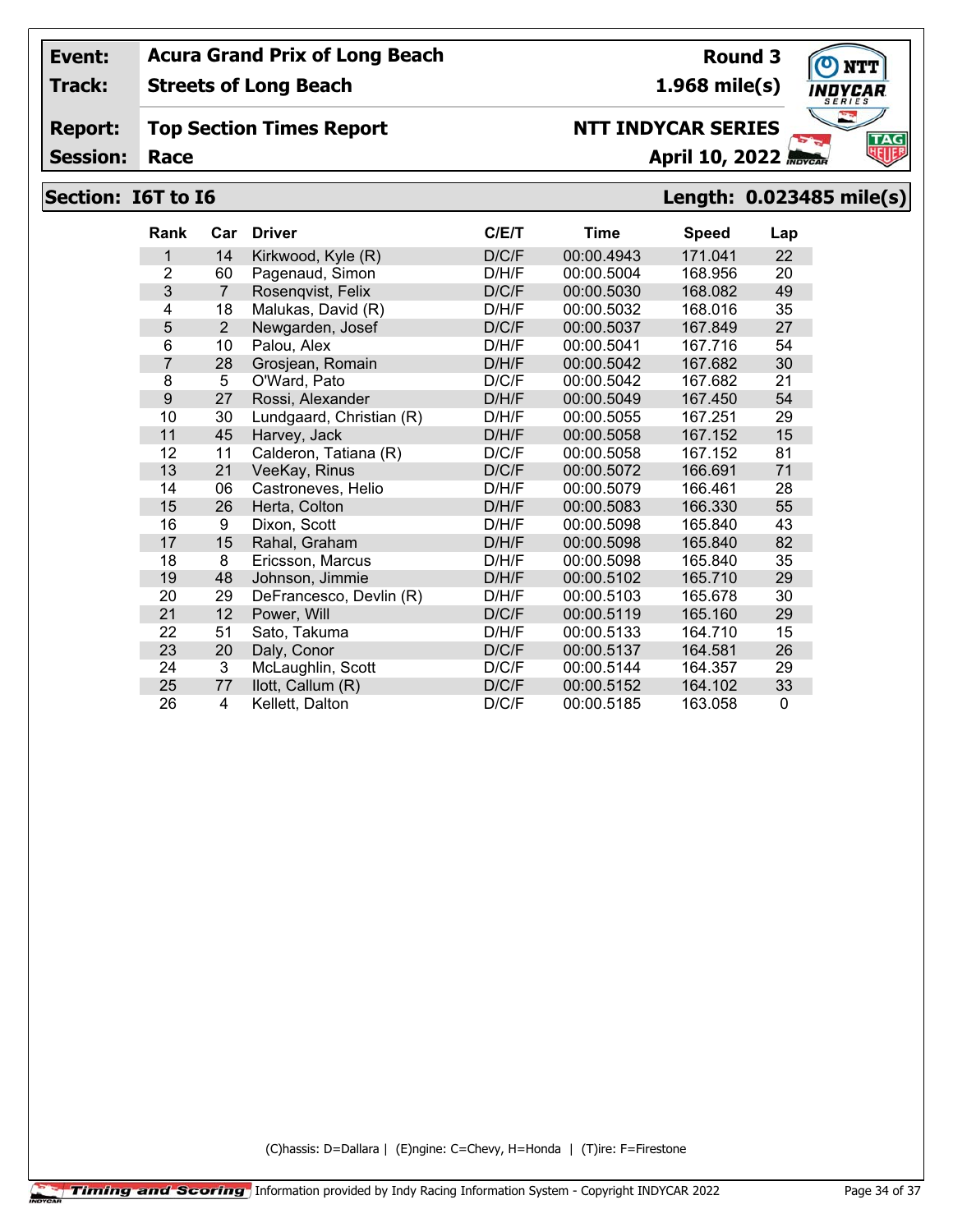| Event: | Acura Grand Prix of Long Beach | Round 3 |
|---|---|---|
| Track: | Streets of Long Beach | 1.968 mile(s) |
| Report: | Top Section Times Report | NTT INDYCAR SERIES |
| Session: | Race | April 10, 2022 |

## Section: I6T to I6 — Length: 0.023485 mile(s)

| Rank | Car | Driver | C/E/T | Time | Speed | Lap |
|---|---|---|---|---|---|---|
| 1 | 14 | Kirkwood, Kyle (R) | D/C/F | 00:00.4943 | 171.041 | 22 |
| 2 | 60 | Pagenaud, Simon | D/H/F | 00:00.5004 | 168.956 | 20 |
| 3 | 7 | Rosenqvist, Felix | D/C/F | 00:00.5030 | 168.082 | 49 |
| 4 | 18 | Malukas, David (R) | D/H/F | 00:00.5032 | 168.016 | 35 |
| 5 | 2 | Newgarden, Josef | D/C/F | 00:00.5037 | 167.849 | 27 |
| 6 | 10 | Palou, Alex | D/H/F | 00:00.5041 | 167.716 | 54 |
| 7 | 28 | Grosjean, Romain | D/H/F | 00:00.5042 | 167.682 | 30 |
| 8 | 5 | O'Ward, Pato | D/C/F | 00:00.5042 | 167.682 | 21 |
| 9 | 27 | Rossi, Alexander | D/H/F | 00:00.5049 | 167.450 | 54 |
| 10 | 30 | Lundgaard, Christian (R) | D/H/F | 00:00.5055 | 167.251 | 29 |
| 11 | 45 | Harvey, Jack | D/H/F | 00:00.5058 | 167.152 | 15 |
| 12 | 11 | Calderon, Tatiana (R) | D/C/F | 00:00.5058 | 167.152 | 81 |
| 13 | 21 | VeeKay, Rinus | D/C/F | 00:00.5072 | 166.691 | 71 |
| 14 | 06 | Castroneves, Helio | D/H/F | 00:00.5079 | 166.461 | 28 |
| 15 | 26 | Herta, Colton | D/H/F | 00:00.5083 | 166.330 | 55 |
| 16 | 9 | Dixon, Scott | D/H/F | 00:00.5098 | 165.840 | 43 |
| 17 | 15 | Rahal, Graham | D/H/F | 00:00.5098 | 165.840 | 82 |
| 18 | 8 | Ericsson, Marcus | D/H/F | 00:00.5098 | 165.840 | 35 |
| 19 | 48 | Johnson, Jimmie | D/H/F | 00:00.5102 | 165.710 | 29 |
| 20 | 29 | DeFrancesco, Devlin (R) | D/H/F | 00:00.5103 | 165.678 | 30 |
| 21 | 12 | Power, Will | D/C/F | 00:00.5119 | 165.160 | 29 |
| 22 | 51 | Sato, Takuma | D/H/F | 00:00.5133 | 164.710 | 15 |
| 23 | 20 | Daly, Conor | D/C/F | 00:00.5137 | 164.581 | 26 |
| 24 | 3 | McLaughlin, Scott | D/C/F | 00:00.5144 | 164.357 | 29 |
| 25 | 77 | Ilott, Callum (R) | D/C/F | 00:00.5152 | 164.102 | 33 |
| 26 | 4 | Kellett, Dalton | D/C/F | 00:00.5185 | 163.058 | 0 |

(C)hassis: D=Dallara | (E)ngine: C=Chevy, H=Honda | (T)ire: F=Firestone

Timing and Scoring | Information provided by Indy Racing Information System - Copyright INDYCAR 2022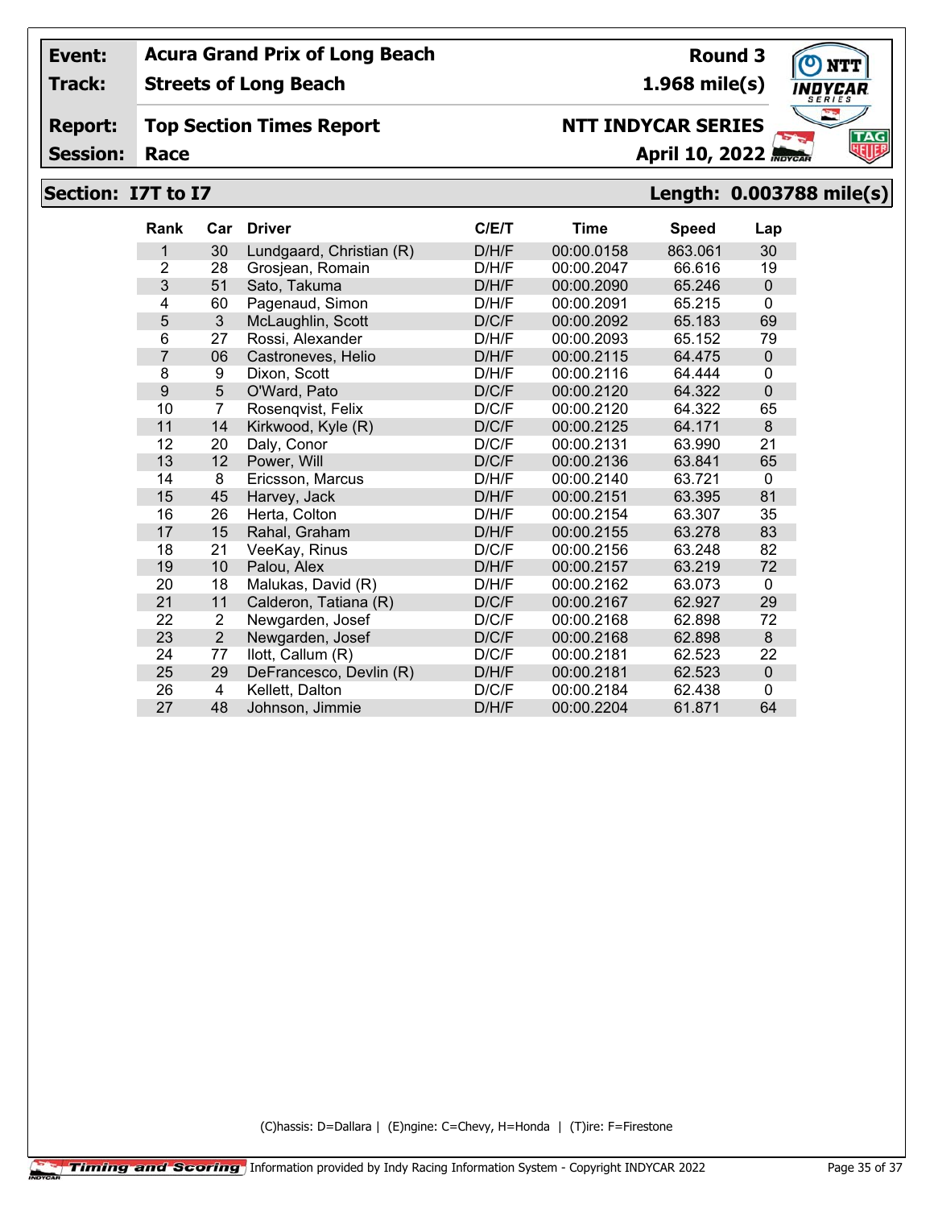| | | | |
|---|---|---|---|
| **Event:** | **Acura Grand Prix of Long Beach** | **Round 3** | |
| **Track:** | **Streets of Long Beach** | **1.968 mile(s)** | |
| **Report:** | **Top Section Times Report** | **NTT INDYCAR SERIES** | |
| **Session:** | **Race** | **April 10, 2022** | |

## Section: I7T to I7 — Length: 0.003788 mile(s)

| Rank | Car | Driver | C/E/T | Time | Speed | Lap |
|---|---|---|---|---|---|---|
| 1 | 30 | Lundgaard, Christian (R) | D/H/F | 00:00.0158 | 863.061 | 30 |
| 2 | 28 | Grosjean, Romain | D/H/F | 00:00.2047 | 66.616 | 19 |
| 3 | 51 | Sato, Takuma | D/H/F | 00:00.2090 | 65.246 | 0 |
| 4 | 60 | Pagenaud, Simon | D/H/F | 00:00.2091 | 65.215 | 0 |
| 5 | 3 | McLaughlin, Scott | D/C/F | 00:00.2092 | 65.183 | 69 |
| 6 | 27 | Rossi, Alexander | D/H/F | 00:00.2093 | 65.152 | 79 |
| 7 | 06 | Castroneves, Helio | D/H/F | 00:00.2115 | 64.475 | 0 |
| 8 | 9 | Dixon, Scott | D/H/F | 00:00.2116 | 64.444 | 0 |
| 9 | 5 | O'Ward, Pato | D/C/F | 00:00.2120 | 64.322 | 0 |
| 10 | 7 | Rosenqvist, Felix | D/C/F | 00:00.2120 | 64.322 | 65 |
| 11 | 14 | Kirkwood, Kyle (R) | D/C/F | 00:00.2125 | 64.171 | 8 |
| 12 | 20 | Daly, Conor | D/C/F | 00:00.2131 | 63.990 | 21 |
| 13 | 12 | Power, Will | D/C/F | 00:00.2136 | 63.841 | 65 |
| 14 | 8 | Ericsson, Marcus | D/H/F | 00:00.2140 | 63.721 | 0 |
| 15 | 45 | Harvey, Jack | D/H/F | 00:00.2151 | 63.395 | 81 |
| 16 | 26 | Herta, Colton | D/H/F | 00:00.2154 | 63.307 | 35 |
| 17 | 15 | Rahal, Graham | D/H/F | 00:00.2155 | 63.278 | 83 |
| 18 | 21 | VeeKay, Rinus | D/C/F | 00:00.2156 | 63.248 | 82 |
| 19 | 10 | Palou, Alex | D/H/F | 00:00.2157 | 63.219 | 72 |
| 20 | 18 | Malukas, David (R) | D/H/F | 00:00.2162 | 63.073 | 0 |
| 21 | 11 | Calderon, Tatiana (R) | D/C/F | 00:00.2167 | 62.927 | 29 |
| 22 | 2 | Newgarden, Josef | D/C/F | 00:00.2168 | 62.898 | 72 |
| 23 | 2 | Newgarden, Josef | D/C/F | 00:00.2168 | 62.898 | 8 |
| 24 | 77 | Ilott, Callum (R) | D/C/F | 00:00.2181 | 62.523 | 22 |
| 25 | 29 | DeFrancesco, Devlin (R) | D/H/F | 00:00.2181 | 62.523 | 0 |
| 26 | 4 | Kellett, Dalton | D/C/F | 00:00.2184 | 62.438 | 0 |
| 27 | 48 | Johnson, Jimmie | D/H/F | 00:00.2204 | 61.871 | 64 |

(C)hassis: D=Dallara | (E)ngine: C=Chevy, H=Honda | (T)ire: F=Firestone

Timing and Scoring | Information provided by Indy Racing Information System - Copyright INDYCAR 2022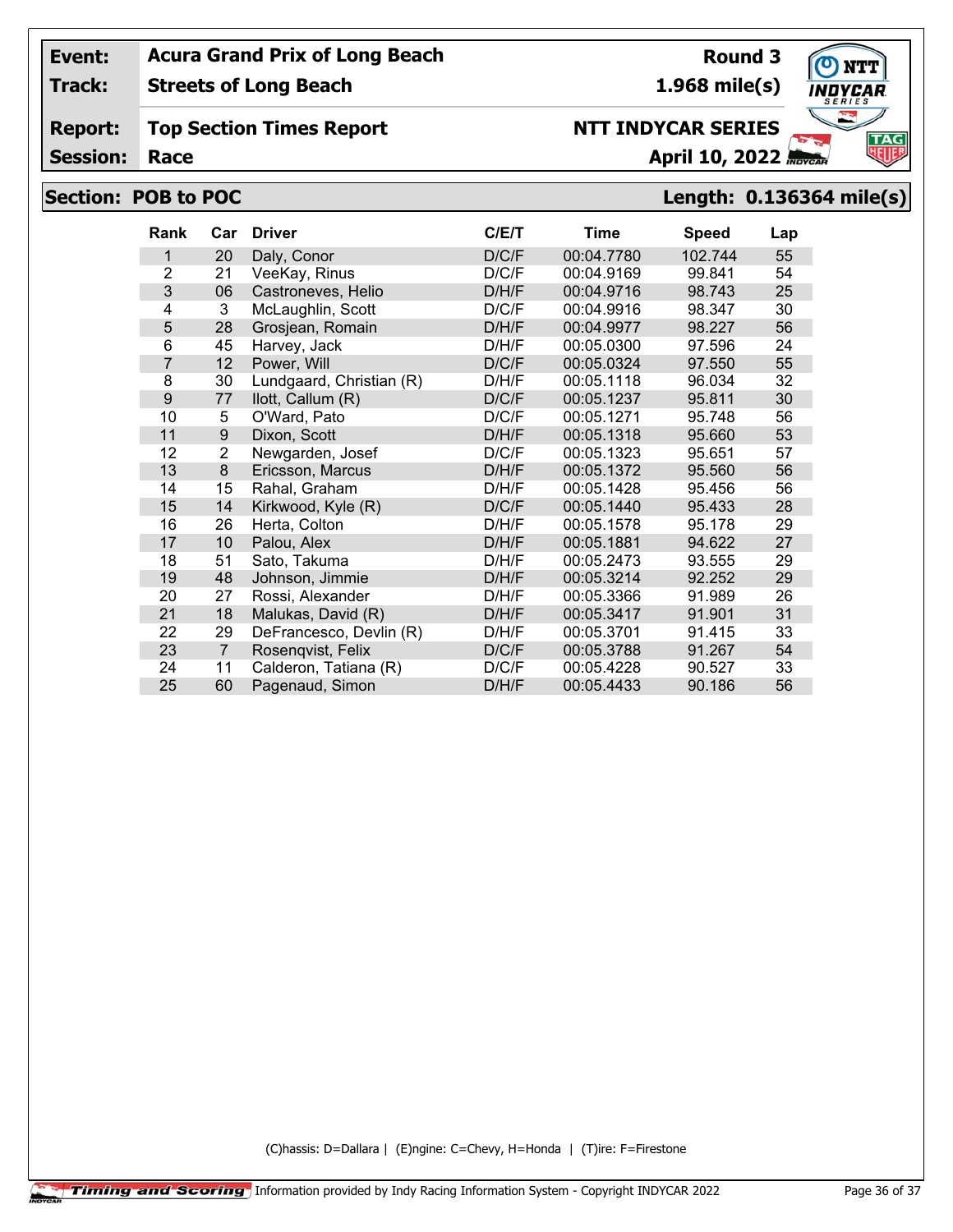**Event:** Acura Grand Prix of Long Beach — **Round 3**
**Track:** Streets of Long Beach — **1.968 mile(s)**
**Report:** Top Section Times Report — **NTT INDYCAR SERIES**
**Session:** Race — **April 10, 2022**

## Section: POB to POC — Length: 0.136364 mile(s)

| Rank | Car | Driver | C/E/T | Time | Speed | Lap |
|---|---|---|---|---|---|---|
| 1 | 20 | Daly, Conor | D/C/F | 00:04.7780 | 102.744 | 55 |
| 2 | 21 | VeeKay, Rinus | D/C/F | 00:04.9169 | 99.841 | 54 |
| 3 | 06 | Castroneves, Helio | D/H/F | 00:04.9716 | 98.743 | 25 |
| 4 | 3 | McLaughlin, Scott | D/C/F | 00:04.9916 | 98.347 | 30 |
| 5 | 28 | Grosjean, Romain | D/H/F | 00:04.9977 | 98.227 | 56 |
| 6 | 45 | Harvey, Jack | D/H/F | 00:05.0300 | 97.596 | 24 |
| 7 | 12 | Power, Will | D/C/F | 00:05.0324 | 97.550 | 55 |
| 8 | 30 | Lundgaard, Christian (R) | D/H/F | 00:05.1118 | 96.034 | 32 |
| 9 | 77 | Ilott, Callum (R) | D/C/F | 00:05.1237 | 95.811 | 30 |
| 10 | 5 | O'Ward, Pato | D/C/F | 00:05.1271 | 95.748 | 56 |
| 11 | 9 | Dixon, Scott | D/H/F | 00:05.1318 | 95.660 | 53 |
| 12 | 2 | Newgarden, Josef | D/C/F | 00:05.1323 | 95.651 | 57 |
| 13 | 8 | Ericsson, Marcus | D/H/F | 00:05.1372 | 95.560 | 56 |
| 14 | 15 | Rahal, Graham | D/H/F | 00:05.1428 | 95.456 | 56 |
| 15 | 14 | Kirkwood, Kyle (R) | D/C/F | 00:05.1440 | 95.433 | 28 |
| 16 | 26 | Herta, Colton | D/H/F | 00:05.1578 | 95.178 | 29 |
| 17 | 10 | Palou, Alex | D/H/F | 00:05.1881 | 94.622 | 27 |
| 18 | 51 | Sato, Takuma | D/H/F | 00:05.2473 | 93.555 | 29 |
| 19 | 48 | Johnson, Jimmie | D/H/F | 00:05.3214 | 92.252 | 29 |
| 20 | 27 | Rossi, Alexander | D/H/F | 00:05.3366 | 91.989 | 26 |
| 21 | 18 | Malukas, David (R) | D/H/F | 00:05.3417 | 91.901 | 31 |
| 22 | 29 | DeFrancesco, Devlin (R) | D/H/F | 00:05.3701 | 91.415 | 33 |
| 23 | 7 | Rosenqvist, Felix | D/C/F | 00:05.3788 | 91.267 | 54 |
| 24 | 11 | Calderon, Tatiana (R) | D/C/F | 00:05.4228 | 90.527 | 33 |
| 25 | 60 | Pagenaud, Simon | D/H/F | 00:05.4433 | 90.186 | 56 |

(C)hassis: D=Dallara | (E)ngine: C=Chevy, H=Honda | (T)ire: F=Firestone

Timing and Scoring — Information provided by Indy Racing Information System - Copyright INDYCAR 2022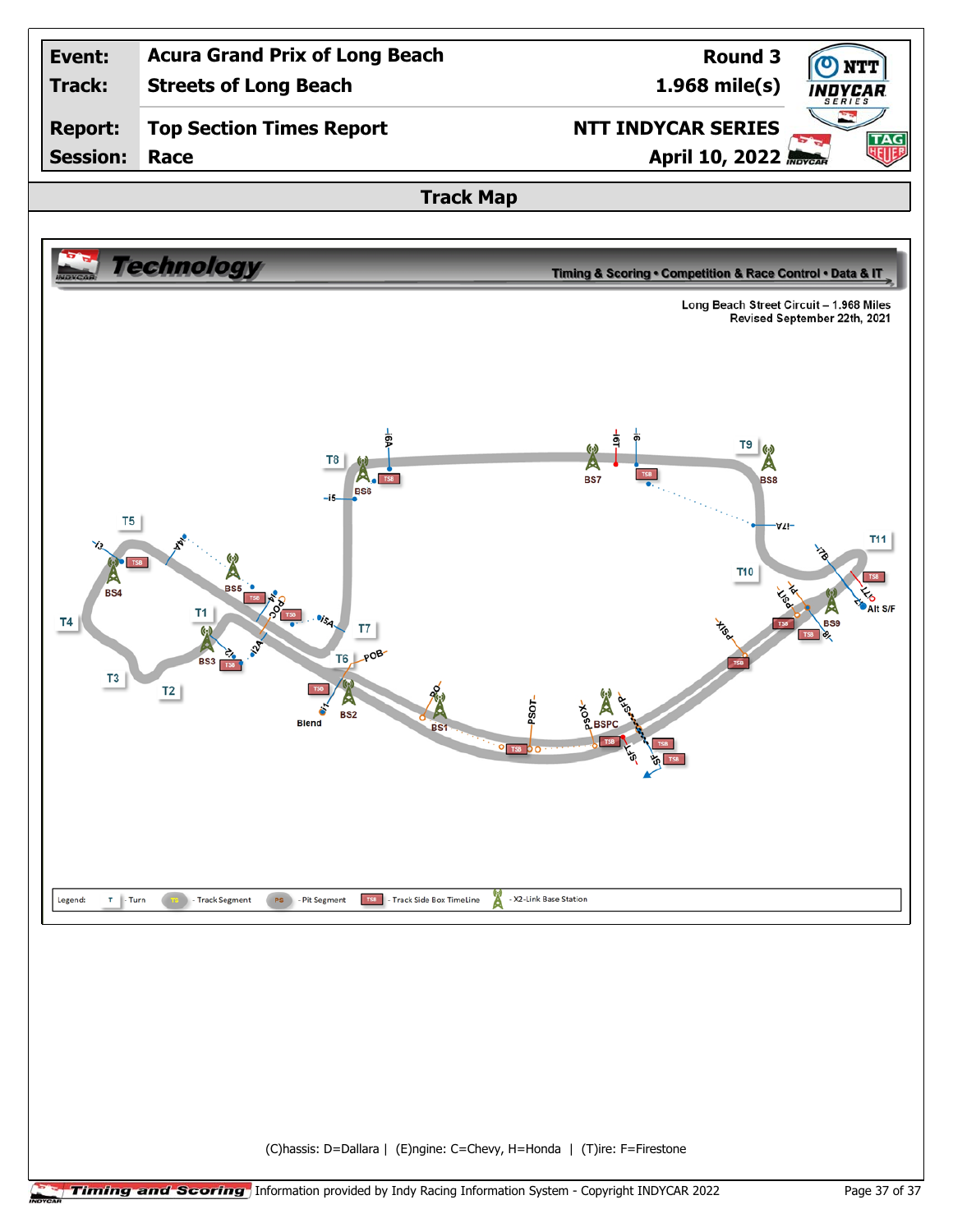| | | | |
|---|---|---|---|
| **Event:** | **Acura Grand Prix of Long Beach** | **Round 3** | |
| **Track:** | **Streets of Long Beach** | **1.968 mile(s)** | |
| **Report:** | **Top Section Times Report** | **NTT INDYCAR SERIES** | |
| **Session:** | **Race** | **April 10, 2022** | |

## Track Map

**Technology**

Timing & Scoring • Competition & Race Control • Data & IT

Long Beach Street Circuit – 1.968 Miles
Revised September 22th, 2021

T1 T2 T3 T4 T5 T6 T7 T8 T9 T10 T11

BS1 BS2 BS3 BS4 BS5 BS6 BS7 BS8 BS9 BSPC

i1 i2 i2A i3 i4A i4 i5A i5 i6A i6T i6 i7A i7B i7T i8 i8T

SF SFT SFP PO POB POC PSI PSIX PSOX PSOT Alt S/F Blend TSB

Legend: T - Turn | TS - Track Segment | PS - Pit Segment | TSB - Track Side Box TimeLine | X2-Link Base Station

(C)hassis: D=Dallara | (E)ngine: C=Chevy, H=Honda | (T)ire: F=Firestone